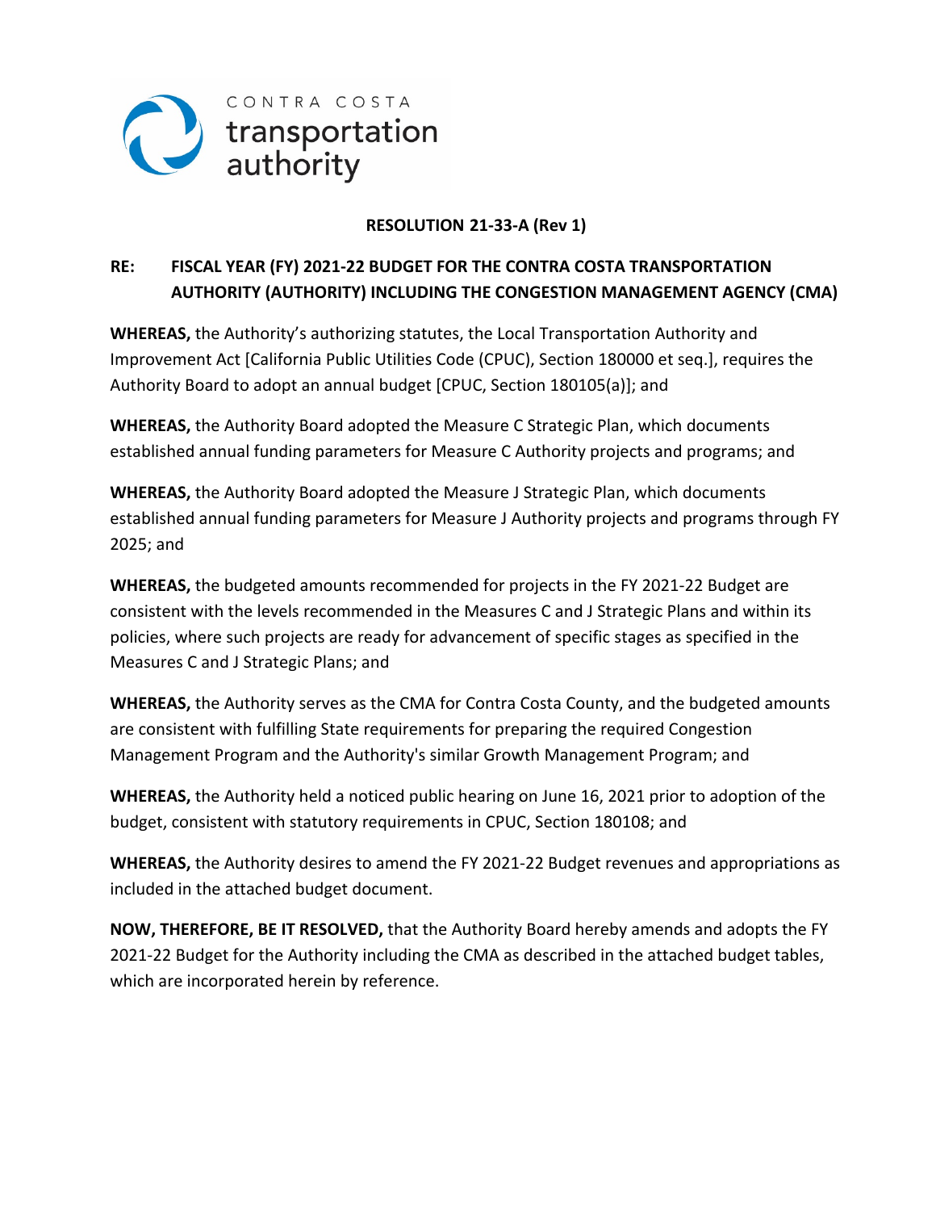CONTRA COSTA
transportation
authority

**RESOLUTION 21-33-A (Rev 1)**

**RE: FISCAL YEAR (FY) 2021-22 BUDGET FOR THE CONTRA COSTA TRANSPORTATION AUTHORITY (AUTHORITY) INCLUDING THE CONGESTION MANAGEMENT AGENCY (CMA)**

**WHEREAS,** the Authority's authorizing statutes, the Local Transportation Authority and Improvement Act [California Public Utilities Code (CPUC), Section 180000 et seq.], requires the Authority Board to adopt an annual budget [CPUC, Section 180105(a)]; and

**WHEREAS,** the Authority Board adopted the Measure C Strategic Plan, which documents established annual funding parameters for Measure C Authority projects and programs; and

**WHEREAS,** the Authority Board adopted the Measure J Strategic Plan, which documents established annual funding parameters for Measure J Authority projects and programs through FY 2025; and

**WHEREAS,** the budgeted amounts recommended for projects in the FY 2021-22 Budget are consistent with the levels recommended in the Measures C and J Strategic Plans and within its policies, where such projects are ready for advancement of specific stages as specified in the Measures C and J Strategic Plans; and

**WHEREAS,** the Authority serves as the CMA for Contra Costa County, and the budgeted amounts are consistent with fulfilling State requirements for preparing the required Congestion Management Program and the Authority's similar Growth Management Program; and

**WHEREAS,** the Authority held a noticed public hearing on June 16, 2021 prior to adoption of the budget, consistent with statutory requirements in CPUC, Section 180108; and

**WHEREAS,** the Authority desires to amend the FY 2021-22 Budget revenues and appropriations as included in the attached budget document.

**NOW, THEREFORE, BE IT RESOLVED,** that the Authority Board hereby amends and adopts the FY 2021-22 Budget for the Authority including the CMA as described in the attached budget tables, which are incorporated herein by reference.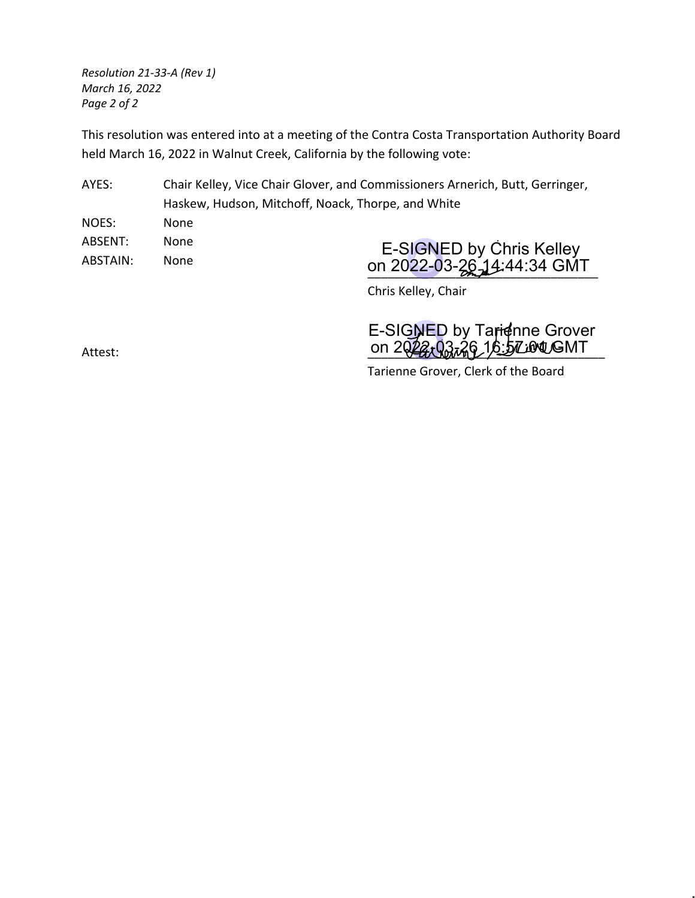*Resolution 21-33-A (Rev 1)*
*March 16, 2022*

This resolution was entered into at a meeting of the Contra Costa Transportation Authority Board held March 16, 2022 in Walnut Creek, California by the following vote:

AYES: Chair Kelley, Vice Chair Glover, and Commissioners Arnerich, Butt, Gerringer, Haskew, Hudson, Mitchoff, Noack, Thorpe, and White

NOES: None

ABSENT: None

ABSTAIN: None

E-SIGNED by Chris Kelley
on 2022-03-26 14:44:34 GMT
\_\_\_\_\_\_\_\_\_\_\_\_\_\_\_\_\_\_\_\_\_\_\_\_\_\_\_\_\_\_

Chris Kelley, Chair

Attest:

E-SIGNED by Tarienne Grover
on 2022-03-26 16:57:01 GMT
\_\_\_\_\_\_\_\_\_\_\_\_\_\_\_\_\_\_\_\_\_\_\_\_\_\_\_\_\_\_

Tarienne Grover, Clerk of the Board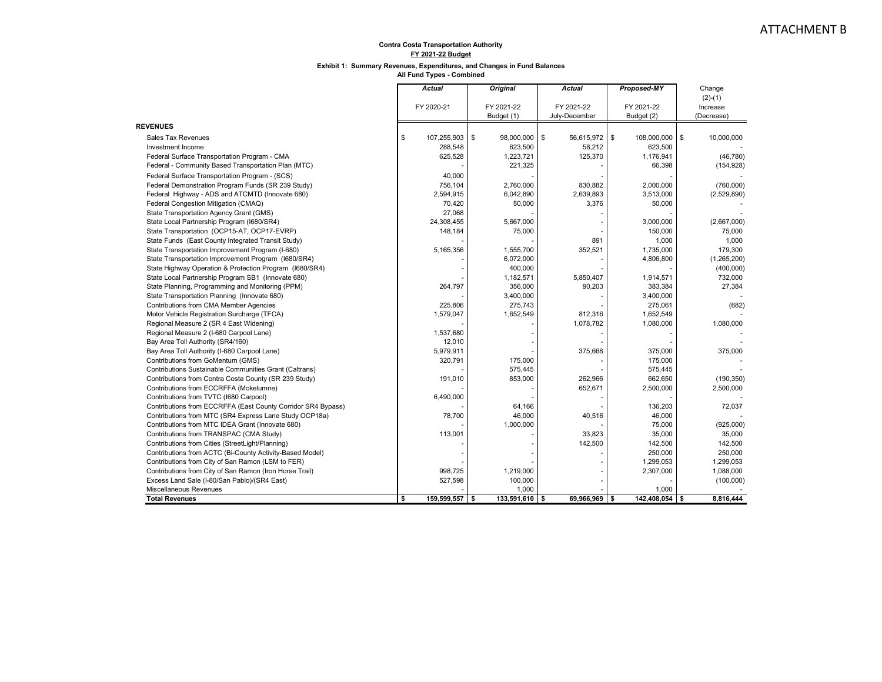ATTACHMENT B

**Contra Costa Transportation Authority**
**FY 2021-22 Budget**

**Exhibit 1: Summary Revenues, Expenditures, and Changes in Fund Balances**
**All Fund Types - Combined**

| | *Actual* FY 2020-21 | *Original* FY 2021-22 Budget (1) | *Actual* FY 2021-22 July-December | *Proposed-MY* FY 2021-22 Budget (2) | Change (2)-(1) Increase (Decrease) |
|---|---|---|---|---|---|
| **REVENUES** | | | | | |
| Sales Tax Revenues | $ 107,255,903 | $ 98,000,000 | $ 56,615,972 | $ 108,000,000 | $ 10,000,000 |
| Investment Income | 288,548 | 623,500 | 58,212 | 623,500 | - |
| Federal Surface Transportation Program - CMA | 625,528 | 1,223,721 | 125,370 | 1,176,941 | (46,780) |
| Federal - Community Based Transportation Plan (MTC) | - | 221,325 | - | 66,398 | (154,928) |
| Federal Surface Transportation Program - (SCS) | 40,000 | - | - | - | - |
| Federal Demonstration Program Funds (SR 239 Study) | 756,104 | 2,760,000 | 830,882 | 2,000,000 | (760,000) |
| Federal Highway - ADS and ATCMTD (Innovate 680) | 2,594,915 | 6,042,890 | 2,639,893 | 3,513,000 | (2,529,890) |
| Federal Congestion Mitigation (CMAQ) | 70,420 | 50,000 | 3,376 | 50,000 | - |
| State Transportation Agency Grant (GMS) | 27,068 | - | - | - | - |
| State Local Partnership Program (I680/SR4) | 24,308,455 | 5,667,000 | - | 3,000,000 | (2,667,000) |
| State Transportation (OCP15-AT, OCP17-EVRP) | 148,184 | 75,000 | - | 150,000 | 75,000 |
| State Funds (East County Integrated Transit Study) | - | - | 891 | 1,000 | 1,000 |
| State Transportation Improvement Program (I-680) | 5,165,356 | 1,555,700 | 352,521 | 1,735,000 | 179,300 |
| State Transportation Improvement Program (I680/SR4) | - | 6,072,000 | - | 4,806,800 | (1,265,200) |
| State Highway Operation & Protection Program (I680/SR4) | - | 400,000 | - | - | (400,000) |
| State Local Partnership Program SB1 (Innovate 680) | - | 1,182,571 | 5,850,407 | 1,914,571 | 732,000 |
| State Planning, Programming and Monitoring (PPM) | 264,797 | 356,000 | 90,203 | 383,384 | 27,384 |
| State Transportation Planning (Innovate 680) | - | 3,400,000 | - | 3,400,000 | - |
| Contributions from CMA Member Agencies | 225,806 | 275,743 | - | 275,061 | (682) |
| Motor Vehicle Registration Surcharge (TFCA) | 1,579,047 | 1,652,549 | 812,316 | 1,652,549 | - |
| Regional Measure 2 (SR 4 East Widening) | - | - | 1,078,782 | 1,080,000 | 1,080,000 |
| Regional Measure 2 (I-680 Carpool Lane) | 1,537,680 | - | - | - | - |
| Bay Area Toll Authority (SR4/160) | 12,010 | - | - | - | - |
| Bay Area Toll Authority (I-680 Carpool Lane) | 5,979,911 | - | 375,668 | 375,000 | 375,000 |
| Contributions from GoMentum (GMS) | 320,791 | 175,000 | - | 175,000 | - |
| Contributions Sustainable Communities Grant (Caltrans) | - | 575,445 | - | 575,445 | - |
| Contributions from Contra Costa County (SR 239 Study) | 191,010 | 853,000 | 262,966 | 662,650 | (190,350) |
| Contributions from ECCRFFA (Mokelumne) | - | - | 652,671 | 2,500,000 | 2,500,000 |
| Contributions from TVTC (I680 Carpool) | 6,490,000 | - | - | - | - |
| Contributions from ECCRFFA (East County Corridor SR4 Bypass) | - | 64,166 | - | 136,203 | 72,037 |
| Contributions from MTC (SR4 Express Lane Study OCP18a) | 78,700 | 46,000 | 40,516 | 46,000 | - |
| Contributions from MTC IDEA Grant (Innovate 680) | - | 1,000,000 | - | 75,000 | (925,000) |
| Contributions from TRANSPAC (CMA Study) | 113,001 | - | 33,823 | 35,000 | 35,000 |
| Contributions from Cities (StreetLight/Planning) | - | - | 142,500 | 142,500 | 142,500 |
| Contributions from ACTC (Bi-County Activity-Based Model) | - | - | - | 250,000 | 250,000 |
| Contributions from City of San Ramon (LSM to FER) | - | - | - | 1,299,053 | 1,299,053 |
| Contributions from City of San Ramon (Iron Horse Trail) | 998,725 | 1,219,000 | - | 2,307,000 | 1,088,000 |
| Excess Land Sale (I-80/San Pablo)/(SR4 East) | 527,598 | 100,000 | - | - | (100,000) |
| Miscellaneous Revenues | - | 1,000 | - | 1,000 | - |
| **Total Revenues** | **$ 159,599,557** | **$ 133,591,610** | **$ 69,966,969** | **$ 142,408,054** | **$ 8,816,444** |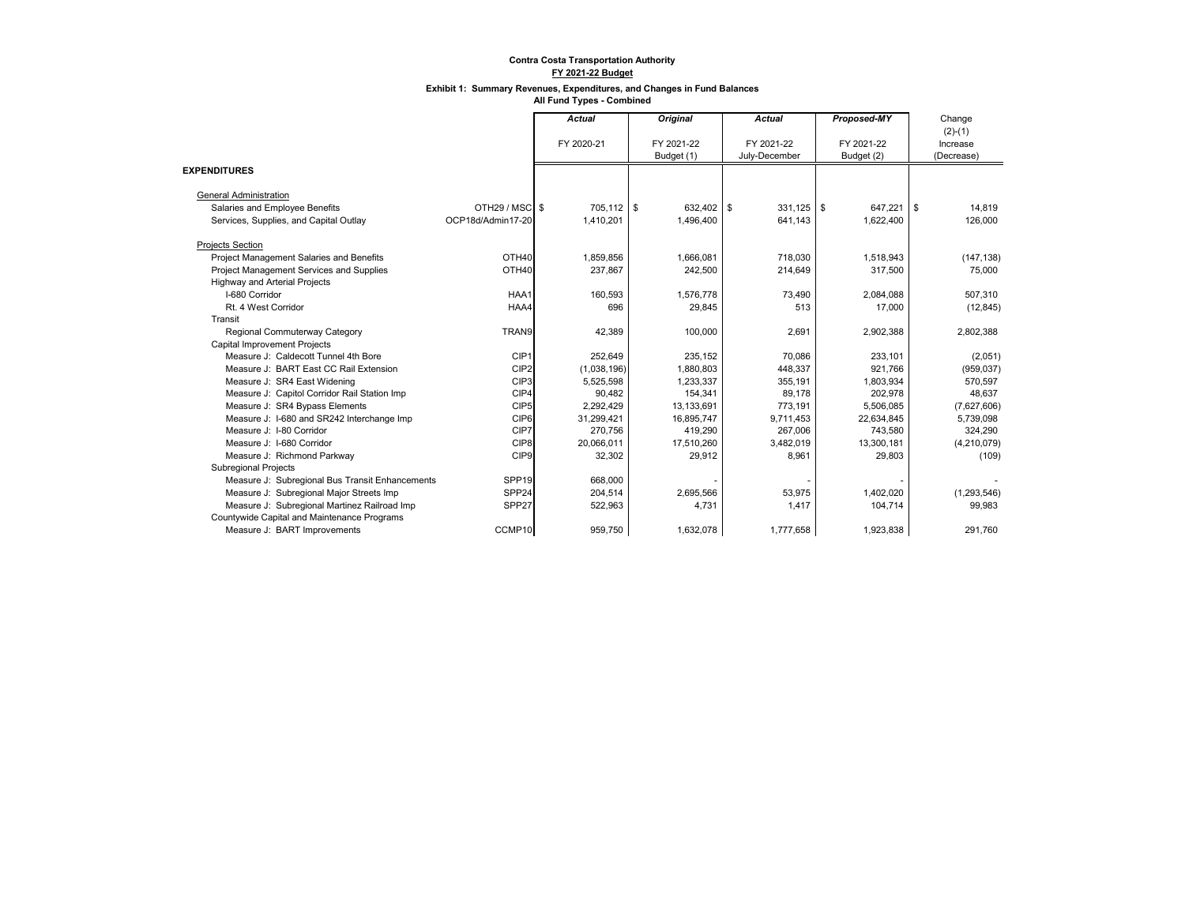**Contra Costa Transportation Authority**
**FY 2021-22 Budget**

**Exhibit 1: Summary Revenues, Expenditures, and Changes in Fund Balances**
**All Fund Types - Combined**

| | | *Actual* | *Original* | *Actual* | *Proposed-MY* | Change |
|---|---|---|---|---|---|---|
| | | FY 2020-21 | FY 2021-22 Budget (1) | FY 2021-22 July-December | FY 2021-22 Budget (2) | (2)-(1) Increase (Decrease) |
| **EXPENDITURES** | | | | | | |
| General Administration | | | | | | |
| Salaries and Employee Benefits | OTH29 / MSC | $ 705,112 | $ 632,402 | $ 331,125 | $ 647,221 | $ 14,819 |
| Services, Supplies, and Capital Outlay | OCP18d/Admin17-20 | 1,410,201 | 1,496,400 | 641,143 | 1,622,400 | 126,000 |
| Projects Section | | | | | | |
| Project Management Salaries and Benefits | OTH40 | 1,859,856 | 1,666,081 | 718,030 | 1,518,943 | (147,138) |
| Project Management Services and Supplies | OTH40 | 237,867 | 242,500 | 214,649 | 317,500 | 75,000 |
| Highway and Arterial Projects | | | | | | |
| I-680 Corridor | HAA1 | 160,593 | 1,576,778 | 73,490 | 2,084,088 | 507,310 |
| Rt. 4 West Corridor | HAA4 | 696 | 29,845 | 513 | 17,000 | (12,845) |
| Transit | | | | | | |
| Regional Commuterway Category | TRAN9 | 42,389 | 100,000 | 2,691 | 2,902,388 | 2,802,388 |
| Capital Improvement Projects | | | | | | |
| Measure J: Caldecott Tunnel 4th Bore | CIP1 | 252,649 | 235,152 | 70,086 | 233,101 | (2,051) |
| Measure J: BART East CC Rail Extension | CIP2 | (1,038,196) | 1,880,803 | 448,337 | 921,766 | (959,037) |
| Measure J: SR4 East Widening | CIP3 | 5,525,598 | 1,233,337 | 355,191 | 1,803,934 | 570,597 |
| Measure J: Capitol Corridor Rail Station Imp | CIP4 | 90,482 | 154,341 | 89,178 | 202,978 | 48,637 |
| Measure J: SR4 Bypass Elements | CIP5 | 2,292,429 | 13,133,691 | 773,191 | 5,506,085 | (7,627,606) |
| Measure J: I-680 and SR242 Interchange Imp | CIP6 | 31,299,421 | 16,895,747 | 9,711,453 | 22,634,845 | 5,739,098 |
| Measure J: I-80 Corridor | CIP7 | 270,756 | 419,290 | 267,006 | 743,580 | 324,290 |
| Measure J: I-680 Corridor | CIP8 | 20,066,011 | 17,510,260 | 3,482,019 | 13,300,181 | (4,210,079) |
| Measure J: Richmond Parkway | CIP9 | 32,302 | 29,912 | 8,961 | 29,803 | (109) |
| Subregional Projects | | | | | | |
| Measure J: Subregional Bus Transit Enhancements | SPP19 | 668,000 | - | - | - | - |
| Measure J: Subregional Major Streets Imp | SPP24 | 204,514 | 2,695,566 | 53,975 | 1,402,020 | (1,293,546) |
| Measure J: Subregional Martinez Railroad Imp | SPP27 | 522,963 | 4,731 | 1,417 | 104,714 | 99,983 |
| Countywide Capital and Maintenance Programs | | | | | | |
| Measure J: BART Improvements | CCMP10 | 959,750 | 1,632,078 | 1,777,658 | 1,923,838 | 291,760 |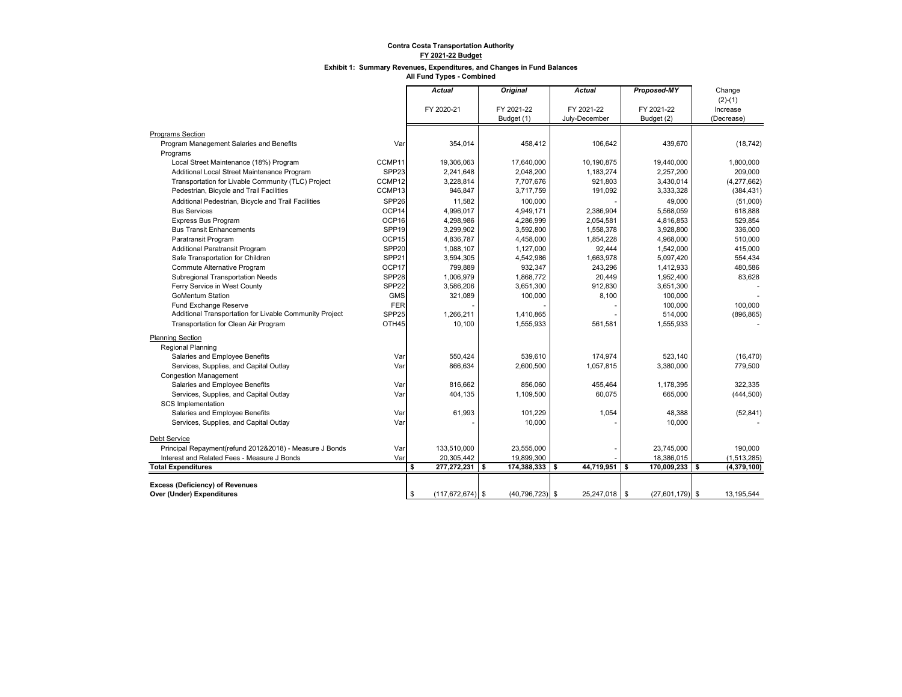**Contra Costa Transportation Authority**
**FY 2021-22 Budget**

**Exhibit 1: Summary Revenues, Expenditures, and Changes in Fund Balances**
**All Fund Types - Combined**

| | | *Actual* | *Original* | *Actual* | *Proposed-MY* | Change |
|---|---|---|---|---|---|---|
| | | FY 2020-21 | FY 2021-22 Budget (1) | FY 2021-22 July-December | FY 2021-22 Budget (2) | (2)-(1) Increase (Decrease) |
| Programs Section | | | | | | |
| Program Management Salaries and Benefits | Var | 354,014 | 458,412 | 106,642 | 439,670 | (18,742) |
| Programs | | | | | | |
| Local Street Maintenance (18%) Program | CCMP11 | 19,306,063 | 17,640,000 | 10,190,875 | 19,440,000 | 1,800,000 |
| Additional Local Street Maintenance Program | SPP23 | 2,241,648 | 2,048,200 | 1,183,274 | 2,257,200 | 209,000 |
| Transportation for Livable Community (TLC) Project | CCMP12 | 3,228,814 | 7,707,676 | 921,803 | 3,430,014 | (4,277,662) |
| Pedestrian, Bicycle and Trail Facilities | CCMP13 | 946,847 | 3,717,759 | 191,092 | 3,333,328 | (384,431) |
| Additional Pedestrian, Bicycle and Trail Facilities | SPP26 | 11,582 | 100,000 | - | 49,000 | (51,000) |
| Bus Services | OCP14 | 4,996,017 | 4,949,171 | 2,386,904 | 5,568,059 | 618,888 |
| Express Bus Program | OCP16 | 4,298,986 | 4,286,999 | 2,054,581 | 4,816,853 | 529,854 |
| Bus Transit Enhancements | SPP19 | 3,299,902 | 3,592,800 | 1,558,378 | 3,928,800 | 336,000 |
| Paratransit Program | OCP15 | 4,836,787 | 4,458,000 | 1,854,228 | 4,968,000 | 510,000 |
| Additional Paratransit Program | SPP20 | 1,088,107 | 1,127,000 | 92,444 | 1,542,000 | 415,000 |
| Safe Transportation for Children | SPP21 | 3,594,305 | 4,542,986 | 1,663,978 | 5,097,420 | 554,434 |
| Commute Alternative Program | OCP17 | 799,889 | 932,347 | 243,296 | 1,412,933 | 480,586 |
| Subregional Transportation Needs | SPP28 | 1,006,979 | 1,868,772 | 20,449 | 1,952,400 | 83,628 |
| Ferry Service in West County | SPP22 | 3,586,206 | 3,651,300 | 912,830 | 3,651,300 | - |
| GoMentum Station | GMS | 321,089 | 100,000 | 8,100 | 100,000 | - |
| Fund Exchange Reserve | FER | - | - | - | 100,000 | 100,000 |
| Additional Transportation for Livable Community Project | SPP25 | 1,266,211 | 1,410,865 | - | 514,000 | (896,865) |
| Transportation for Clean Air Program | OTH45 | 10,100 | 1,555,933 | 561,581 | 1,555,933 | - |
| Planning Section | | | | | | |
| Regional Planning | | | | | | |
| Salaries and Employee Benefits | Var | 550,424 | 539,610 | 174,974 | 523,140 | (16,470) |
| Services, Supplies, and Capital Outlay | Var | 866,634 | 2,600,500 | 1,057,815 | 3,380,000 | 779,500 |
| Congestion Management | | | | | | |
| Salaries and Employee Benefits | Var | 816,662 | 856,060 | 455,464 | 1,178,395 | 322,335 |
| Services, Supplies, and Capital Outlay | Var | 404,135 | 1,109,500 | 60,075 | 665,000 | (444,500) |
| SCS Implementation | | | | | | |
| Salaries and Employee Benefits | Var | 61,993 | 101,229 | 1,054 | 48,388 | (52,841) |
| Services, Supplies, and Capital Outlay | Var | - | 10,000 | - | 10,000 | - |
| Debt Service | | | | | | |
| Principal Repayment(refund 2012&2018) - Measure J Bonds | Var | 133,510,000 | 23,555,000 | - | 23,745,000 | 190,000 |
| Interest and Related Fees - Measure J Bonds | Var | 20,305,442 | 19,899,300 | - | 18,386,015 | (1,513,285) |
| **Total Expenditures** | | **$ 277,272,231** | **$ 174,388,333** | **$ 44,719,951** | **$ 170,009,233** | **$ (4,379,100)** |
| **Excess (Deficiency) of Revenues Over (Under) Expenditures** | | $ (117,672,674) | $ (40,796,723) | $ 25,247,018 | $ (27,601,179) | $ 13,195,544 |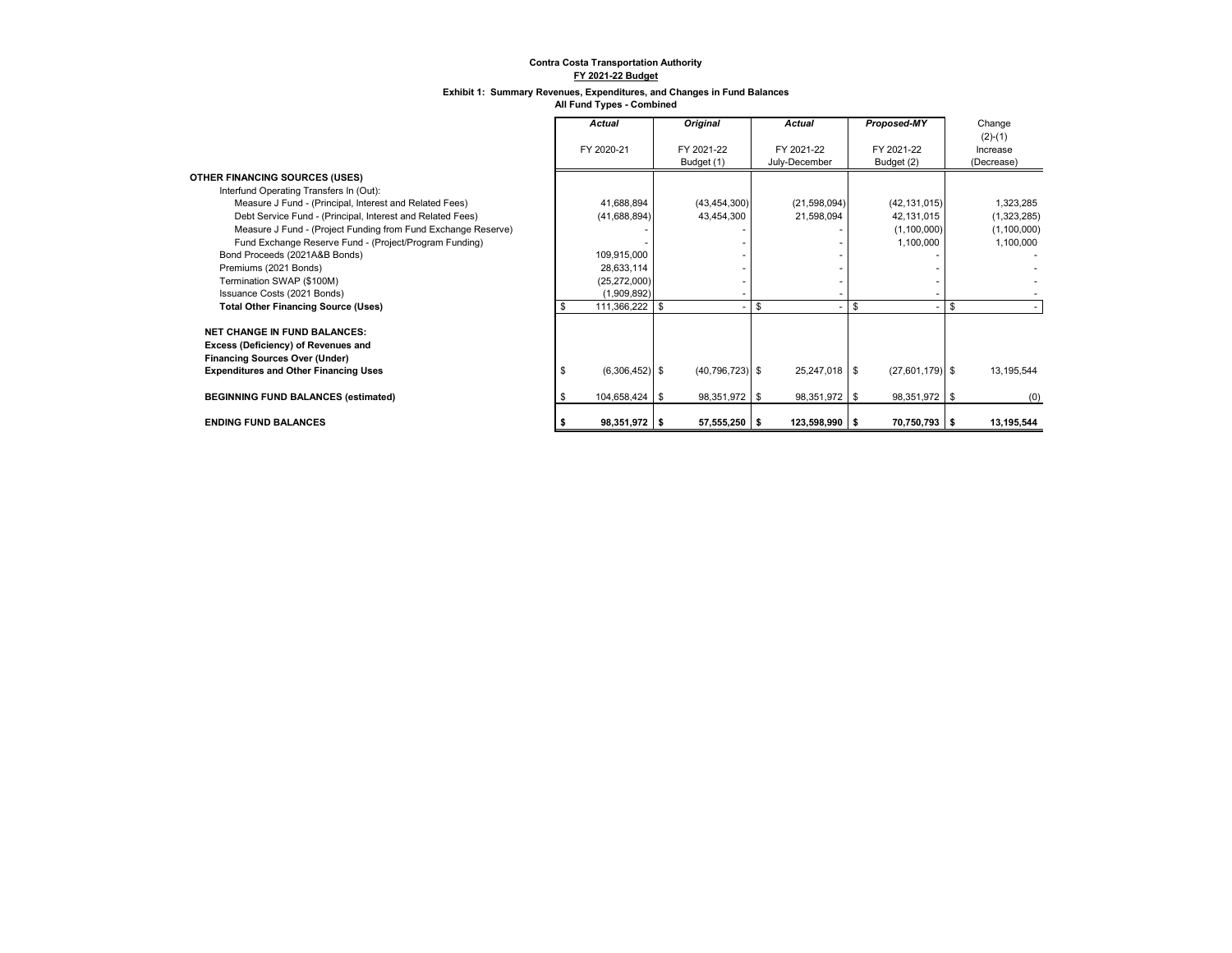**Contra Costa Transportation Authority**
**FY 2021-22 Budget**

**Exhibit 1: Summary Revenues, Expenditures, and Changes in Fund Balances**
**All Fund Types - Combined**

| | *Actual* | *Original* | *Actual* | *Proposed-MY* | Change |
|---|---|---|---|---|---|
| | FY 2020-21 | FY 2021-22 Budget (1) | FY 2021-22 July-December | FY 2021-22 Budget (2) | (2)-(1) Increase (Decrease) |
| **OTHER FINANCING SOURCES (USES)** | | | | | |
| Interfund Operating Transfers In (Out): | | | | | |
| Measure J Fund - (Principal, Interest and Related Fees) | 41,688,894 | (43,454,300) | (21,598,094) | (42,131,015) | 1,323,285 |
| Debt Service Fund - (Principal, Interest and Related Fees) | (41,688,894) | 43,454,300 | 21,598,094 | 42,131,015 | (1,323,285) |
| Measure J Fund - (Project Funding from Fund Exchange Reserve) | - | - | - | (1,100,000) | (1,100,000) |
| Fund Exchange Reserve Fund - (Project/Program Funding) | - | - | - | 1,100,000 | 1,100,000 |
| Bond Proceeds (2021A&B Bonds) | 109,915,000 | - | - | - | - |
| Premiums (2021 Bonds) | 28,633,114 | - | - | - | - |
| Termination SWAP ($100M) | (25,272,000) | - | - | - | - |
| Issuance Costs (2021 Bonds) | (1,909,892) | - | - | - | - |
| **Total Other Financing Source (Uses)** | $ 111,366,222 | $ - | $ - | $ - | $ - |
| **NET CHANGE IN FUND BALANCES: Excess (Deficiency) of Revenues and Financing Sources Over (Under) Expenditures and Other Financing Uses** | $ (6,306,452) | $ (40,796,723) | $ 25,247,018 | $ (27,601,179) | $ 13,195,544 |
| **BEGINNING FUND BALANCES (estimated)** | $ 104,658,424 | $ 98,351,972 | $ 98,351,972 | $ 98,351,972 | $ (0) |
| **ENDING FUND BALANCES** | **$ 98,351,972** | **$ 57,555,250** | **$ 123,598,990** | **$ 70,750,793** | **$ 13,195,544** |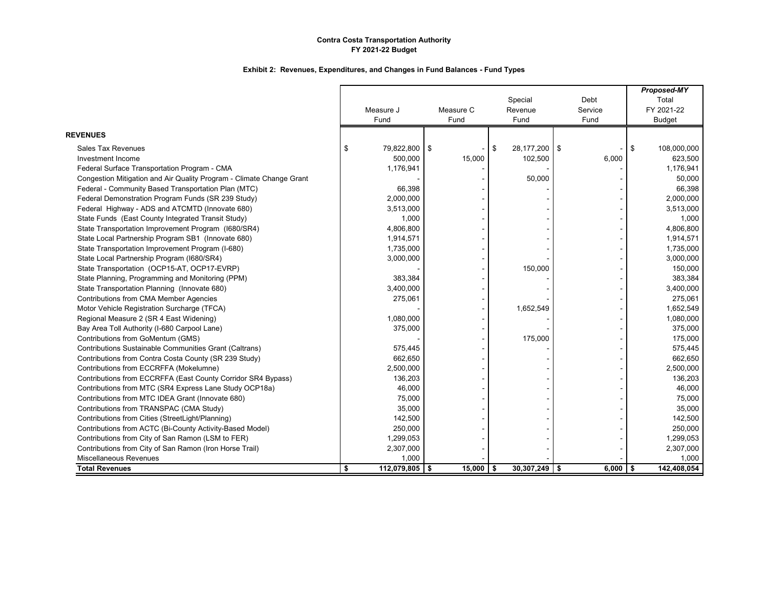**Contra Costa Transportation Authority**
**FY 2021-22 Budget**

**Exhibit 2: Revenues, Expenditures, and Changes in Fund Balances - Fund Types**

| | Measure J Fund | Measure C Fund | Special Revenue Fund | Debt Service Fund | ***Proposed-MY*** Total FY 2021-22 Budget |
|---|---|---|---|---|---|
| **REVENUES** | | | | | |
| Sales Tax Revenues | $ 79,822,800 | $ - | $ 28,177,200 | $ - | $ 108,000,000 |
| Investment Income | 500,000 | 15,000 | 102,500 | 6,000 | 623,500 |
| Federal Surface Transportation Program - CMA | 1,176,941 | - | - | - | 1,176,941 |
| Congestion Mitigation and Air Quality Program - Climate Change Grant | - | - | 50,000 | - | 50,000 |
| Federal - Community Based Transportation Plan (MTC) | 66,398 | - | - | - | 66,398 |
| Federal Demonstration Program Funds (SR 239 Study) | 2,000,000 | - | - | - | 2,000,000 |
| Federal Highway - ADS and ATCMTD (Innovate 680) | 3,513,000 | - | - | - | 3,513,000 |
| State Funds (East County Integrated Transit Study) | 1,000 | - | - | - | 1,000 |
| State Transportation Improvement Program (I680/SR4) | 4,806,800 | - | - | - | 4,806,800 |
| State Local Partnership Program SB1 (Innovate 680) | 1,914,571 | - | - | - | 1,914,571 |
| State Transportation Improvement Program (I-680) | 1,735,000 | - | - | - | 1,735,000 |
| State Local Partnership Program (I680/SR4) | 3,000,000 | - | - | - | 3,000,000 |
| State Transportation (OCP15-AT, OCP17-EVRP) | - | - | 150,000 | - | 150,000 |
| State Planning, Programming and Monitoring (PPM) | 383,384 | - | - | - | 383,384 |
| State Transportation Planning (Innovate 680) | 3,400,000 | - | - | - | 3,400,000 |
| Contributions from CMA Member Agencies | 275,061 | - | - | - | 275,061 |
| Motor Vehicle Registration Surcharge (TFCA) | - | - | 1,652,549 | - | 1,652,549 |
| Regional Measure 2 (SR 4 East Widening) | 1,080,000 | - | - | - | 1,080,000 |
| Bay Area Toll Authority (I-680 Carpool Lane) | 375,000 | - | - | - | 375,000 |
| Contributions from GoMentum (GMS) | - | - | 175,000 | - | 175,000 |
| Contributions Sustainable Communities Grant (Caltrans) | 575,445 | - | - | - | 575,445 |
| Contributions from Contra Costa County (SR 239 Study) | 662,650 | - | - | - | 662,650 |
| Contributions from ECCRFFA (Mokelumne) | 2,500,000 | - | - | - | 2,500,000 |
| Contributions from ECCRFFA (East County Corridor SR4 Bypass) | 136,203 | - | - | - | 136,203 |
| Contributions from MTC (SR4 Express Lane Study OCP18a) | 46,000 | - | - | - | 46,000 |
| Contributions from MTC IDEA Grant (Innovate 680) | 75,000 | - | - | - | 75,000 |
| Contributions from TRANSPAC (CMA Study) | 35,000 | - | - | - | 35,000 |
| Contributions from Cities (StreetLight/Planning) | 142,500 | - | - | - | 142,500 |
| Contributions from ACTC (Bi-County Activity-Based Model) | 250,000 | - | - | - | 250,000 |
| Contributions from City of San Ramon (LSM to FER) | 1,299,053 | - | - | - | 1,299,053 |
| Contributions from City of San Ramon (Iron Horse Trail) | 2,307,000 | - | - | - | 2,307,000 |
| Miscellaneous Revenues | 1,000 | - | - | - | 1,000 |
| **Total Revenues** | **$ 112,079,805** | **$ 15,000** | **$ 30,307,249** | **$ 6,000** | **$ 142,408,054** |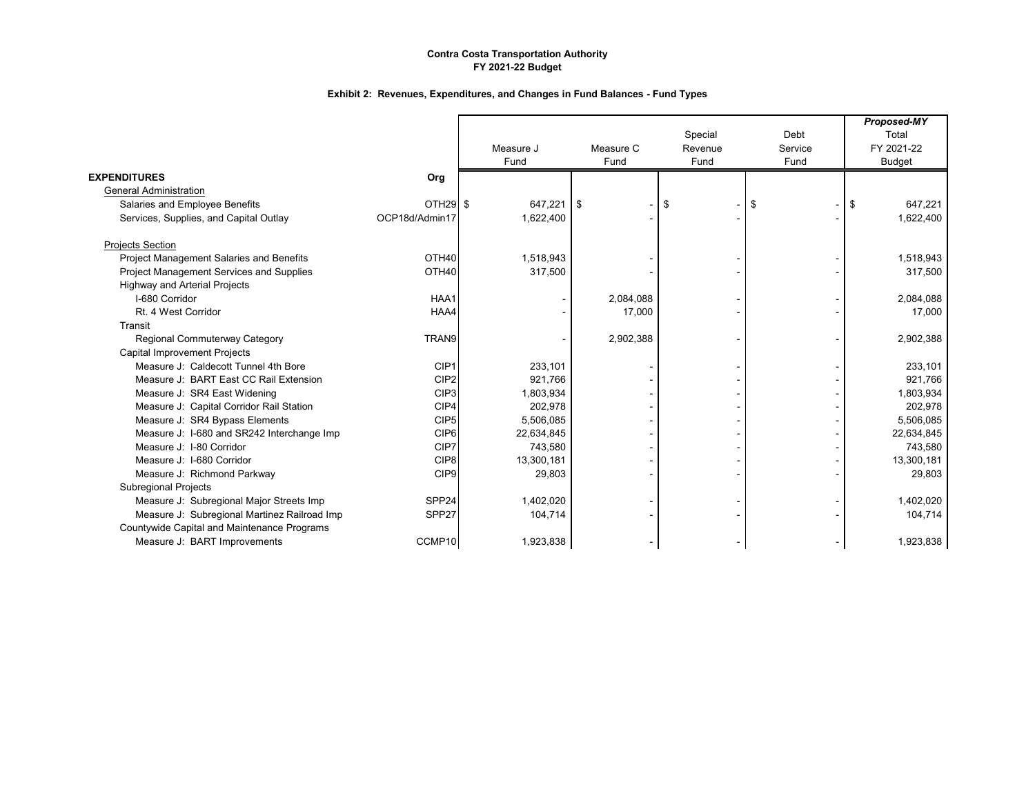**Contra Costa Transportation Authority**
**FY 2021-22 Budget**

**Exhibit 2: Revenues, Expenditures, and Changes in Fund Balances - Fund Types**

| | | Measure J Fund | Measure C Fund | Special Revenue Fund | Debt Service Fund | ***Proposed-MY*** Total FY 2021-22 Budget |
|---|---|---|---|---|---|---|
| **EXPENDITURES** | **Org** | | | | | |
| General Administration | | | | | | |
| Salaries and Employee Benefits | OTH29 | $ 647,221 | $ - | $ - | $ - | $ 647,221 |
| Services, Supplies, and Capital Outlay | OCP18d/Admin17 | 1,622,400 | - | - | - | 1,622,400 |
| Projects Section | | | | | | |
| Project Management Salaries and Benefits | OTH40 | 1,518,943 | - | - | - | 1,518,943 |
| Project Management Services and Supplies | OTH40 | 317,500 | - | - | - | 317,500 |
| Highway and Arterial Projects | | | | | | |
| I-680 Corridor | HAA1 | - | 2,084,088 | - | - | 2,084,088 |
| Rt. 4 West Corridor | HAA4 | - | 17,000 | - | - | 17,000 |
| Transit | | | | | | |
| Regional Commuterway Category | TRAN9 | - | 2,902,388 | - | - | 2,902,388 |
| Capital Improvement Projects | | | | | | |
| Measure J: Caldecott Tunnel 4th Bore | CIP1 | 233,101 | - | - | - | 233,101 |
| Measure J: BART East CC Rail Extension | CIP2 | 921,766 | - | - | - | 921,766 |
| Measure J: SR4 East Widening | CIP3 | 1,803,934 | - | - | - | 1,803,934 |
| Measure J: Capital Corridor Rail Station | CIP4 | 202,978 | - | - | - | 202,978 |
| Measure J: SR4 Bypass Elements | CIP5 | 5,506,085 | - | - | - | 5,506,085 |
| Measure J: I-680 and SR242 Interchange Imp | CIP6 | 22,634,845 | - | - | - | 22,634,845 |
| Measure J: I-80 Corridor | CIP7 | 743,580 | - | - | - | 743,580 |
| Measure J: I-680 Corridor | CIP8 | 13,300,181 | - | - | - | 13,300,181 |
| Measure J: Richmond Parkway | CIP9 | 29,803 | - | - | - | 29,803 |
| Subregional Projects | | | | | | |
| Measure J: Subregional Major Streets Imp | SPP24 | 1,402,020 | - | - | - | 1,402,020 |
| Measure J: Subregional Martinez Railroad Imp | SPP27 | 104,714 | - | - | - | 104,714 |
| Countywide Capital and Maintenance Programs | | | | | | |
| Measure J: BART Improvements | CCMP10 | 1,923,838 | - | - | - | 1,923,838 |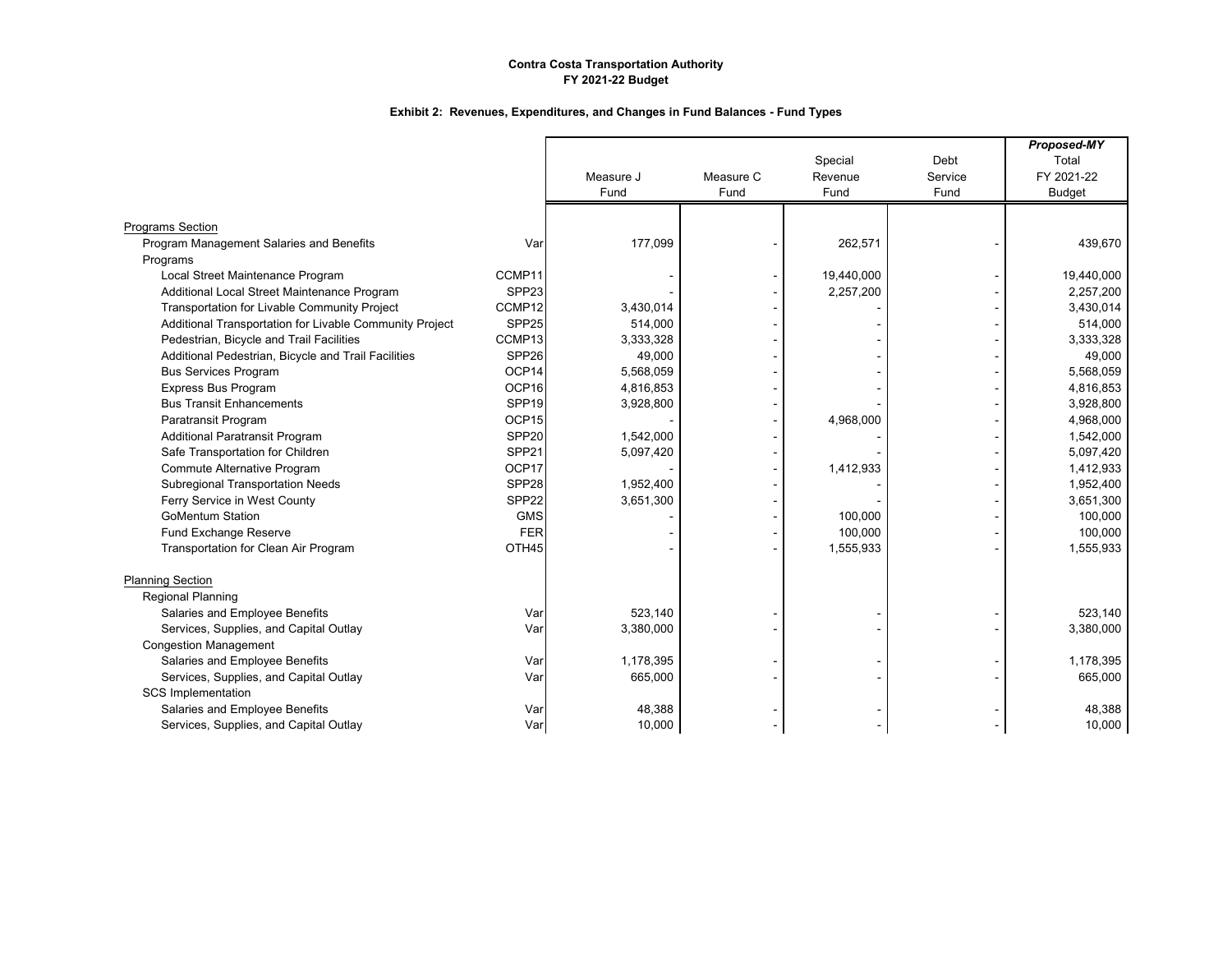**Contra Costa Transportation Authority**
**FY 2021-22 Budget**

**Exhibit 2: Revenues, Expenditures, and Changes in Fund Balances - Fund Types**

| | | Measure J Fund | Measure C Fund | Special Revenue Fund | Debt Service Fund | ***Proposed-MY*** Total FY 2021-22 Budget |
|---|---|---|---|---|---|---|
| Programs Section | | | | | | |
| Program Management Salaries and Benefits | Var | 177,099 | - | 262,571 | - | 439,670 |
| Programs | | | | | | |
| Local Street Maintenance Program | CCMP11 | - | - | 19,440,000 | - | 19,440,000 |
| Additional Local Street Maintenance Program | SPP23 | - | - | 2,257,200 | - | 2,257,200 |
| Transportation for Livable Community Project | CCMP12 | 3,430,014 | - | - | - | 3,430,014 |
| Additional Transportation for Livable Community Project | SPP25 | 514,000 | - | - | - | 514,000 |
| Pedestrian, Bicycle and Trail Facilities | CCMP13 | 3,333,328 | - | - | - | 3,333,328 |
| Additional Pedestrian, Bicycle and Trail Facilities | SPP26 | 49,000 | - | - | - | 49,000 |
| Bus Services Program | OCP14 | 5,568,059 | - | - | - | 5,568,059 |
| Express Bus Program | OCP16 | 4,816,853 | - | - | - | 4,816,853 |
| Bus Transit Enhancements | SPP19 | 3,928,800 | - | - | - | 3,928,800 |
| Paratransit Program | OCP15 | - | - | 4,968,000 | - | 4,968,000 |
| Additional Paratransit Program | SPP20 | 1,542,000 | - | - | - | 1,542,000 |
| Safe Transportation for Children | SPP21 | 5,097,420 | - | - | - | 5,097,420 |
| Commute Alternative Program | OCP17 | - | - | 1,412,933 | - | 1,412,933 |
| Subregional Transportation Needs | SPP28 | 1,952,400 | - | - | - | 1,952,400 |
| Ferry Service in West County | SPP22 | 3,651,300 | - | - | - | 3,651,300 |
| GoMentum Station | GMS | - | - | 100,000 | - | 100,000 |
| Fund Exchange Reserve | FER | - | - | 100,000 | - | 100,000 |
| Transportation for Clean Air Program | OTH45 | - | - | 1,555,933 | - | 1,555,933 |
| Planning Section | | | | | | |
| Regional Planning | | | | | | |
| Salaries and Employee Benefits | Var | 523,140 | - | - | - | 523,140 |
| Services, Supplies, and Capital Outlay | Var | 3,380,000 | - | - | - | 3,380,000 |
| Congestion Management | | | | | | |
| Salaries and Employee Benefits | Var | 1,178,395 | - | - | - | 1,178,395 |
| Services, Supplies, and Capital Outlay | Var | 665,000 | - | - | - | 665,000 |
| SCS Implementation | | | | | | |
| Salaries and Employee Benefits | Var | 48,388 | - | - | - | 48,388 |
| Services, Supplies, and Capital Outlay | Var | 10,000 | - | - | - | 10,000 |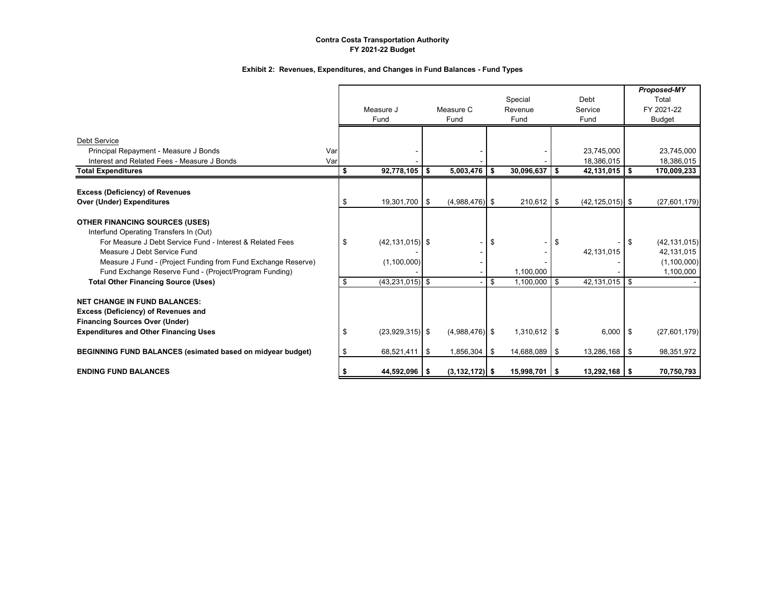**Contra Costa Transportation Authority**
**FY 2021-22 Budget**

**Exhibit 2: Revenues, Expenditures, and Changes in Fund Balances - Fund Types**

| | | Measure J Fund | Measure C Fund | Special Revenue Fund | Debt Service Fund | *Proposed-MY* Total FY 2021-22 Budget |
|---|---|---|---|---|---|---|
| Debt Service | | | | | | |
| Principal Repayment - Measure J Bonds | Var | - | - | - | 23,745,000 | 23,745,000 |
| Interest and Related Fees - Measure J Bonds | Var | - | - | - | 18,386,015 | 18,386,015 |
| **Total Expenditures** | | **$ 92,778,105** | **$ 5,003,476** | **$ 30,096,637** | **$ 42,131,015** | **$ 170,009,233** |
| **Excess (Deficiency) of Revenues Over (Under) Expenditures** | | $ 19,301,700 | $ (4,988,476) | $ 210,612 | $ (42,125,015) | $ (27,601,179) |
| **OTHER FINANCING SOURCES (USES)** | | | | | | |
| Interfund Operating Transfers In (Out) | | | | | | |
| For Measure J Debt Service Fund - Interest & Related Fees | | $ (42,131,015) | $ - | $ - | $ - | $ (42,131,015) |
| Measure J Debt Service Fund | | - | - | - | 42,131,015 | 42,131,015 |
| Measure J Fund - (Project Funding from Fund Exchange Reserve) | | (1,100,000) | - | - | - | (1,100,000) |
| Fund Exchange Reserve Fund - (Project/Program Funding) | | - | - | 1,100,000 | - | 1,100,000 |
| **Total Other Financing Source (Uses)** | | $ (43,231,015) | $ - | $ 1,100,000 | $ 42,131,015 | $ - |
| **NET CHANGE IN FUND BALANCES: Excess (Deficiency) of Revenues and Financing Sources Over (Under) Expenditures and Other Financing Uses** | | $ (23,929,315) | $ (4,988,476) | $ 1,310,612 | $ 6,000 | $ (27,601,179) |
| **BEGINNING FUND BALANCES (esimated based on midyear budget)** | | $ 68,521,411 | $ 1,856,304 | $ 14,688,089 | $ 13,286,168 | $ 98,351,972 |
| **ENDING FUND BALANCES** | | **$ 44,592,096** | **$ (3,132,172)** | **$ 15,998,701** | **$ 13,292,168** | **$ 70,750,793** |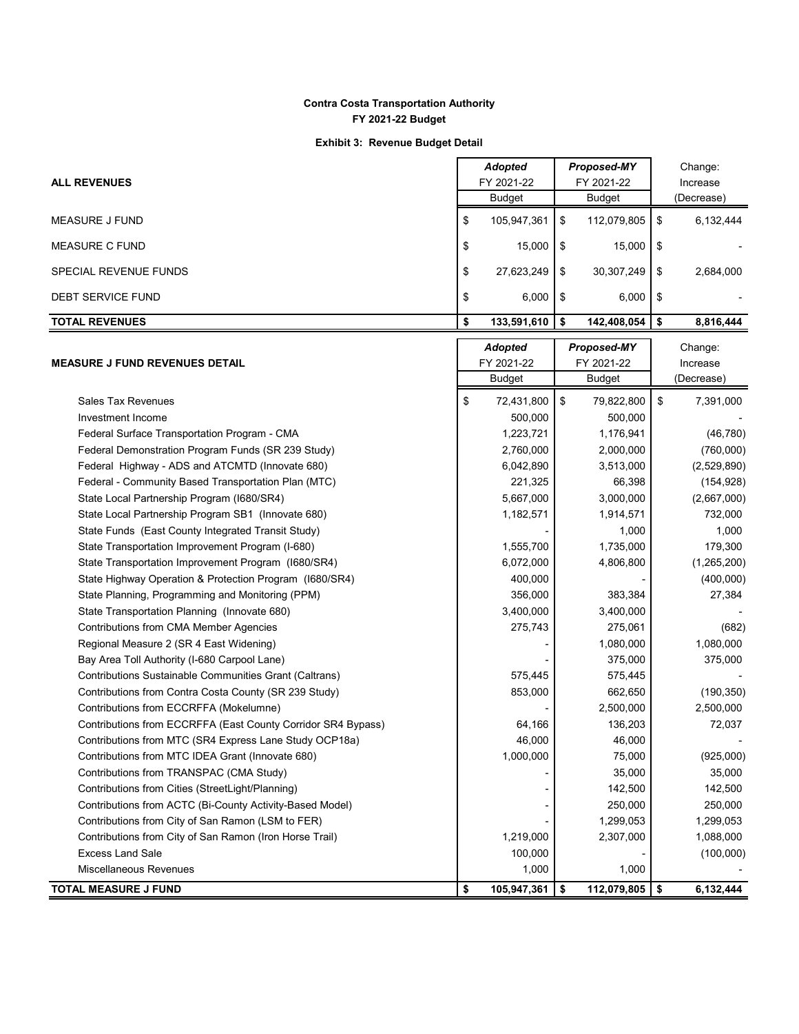**Contra Costa Transportation Authority**
**FY 2021-22 Budget**

**Exhibit 3: Revenue Budget Detail**

| ALL REVENUES | *Adopted* FY 2021-22 Budget | *Proposed-MY* FY 2021-22 Budget | Change: Increase (Decrease) |
|---|---|---|---|
| MEASURE J FUND | $ 105,947,361 | $ 112,079,805 | $ 6,132,444 |
| MEASURE C FUND | $ 15,000 | $ 15,000 | $ - |
| SPECIAL REVENUE FUNDS | $ 27,623,249 | $ 30,307,249 | $ 2,684,000 |
| DEBT SERVICE FUND | $ 6,000 | $ 6,000 | $ - |
| **TOTAL REVENUES** | **$ 133,591,610** | **$ 142,408,054** | **$ 8,816,444** |

| MEASURE J FUND REVENUES DETAIL | *Adopted* FY 2021-22 Budget | *Proposed-MY* FY 2021-22 Budget | Change: Increase (Decrease) |
|---|---|---|---|
| Sales Tax Revenues | $ 72,431,800 | $ 79,822,800 | $ 7,391,000 |
| Investment Income | 500,000 | 500,000 | - |
| Federal Surface Transportation Program - CMA | 1,223,721 | 1,176,941 | (46,780) |
| Federal Demonstration Program Funds (SR 239 Study) | 2,760,000 | 2,000,000 | (760,000) |
| Federal Highway - ADS and ATCMTD (Innovate 680) | 6,042,890 | 3,513,000 | (2,529,890) |
| Federal - Community Based Transportation Plan (MTC) | 221,325 | 66,398 | (154,928) |
| State Local Partnership Program (I680/SR4) | 5,667,000 | 3,000,000 | (2,667,000) |
| State Local Partnership Program SB1 (Innovate 680) | 1,182,571 | 1,914,571 | 732,000 |
| State Funds (East County Integrated Transit Study) | - | 1,000 | 1,000 |
| State Transportation Improvement Program (I-680) | 1,555,700 | 1,735,000 | 179,300 |
| State Transportation Improvement Program (I680/SR4) | 6,072,000 | 4,806,800 | (1,265,200) |
| State Highway Operation & Protection Program (I680/SR4) | 400,000 | - | (400,000) |
| State Planning, Programming and Monitoring (PPM) | 356,000 | 383,384 | 27,384 |
| State Transportation Planning (Innovate 680) | 3,400,000 | 3,400,000 | - |
| Contributions from CMA Member Agencies | 275,743 | 275,061 | (682) |
| Regional Measure 2 (SR 4 East Widening) | - | 1,080,000 | 1,080,000 |
| Bay Area Toll Authority (I-680 Carpool Lane) | - | 375,000 | 375,000 |
| Contributions Sustainable Communities Grant (Caltrans) | 575,445 | 575,445 | - |
| Contributions from Contra Costa County (SR 239 Study) | 853,000 | 662,650 | (190,350) |
| Contributions from ECCRFFA (Mokelumne) | - | 2,500,000 | 2,500,000 |
| Contributions from ECCRFFA (East County Corridor SR4 Bypass) | 64,166 | 136,203 | 72,037 |
| Contributions from MTC (SR4 Express Lane Study OCP18a) | 46,000 | 46,000 | - |
| Contributions from MTC IDEA Grant (Innovate 680) | 1,000,000 | 75,000 | (925,000) |
| Contributions from TRANSPAC (CMA Study) | - | 35,000 | 35,000 |
| Contributions from Cities (StreetLight/Planning) | - | 142,500 | 142,500 |
| Contributions from ACTC (Bi-County Activity-Based Model) | - | 250,000 | 250,000 |
| Contributions from City of San Ramon (LSM to FER) | - | 1,299,053 | 1,299,053 |
| Contributions from City of San Ramon (Iron Horse Trail) | 1,219,000 | 2,307,000 | 1,088,000 |
| Excess Land Sale | 100,000 | - | (100,000) |
| Miscellaneous Revenues | 1,000 | 1,000 | - |
| **TOTAL MEASURE J FUND** | **$ 105,947,361** | **$ 112,079,805** | **$ 6,132,444** |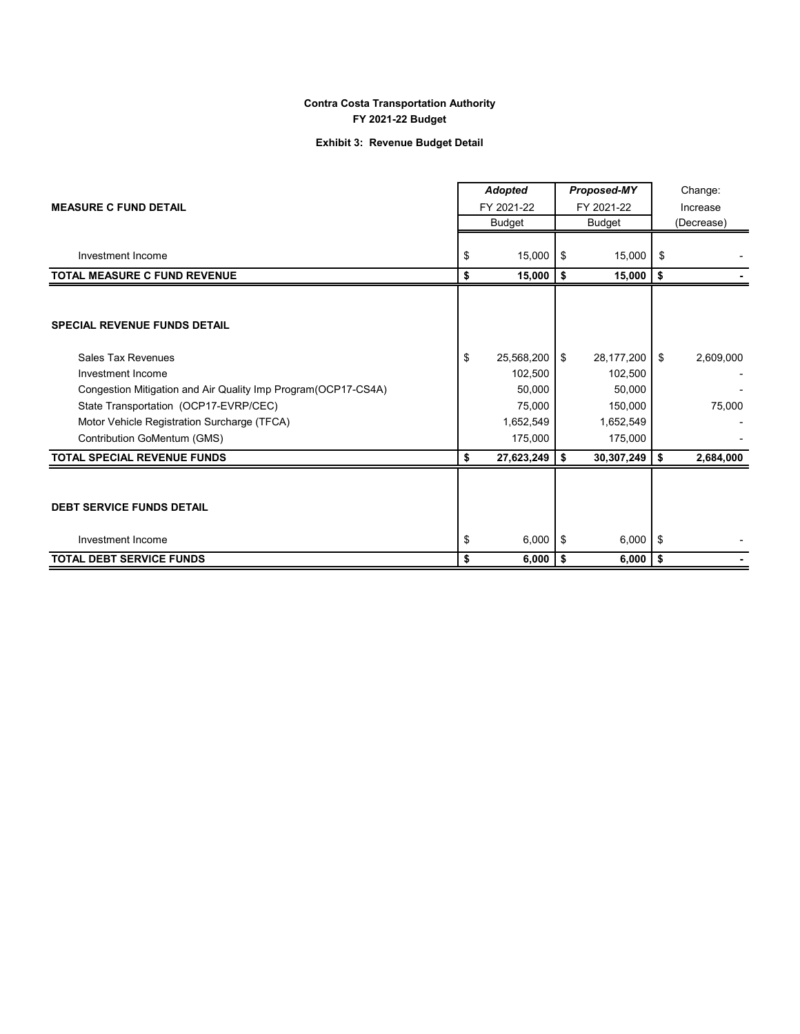**Contra Costa Transportation Authority**
**FY 2021-22 Budget**

**Exhibit 3: Revenue Budget Detail**

| **MEASURE C FUND DETAIL** | ***Adopted*** FY 2021-22 Budget | ***Proposed-MY*** FY 2021-22 Budget | Change: Increase (Decrease) |
|---|---|---|---|
| Investment Income | $ 15,000 | $ 15,000 | $ - |
| **TOTAL MEASURE C FUND REVENUE** | **$ 15,000** | **$ 15,000** | **$ -** |
| | | | |
| **SPECIAL REVENUE FUNDS DETAIL** | | | |
| Sales Tax Revenues | $ 25,568,200 | $ 28,177,200 | $ 2,609,000 |
| Investment Income | 102,500 | 102,500 | - |
| Congestion Mitigation and Air Quality Imp Program(OCP17-CS4A) | 50,000 | 50,000 | - |
| State Transportation (OCP17-EVRP/CEC) | 75,000 | 150,000 | 75,000 |
| Motor Vehicle Registration Surcharge (TFCA) | 1,652,549 | 1,652,549 | - |
| Contribution GoMentum (GMS) | 175,000 | 175,000 | - |
| **TOTAL SPECIAL REVENUE FUNDS** | **$ 27,623,249** | **$ 30,307,249** | **$ 2,684,000** |
| | | | |
| **DEBT SERVICE FUNDS DETAIL** | | | |
| Investment Income | $ 6,000 | $ 6,000 | $ - |
| **TOTAL DEBT SERVICE FUNDS** | **$ 6,000** | **$ 6,000** | **$ -** |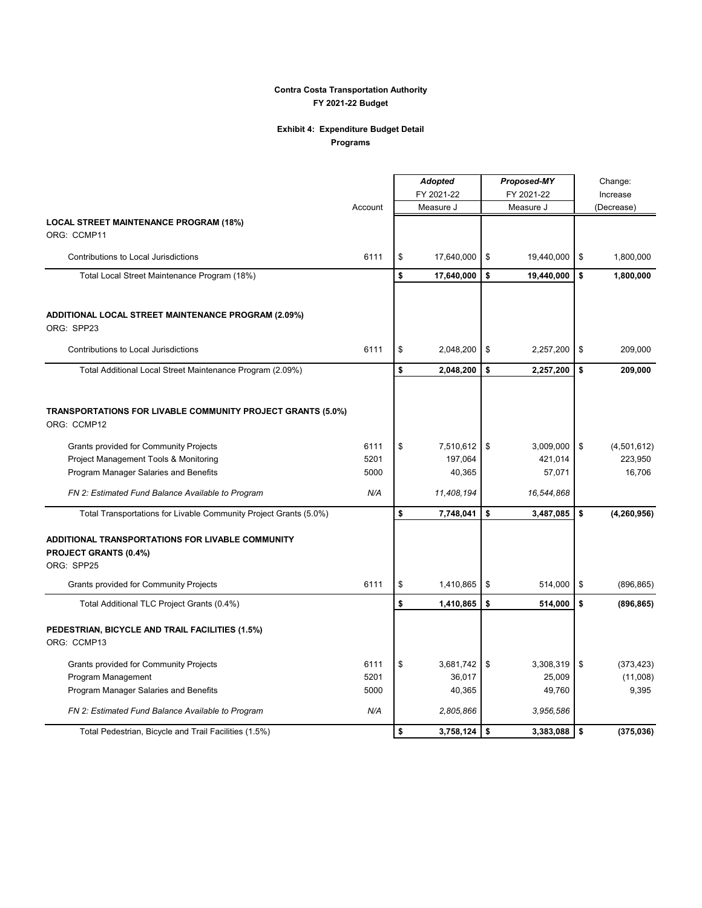**Contra Costa Transportation Authority**
**FY 2021-22 Budget**

**Exhibit 4: Expenditure Budget Detail**
**Programs**

| | Account | *Adopted* FY 2021-22 Measure J | *Proposed-MY* FY 2021-22 Measure J | Change: Increase (Decrease) |
|---|---|---|---|---|
| **LOCAL STREET MAINTENANCE PROGRAM (18%)** | | | | |
| ORG: CCMP11 | | | | |
| Contributions to Local Jurisdictions | 6111 | $ 17,640,000 | $ 19,440,000 | $ 1,800,000 |
| Total Local Street Maintenance Program (18%) | | **$ 17,640,000** | **$ 19,440,000** | **$ 1,800,000** |
| **ADDITIONAL LOCAL STREET MAINTENANCE PROGRAM (2.09%)** | | | | |
| ORG: SPP23 | | | | |
| Contributions to Local Jurisdictions | 6111 | $ 2,048,200 | $ 2,257,200 | $ 209,000 |
| Total Additional Local Street Maintenance Program (2.09%) | | **$ 2,048,200** | **$ 2,257,200** | **$ 209,000** |
| **TRANSPORTATIONS FOR LIVABLE COMMUNITY PROJECT GRANTS (5.0%)** | | | | |
| ORG: CCMP12 | | | | |
| Grants provided for Community Projects | 6111 | $ 7,510,612 | $ 3,009,000 | $ (4,501,612) |
| Project Management Tools & Monitoring | 5201 | 197,064 | 421,014 | 223,950 |
| Program Manager Salaries and Benefits | 5000 | 40,365 | 57,071 | 16,706 |
| *FN 2: Estimated Fund Balance Available to Program* | *N/A* | *11,408,194* | *16,544,868* | |
| Total Transportations for Livable Community Project Grants (5.0%) | | **$ 7,748,041** | **$ 3,487,085** | **$ (4,260,956)** |
| **ADDITIONAL TRANSPORTATIONS FOR LIVABLE COMMUNITY PROJECT GRANTS (0.4%)** | | | | |
| ORG: SPP25 | | | | |
| Grants provided for Community Projects | 6111 | $ 1,410,865 | $ 514,000 | $ (896,865) |
| Total Additional TLC Project Grants (0.4%) | | **$ 1,410,865** | **$ 514,000** | **$ (896,865)** |
| **PEDESTRIAN, BICYCLE AND TRAIL FACILITIES (1.5%)** | | | | |
| ORG: CCMP13 | | | | |
| Grants provided for Community Projects | 6111 | $ 3,681,742 | $ 3,308,319 | $ (373,423) |
| Program Management | 5201 | 36,017 | 25,009 | (11,008) |
| Program Manager Salaries and Benefits | 5000 | 40,365 | 49,760 | 9,395 |
| *FN 2: Estimated Fund Balance Available to Program* | *N/A* | *2,805,866* | *3,956,586* | |
| Total Pedestrian, Bicycle and Trail Facilities (1.5%) | | **$ 3,758,124** | **$ 3,383,088** | **$ (375,036)** |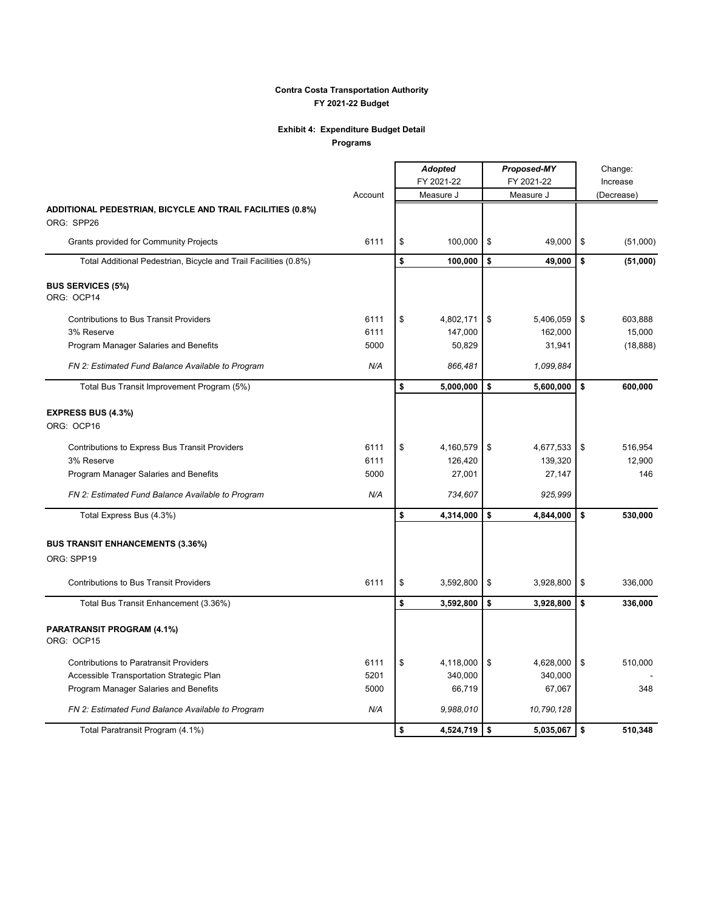**Contra Costa Transportation Authority**
**FY 2021-22 Budget**

**Exhibit 4: Expenditure Budget Detail**
**Programs**

| | Account | *Adopted* FY 2021-22 Measure J | *Proposed-MY* FY 2021-22 Measure J | Change: Increase (Decrease) |
|---|---|---|---|---|
| **ADDITIONAL PEDESTRIAN, BICYCLE AND TRAIL FACILITIES (0.8%)** | | | | |
| ORG: SPP26 | | | | |
| Grants provided for Community Projects | 6111 | $ 100,000 | $ 49,000 | $ (51,000) |
| Total Additional Pedestrian, Bicycle and Trail Facilities (0.8%) | | **$ 100,000** | **$ 49,000** | **$ (51,000)** |
| **BUS SERVICES (5%)** | | | | |
| ORG: OCP14 | | | | |
| Contributions to Bus Transit Providers | 6111 | $ 4,802,171 | $ 5,406,059 | $ 603,888 |
| 3% Reserve | 6111 | 147,000 | 162,000 | 15,000 |
| Program Manager Salaries and Benefits | 5000 | 50,829 | 31,941 | (18,888) |
| *FN 2: Estimated Fund Balance Available to Program* | *N/A* | *866,481* | *1,099,884* | |
| Total Bus Transit Improvement Program (5%) | | **$ 5,000,000** | **$ 5,600,000** | **$ 600,000** |
| **EXPRESS BUS (4.3%)** | | | | |
| ORG: OCP16 | | | | |
| Contributions to Express Bus Transit Providers | 6111 | $ 4,160,579 | $ 4,677,533 | $ 516,954 |
| 3% Reserve | 6111 | 126,420 | 139,320 | 12,900 |
| Program Manager Salaries and Benefits | 5000 | 27,001 | 27,147 | 146 |
| *FN 2: Estimated Fund Balance Available to Program* | *N/A* | *734,607* | *925,999* | |
| Total Express Bus (4.3%) | | **$ 4,314,000** | **$ 4,844,000** | **$ 530,000** |
| **BUS TRANSIT ENHANCEMENTS (3.36%)** | | | | |
| ORG: SPP19 | | | | |
| Contributions to Bus Transit Providers | 6111 | $ 3,592,800 | $ 3,928,800 | $ 336,000 |
| Total Bus Transit Enhancement (3.36%) | | **$ 3,592,800** | **$ 3,928,800** | **$ 336,000** |
| **PARATRANSIT PROGRAM (4.1%)** | | | | |
| ORG: OCP15 | | | | |
| Contributions to Paratransit Providers | 6111 | $ 4,118,000 | $ 4,628,000 | $ 510,000 |
| Accessible Transportation Strategic Plan | 5201 | 340,000 | 340,000 | - |
| Program Manager Salaries and Benefits | 5000 | 66,719 | 67,067 | 348 |
| *FN 2: Estimated Fund Balance Available to Program* | *N/A* | *9,988,010* | *10,790,128* | |
| Total Paratransit Program (4.1%) | | **$ 4,524,719** | **$ 5,035,067** | **$ 510,348** |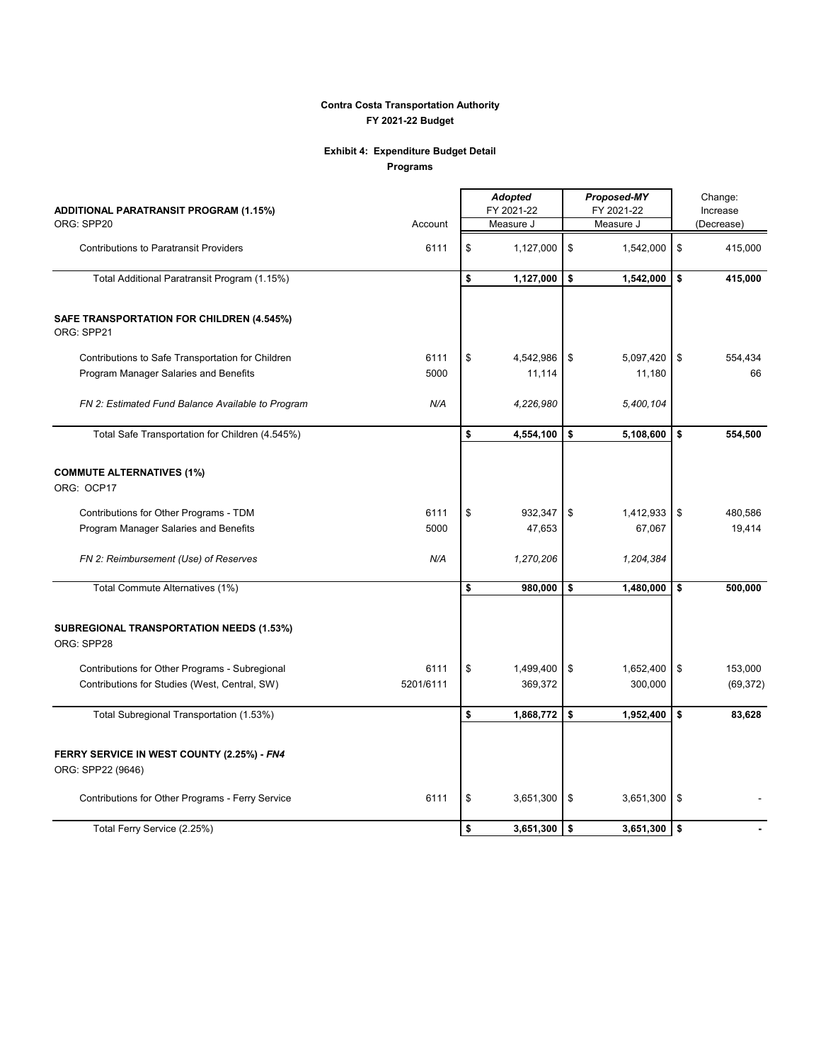**Contra Costa Transportation Authority**
**FY 2021-22 Budget**

**Exhibit 4: Expenditure Budget Detail**
**Programs**

| | Account | *Adopted* FY 2021-22 Measure J | *Proposed-MY* FY 2021-22 Measure J | Change: Increase (Decrease) |
|---|---|---|---|---|
| **ADDITIONAL PARATRANSIT PROGRAM (1.15%)** | | | | |
| ORG: SPP20 | | | | |
| Contributions to Paratransit Providers | 6111 | $ 1,127,000 | $ 1,542,000 | $ 415,000 |
| Total Additional Paratransit Program (1.15%) | | **$ 1,127,000** | **$ 1,542,000** | **$ 415,000** |
| **SAFE TRANSPORTATION FOR CHILDREN (4.545%)** | | | | |
| ORG: SPP21 | | | | |
| Contributions to Safe Transportation for Children | 6111 | $ 4,542,986 | $ 5,097,420 | $ 554,434 |
| Program Manager Salaries and Benefits | 5000 | 11,114 | 11,180 | 66 |
| *FN 2: Estimated Fund Balance Available to Program* | *N/A* | *4,226,980* | *5,400,104* | |
| Total Safe Transportation for Children (4.545%) | | **$ 4,554,100** | **$ 5,108,600** | **$ 554,500** |
| **COMMUTE ALTERNATIVES (1%)** | | | | |
| ORG: OCP17 | | | | |
| Contributions for Other Programs - TDM | 6111 | $ 932,347 | $ 1,412,933 | $ 480,586 |
| Program Manager Salaries and Benefits | 5000 | 47,653 | 67,067 | 19,414 |
| *FN 2: Reimbursement (Use) of Reserves* | *N/A* | *1,270,206* | *1,204,384* | |
| Total Commute Alternatives (1%) | | **$ 980,000** | **$ 1,480,000** | **$ 500,000** |
| **SUBREGIONAL TRANSPORTATION NEEDS (1.53%)** | | | | |
| ORG: SPP28 | | | | |
| Contributions for Other Programs - Subregional | 6111 | $ 1,499,400 | $ 1,652,400 | $ 153,000 |
| Contributions for Studies (West, Central, SW) | 5201/6111 | 369,372 | 300,000 | (69,372) |
| Total Subregional Transportation (1.53%) | | **$ 1,868,772** | **$ 1,952,400** | **$ 83,628** |
| **FERRY SERVICE IN WEST COUNTY (2.25%) - *FN4*** | | | | |
| ORG: SPP22 (9646) | | | | |
| Contributions for Other Programs - Ferry Service | 6111 | $ 3,651,300 | $ 3,651,300 | $ - |
| Total Ferry Service (2.25%) | | **$ 3,651,300** | **$ 3,651,300** | **$ -** |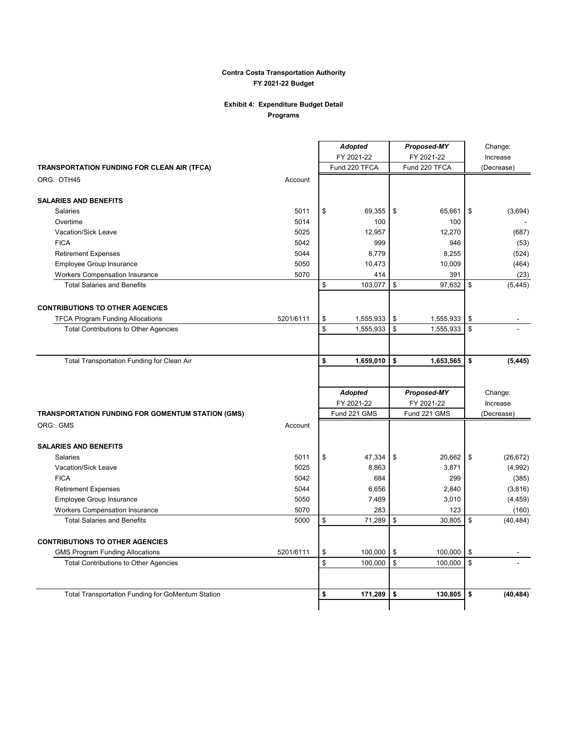**Contra Costa Transportation Authority**
**FY 2021-22 Budget**

**Exhibit 4: Expenditure Budget Detail**
**Programs**

| TRANSPORTATION FUNDING FOR CLEAN AIR (TFCA) | Account | *Adopted* FY 2021-22 Fund 220 TFCA | *Proposed-MY* FY 2021-22 Fund 220 TFCA | Change: Increase (Decrease) |
|---|---|---|---|---|
| ORG: OTH45 | | | | |
| **SALARIES AND BENEFITS** | | | | |
| Salaries | 5011 | $ 69,355 | $ 65,661 | $ (3,694) |
| Overtime | 5014 | 100 | 100 | - |
| Vacation/Sick Leave | 5025 | 12,957 | 12,270 | (687) |
| FICA | 5042 | 999 | 946 | (53) |
| Retirement Expenses | 5044 | 8,779 | 8,255 | (524) |
| Employee Group Insurance | 5050 | 10,473 | 10,009 | (464) |
| Workers Compensation Insurance | 5070 | 414 | 391 | (23) |
| Total Salaries and Benefits | | $ 103,077 | $ 97,632 | $ (5,445) |
| **CONTRIBUTIONS TO OTHER AGENCIES** | | | | |
| TFCA Program Funding Allocations | 5201/6111 | $ 1,555,933 | $ 1,555,933 | $ - |
| Total Contributions to Other Agencies | | $ 1,555,933 | $ 1,555,933 | $ - |
| Total Transportation Funding for Clean Air | | **$ 1,659,010** | **$ 1,653,565** | **$ (5,445)** |

| TRANSPORTATION FUNDING FOR GOMENTUM STATION (GMS) | Account | *Adopted* FY 2021-22 Fund 221 GMS | *Proposed-MY* FY 2021-22 Fund 221 GMS | Change: Increase (Decrease) |
|---|---|---|---|---|
| ORG: GMS | | | | |
| **SALARIES AND BENEFITS** | | | | |
| Salaries | 5011 | $ 47,334 | $ 20,662 | $ (26,672) |
| Vacation/Sick Leave | 5025 | 8,863 | 3,871 | (4,992) |
| FICA | 5042 | 684 | 299 | (385) |
| Retirement Expenses | 5044 | 6,656 | 2,840 | (3,816) |
| Employee Group Insurance | 5050 | 7,469 | 3,010 | (4,459) |
| Workers Compensation Insurance | 5070 | 283 | 123 | (160) |
| Total Salaries and Benefits | 5000 | $ 71,289 | $ 30,805 | $ (40,484) |
| **CONTRIBUTIONS TO OTHER AGENCIES** | | | | |
| GMS Program Funding Allocations | 5201/6111 | $ 100,000 | $ 100,000 | $ - |
| Total Contributions to Other Agencies | | $ 100,000 | $ 100,000 | $ - |
| Total Transportation Funding for GoMentum Station | | **$ 171,289** | **$ 130,805** | **$ (40,484)** |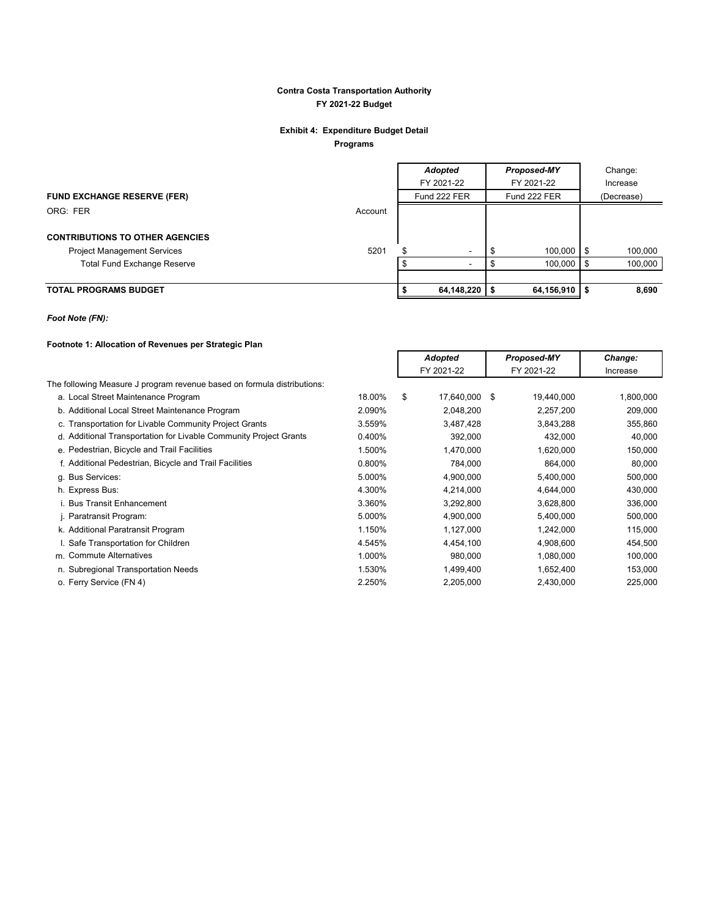**Contra Costa Transportation Authority**
**FY 2021-22 Budget**

**Exhibit 4: Expenditure Budget Detail**
**Programs**

| | | *Adopted* FY 2021-22 Fund 222 FER | *Proposed-MY* FY 2021-22 Fund 222 FER | Change: Increase (Decrease) |
|---|---|---|---|---|
| **FUND EXCHANGE RESERVE (FER)** | | | | |
| ORG: FER | Account | | | |
| **CONTRIBUTIONS TO OTHER AGENCIES** | | | | |
| Project Management Services | 5201 | $ - | $ 100,000 | $ 100,000 |
| Total Fund Exchange Reserve | | $ - | $ 100,000 | $ 100,000 |
| **TOTAL PROGRAMS BUDGET** | | **$ 64,148,220** | **$ 64,156,910** | **$ 8,690** |

***Foot Note (FN):***

**Footnote 1: Allocation of Revenues per Strategic Plan**

| | | *Adopted* FY 2021-22 | *Proposed-MY* FY 2021-22 | *Change:* Increase |
|---|---|---|---|---|
| The following Measure J program revenue based on formula distributions: | | | | |
| a. Local Street Maintenance Program | 18.00% | $ 17,640,000 | $ 19,440,000 | 1,800,000 |
| b. Additional Local Street Maintenance Program | 2.090% | 2,048,200 | 2,257,200 | 209,000 |
| c. Transportation for Livable Community Project Grants | 3.559% | 3,487,428 | 3,843,288 | 355,860 |
| d. Additional Transportation for Livable Community Project Grants | 0.400% | 392,000 | 432,000 | 40,000 |
| e. Pedestrian, Bicycle and Trail Facilities | 1.500% | 1,470,000 | 1,620,000 | 150,000 |
| f. Additional Pedestrian, Bicycle and Trail Facilities | 0.800% | 784,000 | 864,000 | 80,000 |
| g. Bus Services: | 5.000% | 4,900,000 | 5,400,000 | 500,000 |
| h. Express Bus: | 4.300% | 4,214,000 | 4,644,000 | 430,000 |
| i. Bus Transit Enhancement | 3.360% | 3,292,800 | 3,628,800 | 336,000 |
| j. Paratransit Program: | 5.000% | 4,900,000 | 5,400,000 | 500,000 |
| k. Additional Paratransit Program | 1.150% | 1,127,000 | 1,242,000 | 115,000 |
| l. Safe Transportation for Children | 4.545% | 4,454,100 | 4,908,600 | 454,500 |
| m. Commute Alternatives | 1.000% | 980,000 | 1,080,000 | 100,000 |
| n. Subregional Transportation Needs | 1.530% | 1,499,400 | 1,652,400 | 153,000 |
| o. Ferry Service (FN 4) | 2.250% | 2,205,000 | 2,430,000 | 225,000 |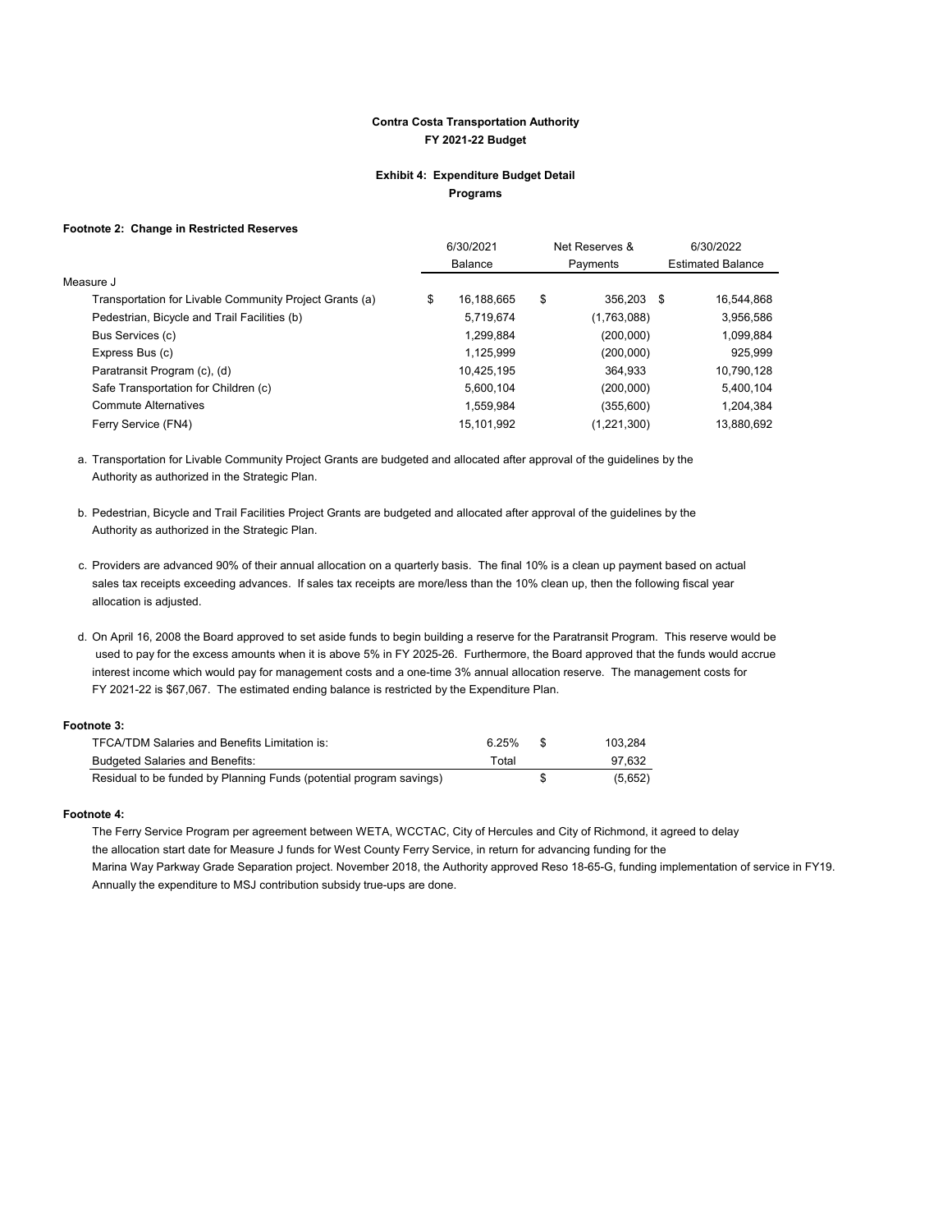**Contra Costa Transportation Authority**
**FY 2021-22 Budget**

**Exhibit 4: Expenditure Budget Detail**
**Programs**

**Footnote 2: Change in Restricted Reserves**

| | 6/30/2021 Balance | Net Reserves & Payments | 6/30/2022 Estimated Balance |
|---|---|---|---|
| Measure J | | | |
| Transportation for Livable Community Project Grants (a) | $ 16,188,665 | $ 356,203 | $ 16,544,868 |
| Pedestrian, Bicycle and Trail Facilities (b) | 5,719,674 | (1,763,088) | 3,956,586 |
| Bus Services (c) | 1,299,884 | (200,000) | 1,099,884 |
| Express Bus (c) | 1,125,999 | (200,000) | 925,999 |
| Paratransit Program (c), (d) | 10,425,195 | 364,933 | 10,790,128 |
| Safe Transportation for Children (c) | 5,600,104 | (200,000) | 5,400,104 |
| Commute Alternatives | 1,559,984 | (355,600) | 1,204,384 |
| Ferry Service (FN4) | 15,101,992 | (1,221,300) | 13,880,692 |

a. Transportation for Livable Community Project Grants are budgeted and allocated after approval of the guidelines by the Authority as authorized in the Strategic Plan.

b. Pedestrian, Bicycle and Trail Facilities Project Grants are budgeted and allocated after approval of the guidelines by the Authority as authorized in the Strategic Plan.

c. Providers are advanced 90% of their annual allocation on a quarterly basis. The final 10% is a clean up payment based on actual sales tax receipts exceeding advances. If sales tax receipts are more/less than the 10% clean up, then the following fiscal year allocation is adjusted.

d. On April 16, 2008 the Board approved to set aside funds to begin building a reserve for the Paratransit Program. This reserve would be used to pay for the excess amounts when it is above 5% in FY 2025-26. Furthermore, the Board approved that the funds would accrue interest income which would pay for management costs and a one-time 3% annual allocation reserve. The management costs for FY 2021-22 is $67,067. The estimated ending balance is restricted by the Expenditure Plan.

**Footnote 3:**

| | | |
|---|---|---|
| TFCA/TDM Salaries and Benefits Limitation is: | 6.25% | $ 103,284 |
| Budgeted Salaries and Benefits: | Total | 97,632 |
| Residual to be funded by Planning Funds (potential program savings) | | $ (5,652) |

**Footnote 4:**

The Ferry Service Program per agreement between WETA, WCCTAC, City of Hercules and City of Richmond, it agreed to delay the allocation start date for Measure J funds for West County Ferry Service, in return for advancing funding for the Marina Way Parkway Grade Separation project. November 2018, the Authority approved Reso 18-65-G, funding implementation of service in FY19. Annually the expenditure to MSJ contribution subsidy true-ups are done.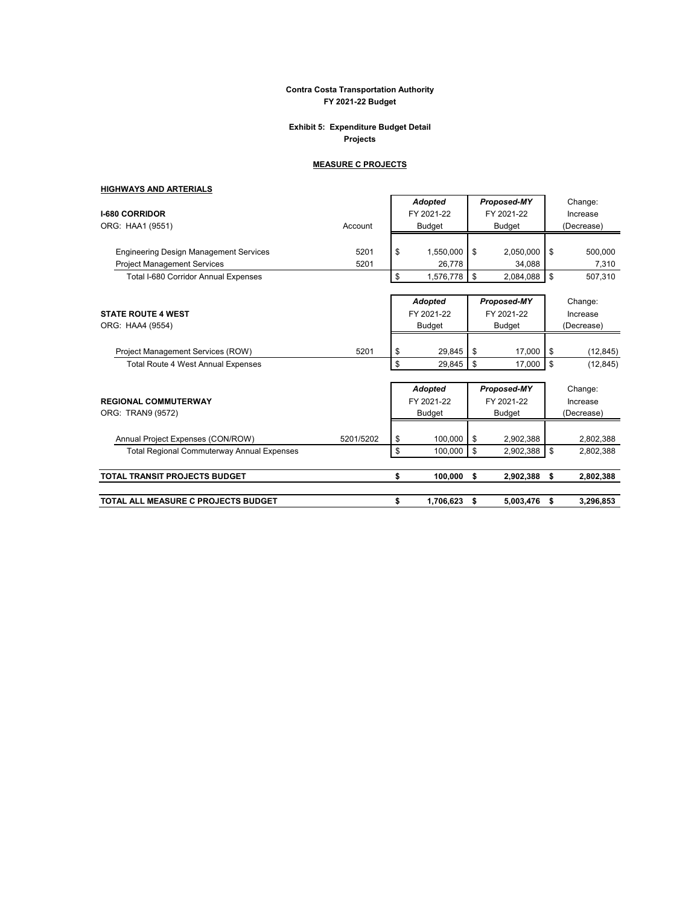**Contra Costa Transportation Authority**
**FY 2021-22 Budget**

**Exhibit 5: Expenditure Budget Detail**
**Projects**

**MEASURE C PROJECTS**

**HIGHWAYS AND ARTERIALS**

| **I-680 CORRIDOR** | | ***Adopted*** | ***Proposed-MY*** | Change: |
|---|---|---|---|---|
| | | FY 2021-22 | FY 2021-22 | Increase |
| ORG: HAA1 (9551) | Account | Budget | Budget | (Decrease) |
| Engineering Design Management Services | 5201 | $ 1,550,000 | $ 2,050,000 | $ 500,000 |
| Project Management Services | 5201 | 26,778 | 34,088 | 7,310 |
| Total I-680 Corridor Annual Expenses | | $ 1,576,778 | $ 2,084,088 | $ 507,310 |

| **STATE ROUTE 4 WEST** | | ***Adopted*** | ***Proposed-MY*** | Change: |
|---|---|---|---|---|
| | | FY 2021-22 | FY 2021-22 | Increase |
| ORG: HAA4 (9554) | | Budget | Budget | (Decrease) |
| Project Management Services (ROW) | 5201 | $ 29,845 | $ 17,000 | $ (12,845) |
| Total Route 4 West Annual Expenses | | $ 29,845 | $ 17,000 | $ (12,845) |

| **REGIONAL COMMUTERWAY** | | ***Adopted*** | ***Proposed-MY*** | Change: |
|---|---|---|---|---|
| | | FY 2021-22 | FY 2021-22 | Increase |
| ORG: TRAN9 (9572) | | Budget | Budget | (Decrease) |
| Annual Project Expenses (CON/ROW) | 5201/5202 | $ 100,000 | $ 2,902,388 | 2,802,388 |
| Total Regional Commuterway Annual Expenses | | $ 100,000 | $ 2,902,388 | $ 2,802,388 |
| **TOTAL TRANSIT PROJECTS BUDGET** | | **$ 100,000** | **$ 2,902,388** | **$ 2,802,388** |
| **TOTAL ALL MEASURE C PROJECTS BUDGET** | | **$ 1,706,623** | **$ 5,003,476** | **$ 3,296,853** |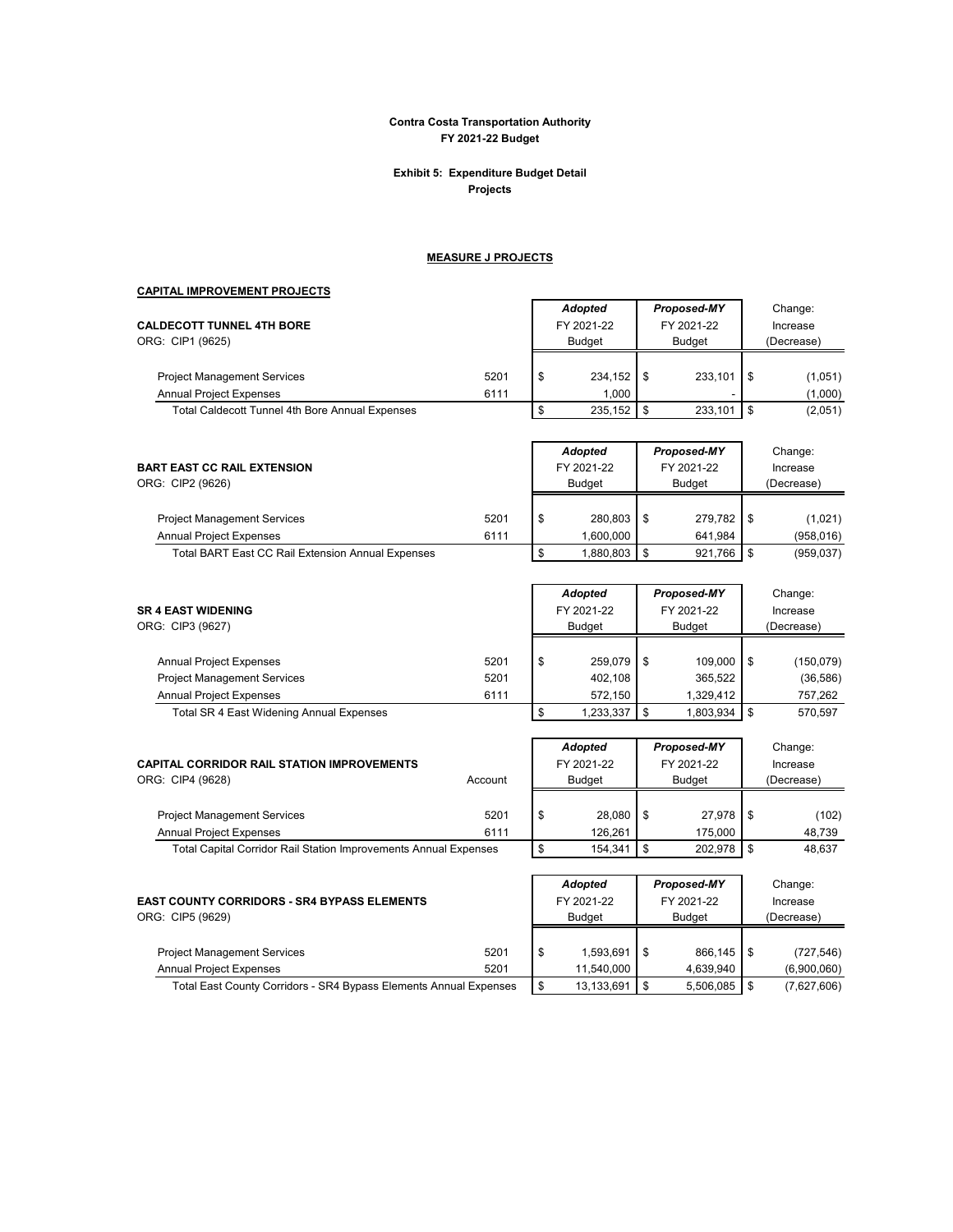**Contra Costa Transportation Authority**
**FY 2021-22 Budget**

**Exhibit 5: Expenditure Budget Detail**
**Projects**

**MEASURE J PROJECTS**

**CAPITAL IMPROVEMENT PROJECTS**

| **CALDECOTT TUNNEL 4TH BORE** ORG: CIP1 (9625) | | *Adopted* FY 2021-22 Budget | *Proposed-MY* FY 2021-22 Budget | Change: Increase (Decrease) |
|---|---|---|---|---|
| Project Management Services | 5201 | $ 234,152 | $ 233,101 | $ (1,051) |
| Annual Project Expenses | 6111 | 1,000 | - | (1,000) |
| Total Caldecott Tunnel 4th Bore Annual Expenses | | $ 235,152 | $ 233,101 | $ (2,051) |

| **BART EAST CC RAIL EXTENSION** ORG: CIP2 (9626) | | *Adopted* FY 2021-22 Budget | *Proposed-MY* FY 2021-22 Budget | Change: Increase (Decrease) |
|---|---|---|---|---|
| Project Management Services | 5201 | $ 280,803 | $ 279,782 | $ (1,021) |
| Annual Project Expenses | 6111 | 1,600,000 | 641,984 | (958,016) |
| Total BART East CC Rail Extension Annual Expenses | | $ 1,880,803 | $ 921,766 | $ (959,037) |

| **SR 4 EAST WIDENING** ORG: CIP3 (9627) | | *Adopted* FY 2021-22 Budget | *Proposed-MY* FY 2021-22 Budget | Change: Increase (Decrease) |
|---|---|---|---|---|
| Annual Project Expenses | 5201 | $ 259,079 | $ 109,000 | $ (150,079) |
| Project Management Services | 5201 | 402,108 | 365,522 | (36,586) |
| Annual Project Expenses | 6111 | 572,150 | 1,329,412 | 757,262 |
| Total SR 4 East Widening Annual Expenses | | $ 1,233,337 | $ 1,803,934 | $ 570,597 |

| **CAPITAL CORRIDOR RAIL STATION IMPROVEMENTS** ORG: CIP4 (9628) | Account | *Adopted* FY 2021-22 Budget | *Proposed-MY* FY 2021-22 Budget | Change: Increase (Decrease) |
|---|---|---|---|---|
| Project Management Services | 5201 | $ 28,080 | $ 27,978 | $ (102) |
| Annual Project Expenses | 6111 | 126,261 | 175,000 | 48,739 |
| Total Capital Corridor Rail Station Improvements Annual Expenses | | $ 154,341 | $ 202,978 | $ 48,637 |

| **EAST COUNTY CORRIDORS - SR4 BYPASS ELEMENTS** ORG: CIP5 (9629) | | *Adopted* FY 2021-22 Budget | *Proposed-MY* FY 2021-22 Budget | Change: Increase (Decrease) |
|---|---|---|---|---|
| Project Management Services | 5201 | $ 1,593,691 | $ 866,145 | $ (727,546) |
| Annual Project Expenses | 5201 | 11,540,000 | 4,639,940 | (6,900,060) |
| Total East County Corridors - SR4 Bypass Elements Annual Expenses | | $ 13,133,691 | $ 5,506,085 | $ (7,627,606) |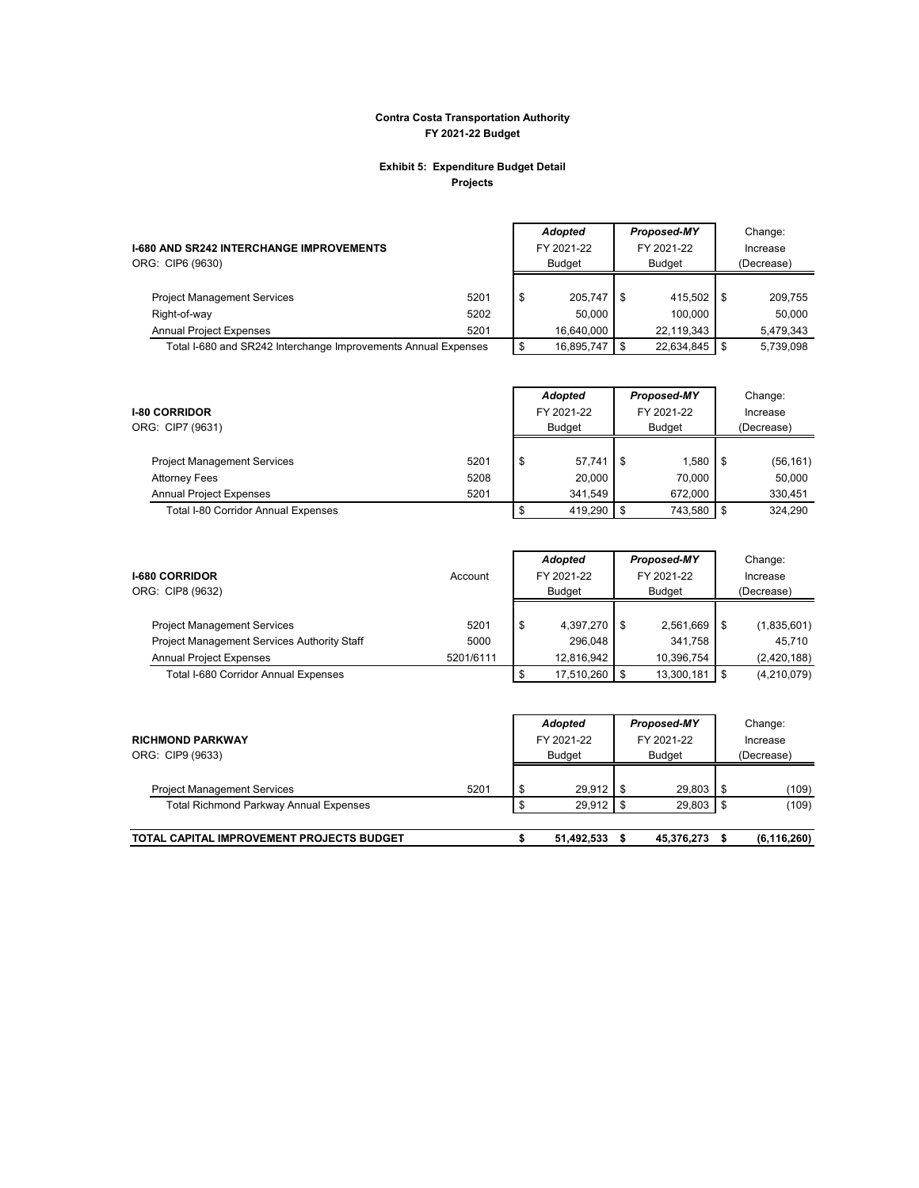**Contra Costa Transportation Authority**
**FY 2021-22 Budget**

**Exhibit 5: Expenditure Budget Detail**
**Projects**

| **I-680 AND SR242 INTERCHANGE IMPROVEMENTS**<br>ORG: CIP6 (9630) | | ***Adopted***<br>FY 2021-22<br>Budget | ***Proposed-MY***<br>FY 2021-22<br>Budget | Change:<br>Increase<br>(Decrease) |
|---|---|---|---|---|
| Project Management Services | 5201 | $ 205,747 | $ 415,502 | $ 209,755 |
| Right-of-way | 5202 | 50,000 | 100,000 | 50,000 |
| Annual Project Expenses | 5201 | 16,640,000 | 22,119,343 | 5,479,343 |
| Total I-680 and SR242 Interchange Improvements Annual Expenses | | $ 16,895,747 | $ 22,634,845 | $ 5,739,098 |

| **I-80 CORRIDOR**<br>ORG: CIP7 (9631) | | ***Adopted***<br>FY 2021-22<br>Budget | ***Proposed-MY***<br>FY 2021-22<br>Budget | Change:<br>Increase<br>(Decrease) |
|---|---|---|---|---|
| Project Management Services | 5201 | $ 57,741 | $ 1,580 | $ (56,161) |
| Attorney Fees | 5208 | 20,000 | 70,000 | 50,000 |
| Annual Project Expenses | 5201 | 341,549 | 672,000 | 330,451 |
| Total I-80 Corridor Annual Expenses | | $ 419,290 | $ 743,580 | $ 324,290 |

| **I-680 CORRIDOR**<br>ORG: CIP8 (9632) | Account | ***Adopted***<br>FY 2021-22<br>Budget | ***Proposed-MY***<br>FY 2021-22<br>Budget | Change:<br>Increase<br>(Decrease) |
|---|---|---|---|---|
| Project Management Services | 5201 | $ 4,397,270 | $ 2,561,669 | $ (1,835,601) |
| Project Management Services Authority Staff | 5000 | 296,048 | 341,758 | 45,710 |
| Annual Project Expenses | 5201/6111 | 12,816,942 | 10,396,754 | (2,420,188) |
| Total I-680 Corridor Annual Expenses | | $ 17,510,260 | $ 13,300,181 | $ (4,210,079) |

| **RICHMOND PARKWAY**<br>ORG: CIP9 (9633) | | ***Adopted***<br>FY 2021-22<br>Budget | ***Proposed-MY***<br>FY 2021-22<br>Budget | Change:<br>Increase<br>(Decrease) |
|---|---|---|---|---|
| Project Management Services | 5201 | $ 29,912 | $ 29,803 | $ (109) |
| Total Richmond Parkway Annual Expenses | | $ 29,912 | $ 29,803 | $ (109) |
| **TOTAL CAPITAL IMPROVEMENT PROJECTS BUDGET** | | **$ 51,492,533** | **$ 45,376,273** | **$ (6,116,260)** |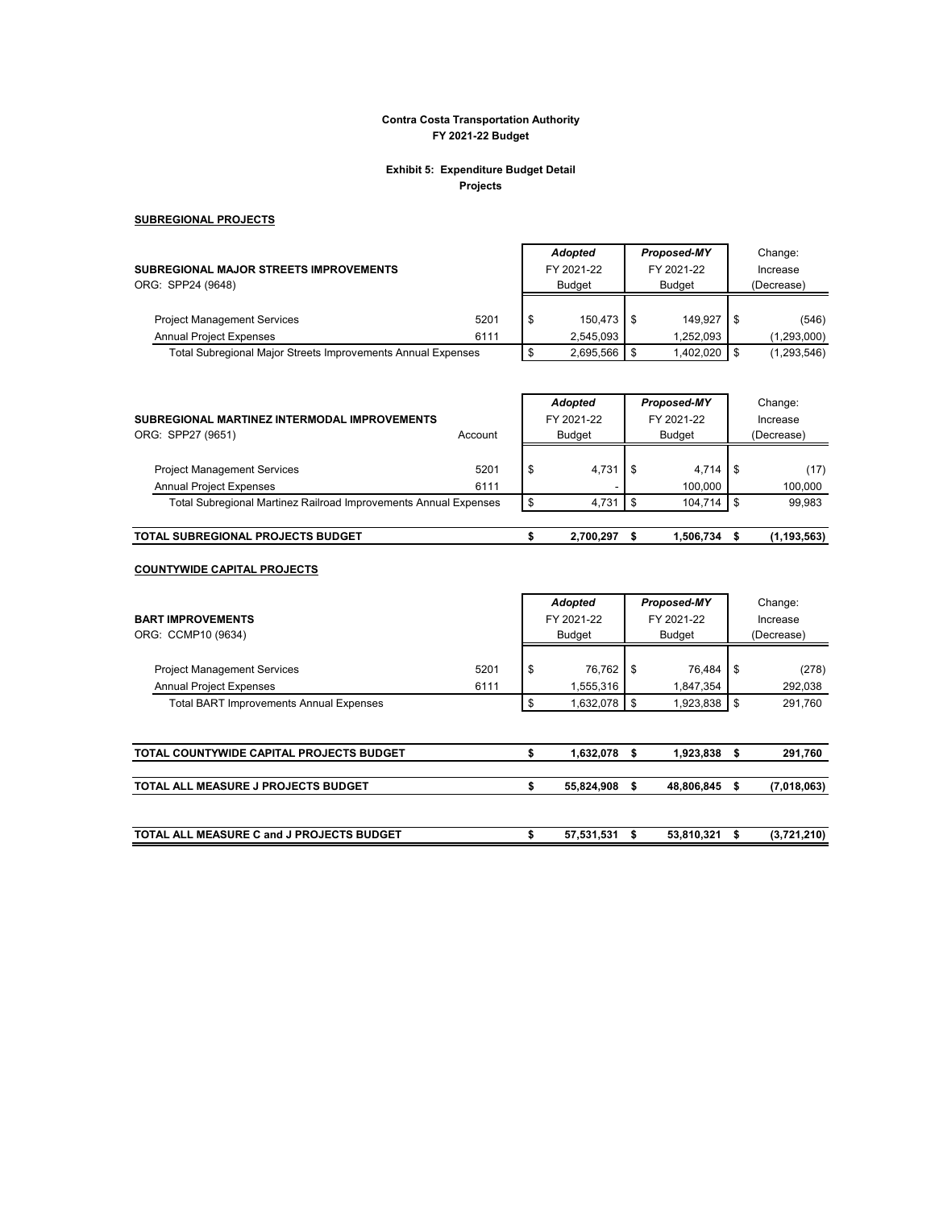**Contra Costa Transportation Authority**
**FY 2021-22 Budget**

**Exhibit 5: Expenditure Budget Detail**
**Projects**

**SUBREGIONAL PROJECTS**

| **SUBREGIONAL MAJOR STREETS IMPROVEMENTS** ORG: SPP24 (9648) | | ***Adopted*** FY 2021-22 Budget | ***Proposed-MY*** FY 2021-22 Budget | Change: Increase (Decrease) |
|---|---|---|---|---|
| Project Management Services | 5201 | $ 150,473 | $ 149,927 | $ (546) |
| Annual Project Expenses | 6111 | 2,545,093 | 1,252,093 | (1,293,000) |
| Total Subregional Major Streets Improvements Annual Expenses | | $ 2,695,566 | $ 1,402,020 | $ (1,293,546) |

| **SUBREGIONAL MARTINEZ INTERMODAL IMPROVEMENTS** ORG: SPP27 (9651) | Account | ***Adopted*** FY 2021-22 Budget | ***Proposed-MY*** FY 2021-22 Budget | Change: Increase (Decrease) |
|---|---|---|---|---|
| Project Management Services | 5201 | $ 4,731 | $ 4,714 | $ (17) |
| Annual Project Expenses | 6111 | - | 100,000 | 100,000 |
| Total Subregional Martinez Railroad Improvements Annual Expenses | | $ 4,731 | $ 104,714 | $ 99,983 |
| **TOTAL SUBREGIONAL PROJECTS BUDGET** | | **$ 2,700,297** | **$ 1,506,734** | **$ (1,193,563)** |

**COUNTYWIDE CAPITAL PROJECTS**

| **BART IMPROVEMENTS** ORG: CCMP10 (9634) | | ***Adopted*** FY 2021-22 Budget | ***Proposed-MY*** FY 2021-22 Budget | Change: Increase (Decrease) |
|---|---|---|---|---|
| Project Management Services | 5201 | $ 76,762 | $ 76,484 | $ (278) |
| Annual Project Expenses | 6111 | 1,555,316 | 1,847,354 | 292,038 |
| Total BART Improvements Annual Expenses | | $ 1,632,078 | $ 1,923,838 | $ 291,760 |
| **TOTAL COUNTYWIDE CAPITAL PROJECTS BUDGET** | | **$ 1,632,078** | **$ 1,923,838** | **$ 291,760** |
| **TOTAL ALL MEASURE J PROJECTS BUDGET** | | **$ 55,824,908** | **$ 48,806,845** | **$ (7,018,063)** |
| **TOTAL ALL MEASURE C and J PROJECTS BUDGET** | | **$ 57,531,531** | **$ 53,810,321** | **$ (3,721,210)** |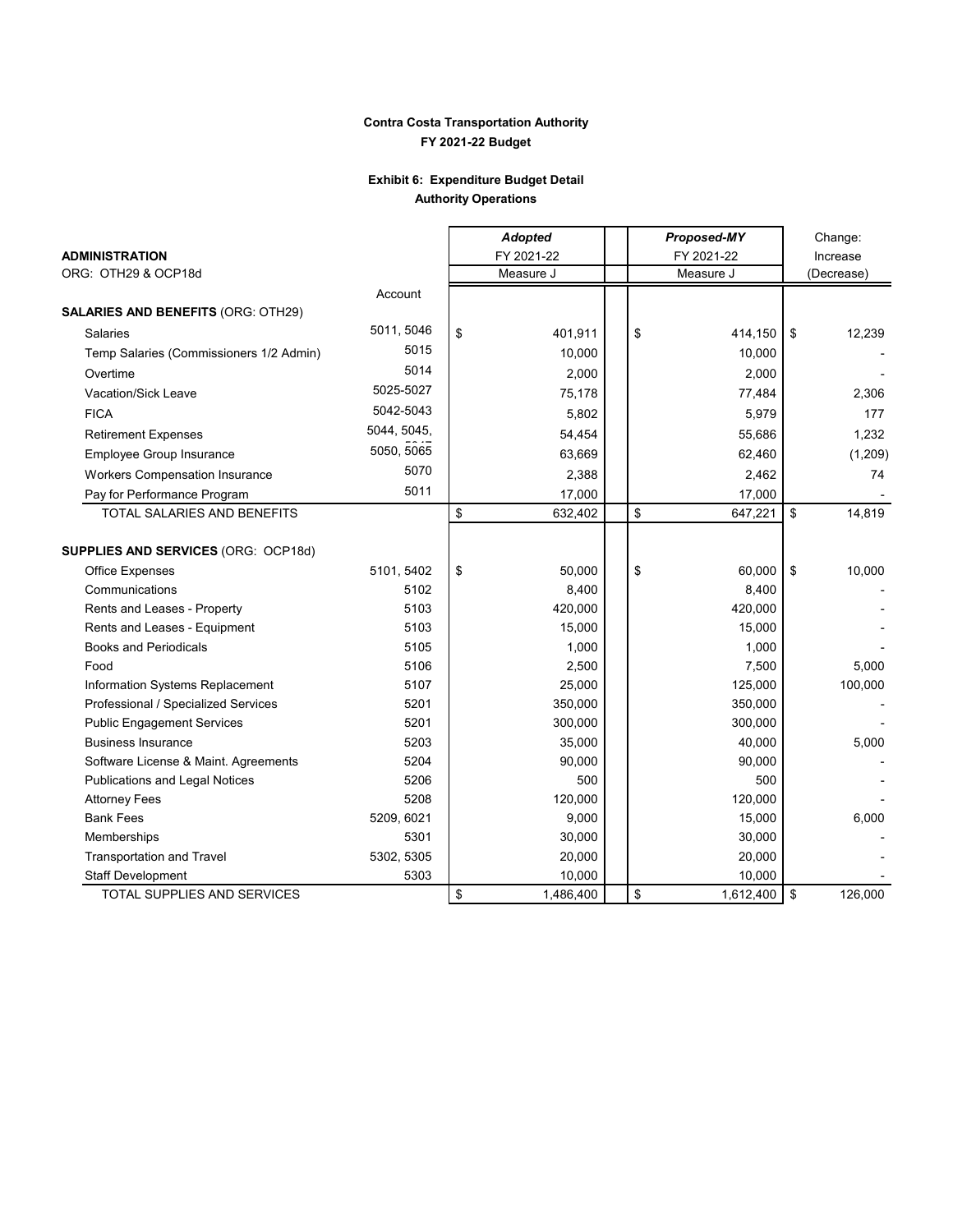**Contra Costa Transportation Authority**
**FY 2021-22 Budget**

**Exhibit 6: Expenditure Budget Detail**
**Authority Operations**

| **ADMINISTRATION** ORG: OTH29 & OCP18d | Account | ***Adopted*** FY 2021-22 Measure J | ***Proposed-MY*** FY 2021-22 Measure J | Change: Increase (Decrease) |
|---|---|---|---|---|
| **SALARIES AND BENEFITS** (ORG: OTH29) | | | | |
| Salaries | 5011, 5046 | $ 401,911 | $ 414,150 | $ 12,239 |
| Temp Salaries (Commissioners 1/2 Admin) | 5015 | 10,000 | 10,000 | - |
| Overtime | 5014 | 2,000 | 2,000 | - |
| Vacation/Sick Leave | 5025-5027 | 75,178 | 77,484 | 2,306 |
| FICA | 5042-5043 | 5,802 | 5,979 | 177 |
| Retirement Expenses | 5044, 5045, 5047 | 54,454 | 55,686 | 1,232 |
| Employee Group Insurance | 5050, 5065 | 63,669 | 62,460 | (1,209) |
| Workers Compensation Insurance | 5070 | 2,388 | 2,462 | 74 |
| Pay for Performance Program | 5011 | 17,000 | 17,000 | - |
| TOTAL SALARIES AND BENEFITS | | $ 632,402 | $ 647,221 | $ 14,819 |
| **SUPPLIES AND SERVICES** (ORG: OCP18d) | | | | |
| Office Expenses | 5101, 5402 | $ 50,000 | $ 60,000 | $ 10,000 |
| Communications | 5102 | 8,400 | 8,400 | - |
| Rents and Leases - Property | 5103 | 420,000 | 420,000 | - |
| Rents and Leases - Equipment | 5103 | 15,000 | 15,000 | - |
| Books and Periodicals | 5105 | 1,000 | 1,000 | - |
| Food | 5106 | 2,500 | 7,500 | 5,000 |
| Information Systems Replacement | 5107 | 25,000 | 125,000 | 100,000 |
| Professional / Specialized Services | 5201 | 350,000 | 350,000 | - |
| Public Engagement Services | 5201 | 300,000 | 300,000 | - |
| Business Insurance | 5203 | 35,000 | 40,000 | 5,000 |
| Software License & Maint. Agreements | 5204 | 90,000 | 90,000 | - |
| Publications and Legal Notices | 5206 | 500 | 500 | - |
| Attorney Fees | 5208 | 120,000 | 120,000 | - |
| Bank Fees | 5209, 6021 | 9,000 | 15,000 | 6,000 |
| Memberships | 5301 | 30,000 | 30,000 | - |
| Transportation and Travel | 5302, 5305 | 20,000 | 20,000 | - |
| Staff Development | 5303 | 10,000 | 10,000 | - |
| TOTAL SUPPLIES AND SERVICES | | $ 1,486,400 | $ 1,612,400 | $ 126,000 |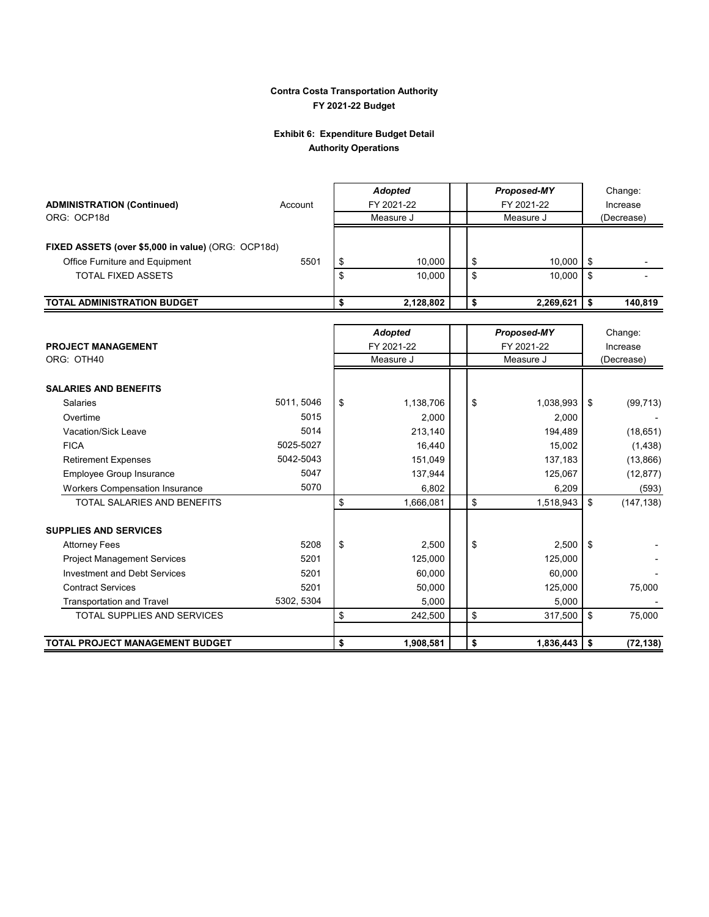**Contra Costa Transportation Authority**
**FY 2021-22 Budget**

**Exhibit 6: Expenditure Budget Detail**
**Authority Operations**

| **ADMINISTRATION (Continued)**<br>ORG: OCP18d | Account | ***Adopted***<br>FY 2021-22<br>Measure J | ***Proposed-MY***<br>FY 2021-22<br>Measure J | Change:<br>Increase<br>(Decrease) |
|---|---|---|---|---|
| **FIXED ASSETS (over $5,000 in value)** (ORG: OCP18d) | | | | |
| Office Furniture and Equipment | 5501 | $ 10,000 | $ 10,000 | $ - |
| TOTAL FIXED ASSETS | | $ 10,000 | $ 10,000 | $ - |
| **TOTAL ADMINISTRATION BUDGET** | | **$ 2,128,802** | **$ 2,269,621** | **$ 140,819** |

| **PROJECT MANAGEMENT**<br>ORG: OTH40 | | ***Adopted***<br>FY 2021-22<br>Measure J | ***Proposed-MY***<br>FY 2021-22<br>Measure J | Change:<br>Increase<br>(Decrease) |
|---|---|---|---|---|
| **SALARIES AND BENEFITS** | | | | |
| Salaries | 5011, 5046 | $ 1,138,706 | $ 1,038,993 | $ (99,713) |
| Overtime | 5015 | 2,000 | 2,000 | - |
| Vacation/Sick Leave | 5014 | 213,140 | 194,489 | (18,651) |
| FICA | 5025-5027 | 16,440 | 15,002 | (1,438) |
| Retirement Expenses | 5042-5043 | 151,049 | 137,183 | (13,866) |
| Employee Group Insurance | 5047 | 137,944 | 125,067 | (12,877) |
| Workers Compensation Insurance | 5070 | 6,802 | 6,209 | (593) |
| TOTAL SALARIES AND BENEFITS | | $ 1,666,081 | $ 1,518,943 | $ (147,138) |
| **SUPPLIES AND SERVICES** | | | | |
| Attorney Fees | 5208 | $ 2,500 | $ 2,500 | $ - |
| Project Management Services | 5201 | 125,000 | 125,000 | - |
| Investment and Debt Services | 5201 | 60,000 | 60,000 | - |
| Contract Services | 5201 | 50,000 | 125,000 | 75,000 |
| Transportation and Travel | 5302, 5304 | 5,000 | 5,000 | - |
| TOTAL SUPPLIES AND SERVICES | | $ 242,500 | $ 317,500 | $ 75,000 |
| **TOTAL PROJECT MANAGEMENT BUDGET** | | **$ 1,908,581** | **$ 1,836,443** | **$ (72,138)** |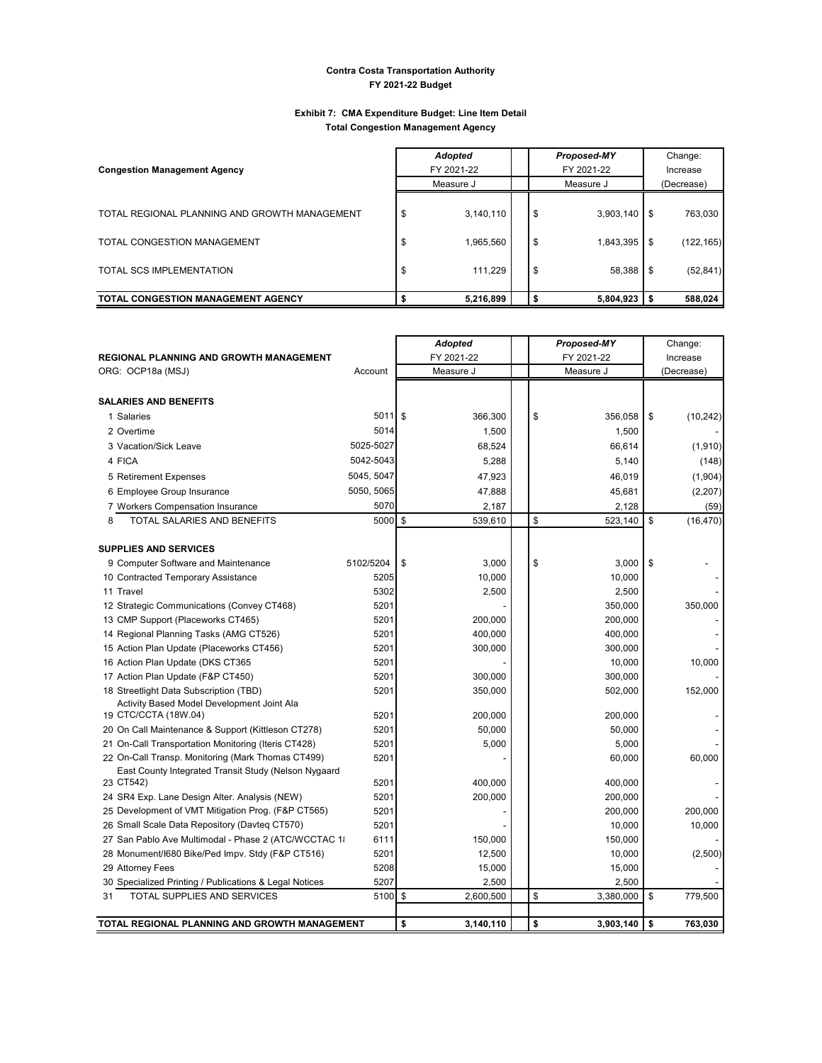**Contra Costa Transportation Authority**
**FY 2021-22 Budget**

**Exhibit 7: CMA Expenditure Budget: Line Item Detail**
**Total Congestion Management Agency**

| Congestion Management Agency | *Adopted* FY 2021-22 Measure J | *Proposed-MY* FY 2021-22 Measure J | Change: Increase (Decrease) |
|---|---|---|---|
| TOTAL REGIONAL PLANNING AND GROWTH MANAGEMENT | $ 3,140,110 | $ 3,903,140 | $ 763,030 |
| TOTAL CONGESTION MANAGEMENT | $ 1,965,560 | $ 1,843,395 | $ (122,165) |
| TOTAL SCS IMPLEMENTATION | $ 111,229 | $ 58,388 | $ (52,841) |
| **TOTAL CONGESTION MANAGEMENT AGENCY** | **$ 5,216,899** | **$ 5,804,923** | **$ 588,024** |

| REGIONAL PLANNING AND GROWTH MANAGEMENT ORG: OCP18a (MSJ) | Account | *Adopted* FY 2021-22 Measure J | *Proposed-MY* FY 2021-22 Measure J | Change: Increase (Decrease) |
|---|---|---|---|---|
| **SALARIES AND BENEFITS** | | | | |
| 1 Salaries | 5011 | $ 366,300 | $ 356,058 | $ (10,242) |
| 2 Overtime | 5014 | 1,500 | 1,500 | - |
| 3 Vacation/Sick Leave | 5025-5027 | 68,524 | 66,614 | (1,910) |
| 4 FICA | 5042-5043 | 5,288 | 5,140 | (148) |
| 5 Retirement Expenses | 5045, 5047 | 47,923 | 46,019 | (1,904) |
| 6 Employee Group Insurance | 5050, 5065 | 47,888 | 45,681 | (2,207) |
| 7 Workers Compensation Insurance | 5070 | 2,187 | 2,128 | (59) |
| 8 TOTAL SALARIES AND BENEFITS | 5000 | $ 539,610 | $ 523,140 | $ (16,470) |
| **SUPPLIES AND SERVICES** | | | | |
| 9 Computer Software and Maintenance | 5102/5204 | $ 3,000 | $ 3,000 | $ - |
| 10 Contracted Temporary Assistance | 5205 | 10,000 | 10,000 | - |
| 11 Travel | 5302 | 2,500 | 2,500 | - |
| 12 Strategic Communications (Convey CT468) | 5201 | - | 350,000 | 350,000 |
| 13 CMP Support (Placeworks CT465) | 5201 | 200,000 | 200,000 | - |
| 14 Regional Planning Tasks (AMG CT526) | 5201 | 400,000 | 400,000 | - |
| 15 Action Plan Update (Placeworks CT456) | 5201 | 300,000 | 300,000 | - |
| 16 Action Plan Update (DKS CT365 | 5201 | - | 10,000 | 10,000 |
| 17 Action Plan Update (F&P CT450) | 5201 | 300,000 | 300,000 | - |
| 18 Streetlight Data Subscription (TBD) | 5201 | 350,000 | 502,000 | 152,000 |
| 19 Activity Based Model Development Joint Ala CTC/CCTA (18W.04) | 5201 | 200,000 | 200,000 | - |
| 20 On Call Maintenance & Support (Kittleson CT278) | 5201 | 50,000 | 50,000 | - |
| 21 On-Call Transportation Monitoring (Iteris CT428) | 5201 | 5,000 | 5,000 | - |
| 22 On-Call Transp. Monitoring (Mark Thomas CT499) | 5201 | - | 60,000 | 60,000 |
| 23 East County Integrated Transit Study (Nelson Nygaard CT542) | 5201 | 400,000 | 400,000 | - |
| 24 SR4 Exp. Lane Design Alter. Analysis (NEW) | 5201 | 200,000 | 200,000 | - |
| 25 Development of VMT Mitigation Prog. (F&P CT565) | 5201 | - | 200,000 | 200,000 |
| 26 Small Scale Data Repository (Davteq CT570) | 5201 | - | 10,000 | 10,000 |
| 27 San Pablo Ave Multimodal - Phase 2 (ATC/WCCTAC 1 | 6111 | 150,000 | 150,000 | - |
| 28 Monument/I680 Bike/Ped Impv. Stdy (F&P CT516) | 5201 | 12,500 | 10,000 | (2,500) |
| 29 Attorney Fees | 5208 | 15,000 | 15,000 | - |
| 30 Specialized Printing / Publications & Legal Notices | 5207 | 2,500 | 2,500 | - |
| 31 TOTAL SUPPLIES AND SERVICES | 5100 | $ 2,600,500 | $ 3,380,000 | $ 779,500 |
| **TOTAL REGIONAL PLANNING AND GROWTH MANAGEMENT** | | **$ 3,140,110** | **$ 3,903,140** | **$ 763,030** |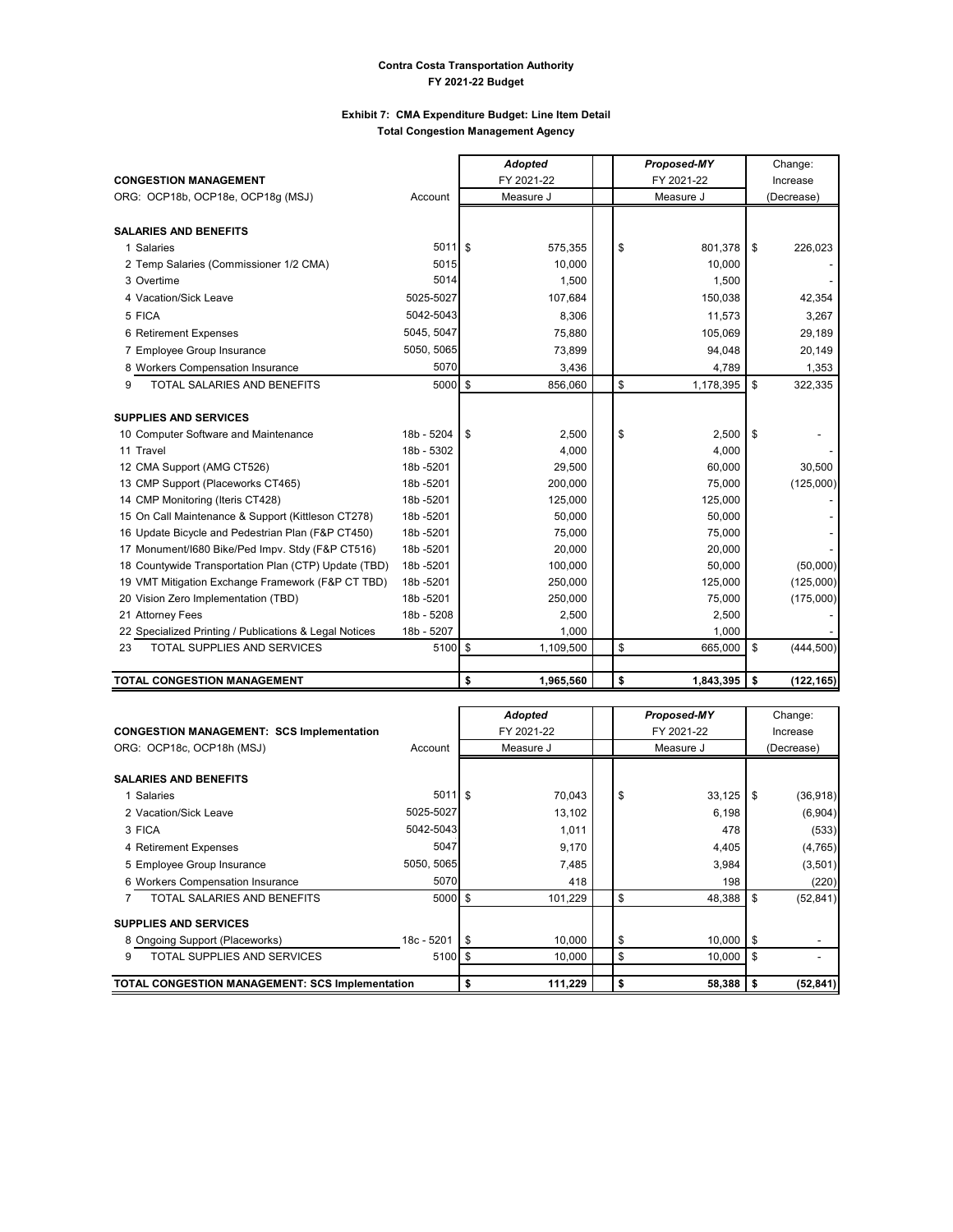**Contra Costa Transportation Authority**
**FY 2021-22 Budget**

**Exhibit 7: CMA Expenditure Budget: Line Item Detail**
**Total Congestion Management Agency**

| CONGESTION MANAGEMENT | | *Adopted* | *Proposed-MY* | Change: |
|---|---|---|---|---|
| | | FY 2021-22 | FY 2021-22 | Increase |
| ORG: OCP18b, OCP18e, OCP18g (MSJ) | Account | Measure J | Measure J | (Decrease) |
| **SALARIES AND BENEFITS** | | | | |
| 1 Salaries | 5011 | $ 575,355 | $ 801,378 | $ 226,023 |
| 2 Temp Salaries (Commissioner 1/2 CMA) | 5015 | 10,000 | 10,000 | - |
| 3 Overtime | 5014 | 1,500 | 1,500 | - |
| 4 Vacation/Sick Leave | 5025-5027 | 107,684 | 150,038 | 42,354 |
| 5 FICA | 5042-5043 | 8,306 | 11,573 | 3,267 |
| 6 Retirement Expenses | 5045, 5047 | 75,880 | 105,069 | 29,189 |
| 7 Employee Group Insurance | 5050, 5065 | 73,899 | 94,048 | 20,149 |
| 8 Workers Compensation Insurance | 5070 | 3,436 | 4,789 | 1,353 |
| 9 TOTAL SALARIES AND BENEFITS | 5000 | $ 856,060 | $ 1,178,395 | $ 322,335 |
| **SUPPLIES AND SERVICES** | | | | |
| 10 Computer Software and Maintenance | 18b - 5204 | $ 2,500 | $ 2,500 | $ - |
| 11 Travel | 18b - 5302 | 4,000 | 4,000 | - |
| 12 CMA Support (AMG CT526) | 18b -5201 | 29,500 | 60,000 | 30,500 |
| 13 CMP Support (Placeworks CT465) | 18b -5201 | 200,000 | 75,000 | (125,000) |
| 14 CMP Monitoring (Iteris CT428) | 18b -5201 | 125,000 | 125,000 | - |
| 15 On Call Maintenance & Support (Kittleson CT278) | 18b -5201 | 50,000 | 50,000 | - |
| 16 Update Bicycle and Pedestrian Plan (F&P CT450) | 18b -5201 | 75,000 | 75,000 | - |
| 17 Monument/I680 Bike/Ped Impv. Stdy (F&P CT516) | 18b -5201 | 20,000 | 20,000 | - |
| 18 Countywide Transportation Plan (CTP) Update (TBD) | 18b -5201 | 100,000 | 50,000 | (50,000) |
| 19 VMT Mitigation Exchange Framework (F&P CT TBD) | 18b -5201 | 250,000 | 125,000 | (125,000) |
| 20 Vision Zero Implementation (TBD) | 18b -5201 | 250,000 | 75,000 | (175,000) |
| 21 Attorney Fees | 18b - 5208 | 2,500 | 2,500 | - |
| 22 Specialized Printing / Publications & Legal Notices | 18b - 5207 | 1,000 | 1,000 | - |
| 23 TOTAL SUPPLIES AND SERVICES | 5100 | $ 1,109,500 | $ 665,000 | $ (444,500) |
| **TOTAL CONGESTION MANAGEMENT** | | **$ 1,965,560** | **$ 1,843,395** | **$ (122,165)** |

| CONGESTION MANAGEMENT: SCS Implementation | | *Adopted* | *Proposed-MY* | Change: |
|---|---|---|---|---|
| | | FY 2021-22 | FY 2021-22 | Increase |
| ORG: OCP18c, OCP18h (MSJ) | Account | Measure J | Measure J | (Decrease) |
| **SALARIES AND BENEFITS** | | | | |
| 1 Salaries | 5011 | $ 70,043 | $ 33,125 | $ (36,918) |
| 2 Vacation/Sick Leave | 5025-5027 | 13,102 | 6,198 | (6,904) |
| 3 FICA | 5042-5043 | 1,011 | 478 | (533) |
| 4 Retirement Expenses | 5047 | 9,170 | 4,405 | (4,765) |
| 5 Employee Group Insurance | 5050, 5065 | 7,485 | 3,984 | (3,501) |
| 6 Workers Compensation Insurance | 5070 | 418 | 198 | (220) |
| 7 TOTAL SALARIES AND BENEFITS | 5000 | $ 101,229 | $ 48,388 | $ (52,841) |
| **SUPPLIES AND SERVICES** | | | | |
| 8 Ongoing Support (Placeworks) | 18c - 5201 | $ 10,000 | $ 10,000 | $ - |
| 9 TOTAL SUPPLIES AND SERVICES | 5100 | $ 10,000 | $ 10,000 | $ - |
| **TOTAL CONGESTION MANAGEMENT: SCS Implementation** | | **$ 111,229** | **$ 58,388** | **$ (52,841)** |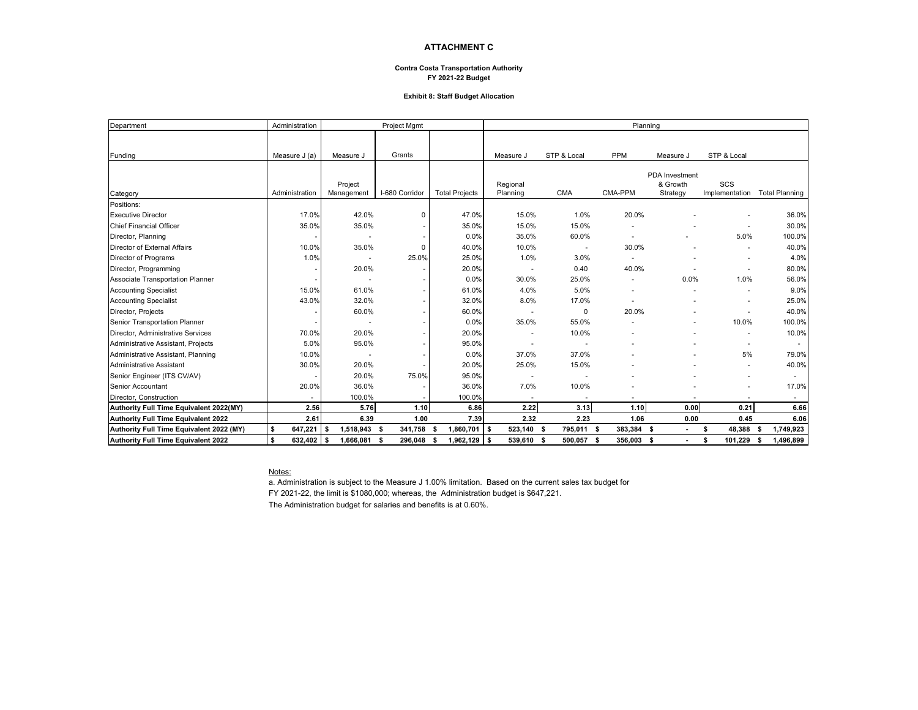**ATTACHMENT C**

**Contra Costa Transportation Authority**
**FY 2021-22 Budget**

**Exhibit 8: Staff Budget Allocation**

| Department | Administration | Project Mgmt | | | Planning | | | | | |
|---|---|---|---|---|---|---|---|---|---|---|
| Funding | Measure J (a) | Measure J | Grants | | Measure J | STP & Local | PPM | Measure J | STP & Local | |
| Category | Administration | Project Management | I-680 Corridor | Total Projects | Regional Planning | CMA | CMA-PPM | PDA Investment & Growth Strategy | SCS Implementation | Total Planning |
| Positions: | | | | | | | | | | |
| Executive Director | 17.0% | 42.0% | 0 | 47.0% | 15.0% | 1.0% | 20.0% | - | - | 36.0% |
| Chief Financial Officer | 35.0% | 35.0% | - | 35.0% | 15.0% | 15.0% | - | - | - | 30.0% |
| Director, Planning | - | - | - | 0.0% | 35.0% | 60.0% | - | - | 5.0% | 100.0% |
| Director of External Affairs | 10.0% | 35.0% | 0 | 40.0% | 10.0% | - | 30.0% | - | - | 40.0% |
| Director of Programs | 1.0% | - | 25.0% | 25.0% | 1.0% | 3.0% | - | - | - | 4.0% |
| Director, Programming | - | 20.0% | - | 20.0% | - | 0.40 | 40.0% | - | - | 80.0% |
| Associate Transportation Planner | - | - | - | 0.0% | 30.0% | 25.0% | - | 0.0% | 1.0% | 56.0% |
| Accounting Specialist | 15.0% | 61.0% | - | 61.0% | 4.0% | 5.0% | - | - | - | 9.0% |
| Accounting Specialist | 43.0% | 32.0% | - | 32.0% | 8.0% | 17.0% | - | - | - | 25.0% |
| Director, Projects | - | 60.0% | - | 60.0% | - | 0 | 20.0% | - | - | 40.0% |
| Senior Transportation Planner | - | - | - | 0.0% | 35.0% | 55.0% | - | - | 10.0% | 100.0% |
| Director, Administrative Services | 70.0% | 20.0% | - | 20.0% | - | 10.0% | - | - | - | 10.0% |
| Administrative Assistant, Projects | 5.0% | 95.0% | - | 95.0% | - | - | - | - | - | - |
| Administrative Assistant, Planning | 10.0% | - | - | 0.0% | 37.0% | 37.0% | - | - | 5% | 79.0% |
| Administrative Assistant | 30.0% | 20.0% | - | 20.0% | 25.0% | 15.0% | - | - | - | 40.0% |
| Senior Engineer (ITS CV/AV) | - | 20.0% | 75.0% | 95.0% | - | - | - | - | - | - |
| Senior Accountant | 20.0% | 36.0% | - | 36.0% | 7.0% | 10.0% | - | - | - | 17.0% |
| Director, Construction | - | 100.0% | - | 100.0% | - | - | - | - | - | - |
| **Authority Full Time Equivalent 2022(MY)** | **2.56** | **5.76** | **1.10** | **6.86** | **2.22** | **3.13** | **1.10** | **0.00** | **0.21** | **6.66** |
| **Authority Full Time Equivalent 2022** | **2.61** | **6.39** | **1.00** | **7.39** | **2.32** | **2.23** | **1.06** | **0.00** | **0.45** | **6.06** |
| **Authority Full Time Equivalent 2022 (MY)** | **$ 647,221** | **$ 1,518,943** | **$ 341,758** | **$ 1,860,701** | **$ 523,140** | **$ 795,011** | **$ 383,384** | **$ -** | **$ 48,388** | **$ 1,749,923** |
| **Authority Full Time Equivalent 2022** | **$ 632,402** | **$ 1,666,081** | **$ 296,048** | **$ 1,962,129** | **$ 539,610** | **$ 500,057** | **$ 356,003** | **$ -** | **$ 101,229** | **$ 1,496,899** |

Notes:

a. Administration is subject to the Measure J 1.00% limitation. Based on the current sales tax budget for FY 2021-22, the limit is $1080,000; whereas, the Administration budget is $647,221.
The Administration budget for salaries and benefits is at 0.60%.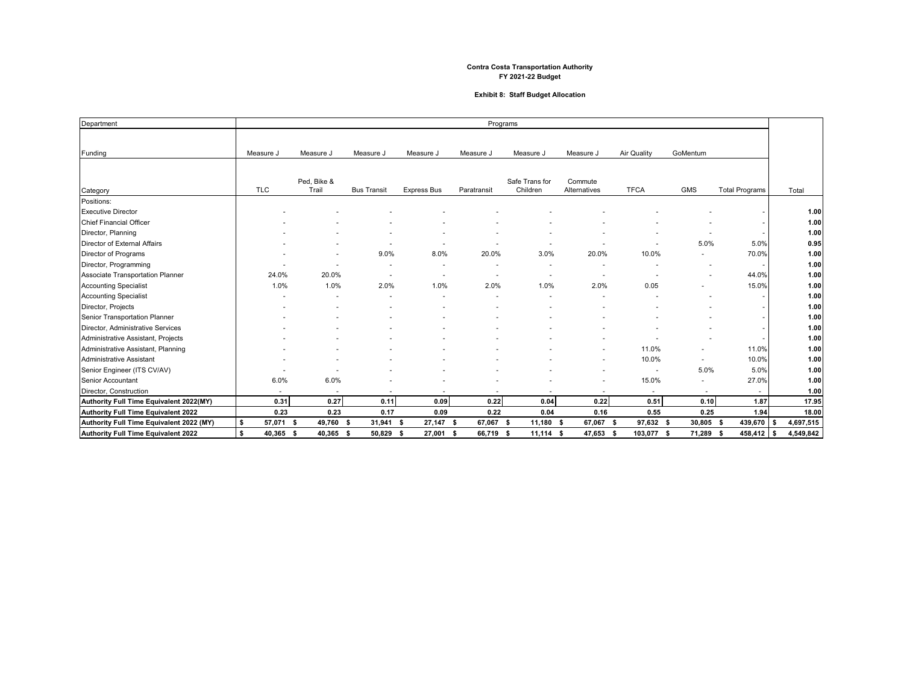**Contra Costa Transportation Authority**
**FY 2021-22 Budget**

**Exhibit 8: Staff Budget Allocation**

| Department | Programs | | | | | | | | | | |
|---|---|---|---|---|---|---|---|---|---|---|---|
| Funding | Measure J | Measure J | Measure J | Measure J | Measure J | Measure J | Measure J | Air Quality | GoMentum | | |
| Category | TLC | Ped, Bike & Trail | Bus Transit | Express Bus | Paratransit | Safe Trans for Children | Commute Alternatives | TFCA | GMS | Total Programs | Total |
| Positions: | | | | | | | | | | | |
| Executive Director | - | - | - | - | - | - | - | - | - | - | 1.00 |
| Chief Financial Officer | - | - | - | - | - | - | - | - | - | - | 1.00 |
| Director, Planning | - | - | - | - | - | - | - | - | - | - | 1.00 |
| Director of External Affairs | - | - | - | - | - | - | - | - | 5.0% | 5.0% | 0.95 |
| Director of Programs | - | - | 9.0% | 8.0% | 20.0% | 3.0% | 20.0% | 10.0% | - | 70.0% | 1.00 |
| Director, Programming | - | - | - | - | - | - | - | - | - | - | 1.00 |
| Associate Transportation Planner | 24.0% | 20.0% | - | - | - | - | - | - | - | 44.0% | 1.00 |
| Accounting Specialist | 1.0% | 1.0% | 2.0% | 1.0% | 2.0% | 1.0% | 2.0% | 0.05 | - | 15.0% | 1.00 |
| Accounting Specialist | - | - | - | - | - | - | - | - | - | - | 1.00 |
| Director, Projects | - | - | - | - | - | - | - | - | - | - | 1.00 |
| Senior Transportation Planner | - | - | - | - | - | - | - | - | - | - | 1.00 |
| Director, Administrative Services | - | - | - | - | - | - | - | - | - | - | 1.00 |
| Administrative Assistant, Projects | - | - | - | - | - | - | - | - | - | - | 1.00 |
| Administrative Assistant, Planning | - | - | - | - | - | - | - | 11.0% | - | 11.0% | 1.00 |
| Administrative Assistant | - | - | - | - | - | - | - | 10.0% | - | 10.0% | 1.00 |
| Senior Engineer (ITS CV/AV) | - | - | - | - | - | - | - | - | 5.0% | 5.0% | 1.00 |
| Senior Accountant | 6.0% | 6.0% | - | - | - | - | - | 15.0% | - | 27.0% | 1.00 |
| Director, Construction | - | - | - | - | - | - | - | - | - | - | 1.00 |
| **Authority Full Time Equivalent 2022(MY)** | **0.31** | **0.27** | **0.11** | **0.09** | **0.22** | **0.04** | **0.22** | **0.51** | **0.10** | **1.87** | **17.95** |
| **Authority Full Time Equivalent 2022** | **0.23** | **0.23** | **0.17** | **0.09** | **0.22** | **0.04** | **0.16** | **0.55** | **0.25** | **1.94** | **18.00** |
| **Authority Full Time Equivalent 2022 (MY)** | **$ 57,071** | **$ 49,760** | **$ 31,941** | **$ 27,147** | **$ 67,067** | **$ 11,180** | **$ 67,067** | **$ 97,632** | **$ 30,805** | **$ 439,670** | **$ 4,697,515** |
| **Authority Full Time Equivalent 2022** | **$ 40,365** | **$ 40,365** | **$ 50,829** | **$ 27,001** | **$ 66,719** | **$ 11,114** | **$ 47,653** | **$ 103,077** | **$ 71,289** | **$ 458,412** | **$ 4,549,842** |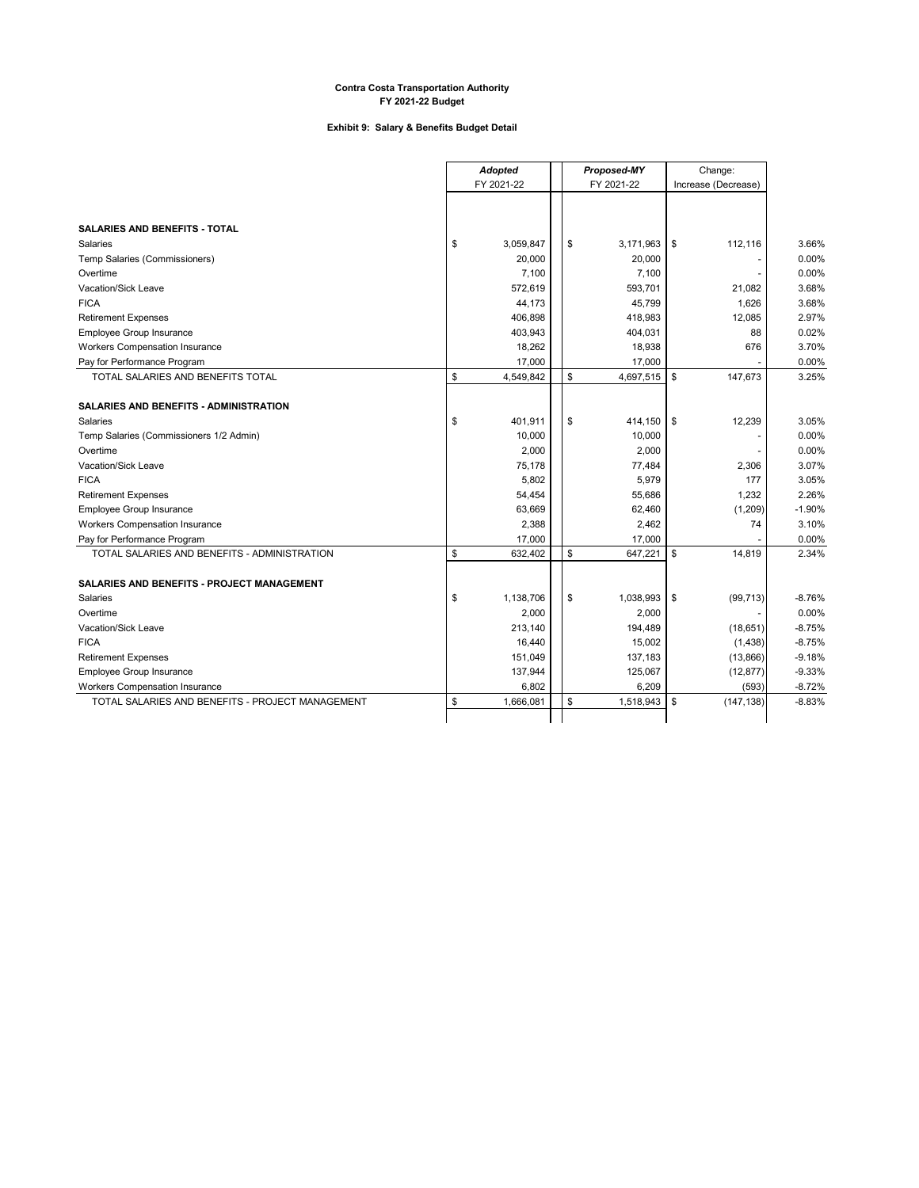**Contra Costa Transportation Authority**
**FY 2021-22 Budget**

**Exhibit 9: Salary & Benefits Budget Detail**

| | *Adopted* FY 2021-22 | *Proposed-MY* FY 2021-22 | Change: Increase (Decrease) | |
|---|---|---|---|---|
| **SALARIES AND BENEFITS - TOTAL** | | | | |
| Salaries | $ 3,059,847 | $ 3,171,963 | $ 112,116 | 3.66% |
| Temp Salaries (Commissioners) | 20,000 | 20,000 | - | 0.00% |
| Overtime | 7,100 | 7,100 | - | 0.00% |
| Vacation/Sick Leave | 572,619 | 593,701 | 21,082 | 3.68% |
| FICA | 44,173 | 45,799 | 1,626 | 3.68% |
| Retirement Expenses | 406,898 | 418,983 | 12,085 | 2.97% |
| Employee Group Insurance | 403,943 | 404,031 | 88 | 0.02% |
| Workers Compensation Insurance | 18,262 | 18,938 | 676 | 3.70% |
| Pay for Performance Program | 17,000 | 17,000 | - | 0.00% |
| TOTAL SALARIES AND BENEFITS TOTAL | $ 4,549,842 | $ 4,697,515 | $ 147,673 | 3.25% |
| **SALARIES AND BENEFITS - ADMINISTRATION** | | | | |
| Salaries | $ 401,911 | $ 414,150 | $ 12,239 | 3.05% |
| Temp Salaries (Commissioners 1/2 Admin) | 10,000 | 10,000 | - | 0.00% |
| Overtime | 2,000 | 2,000 | - | 0.00% |
| Vacation/Sick Leave | 75,178 | 77,484 | 2,306 | 3.07% |
| FICA | 5,802 | 5,979 | 177 | 3.05% |
| Retirement Expenses | 54,454 | 55,686 | 1,232 | 2.26% |
| Employee Group Insurance | 63,669 | 62,460 | (1,209) | -1.90% |
| Workers Compensation Insurance | 2,388 | 2,462 | 74 | 3.10% |
| Pay for Performance Program | 17,000 | 17,000 | - | 0.00% |
| TOTAL SALARIES AND BENEFITS - ADMINISTRATION | $ 632,402 | $ 647,221 | $ 14,819 | 2.34% |
| **SALARIES AND BENEFITS - PROJECT MANAGEMENT** | | | | |
| Salaries | $ 1,138,706 | $ 1,038,993 | $ (99,713) | -8.76% |
| Overtime | 2,000 | 2,000 | - | 0.00% |
| Vacation/Sick Leave | 213,140 | 194,489 | (18,651) | -8.75% |
| FICA | 16,440 | 15,002 | (1,438) | -8.75% |
| Retirement Expenses | 151,049 | 137,183 | (13,866) | -9.18% |
| Employee Group Insurance | 137,944 | 125,067 | (12,877) | -9.33% |
| Workers Compensation Insurance | 6,802 | 6,209 | (593) | -8.72% |
| TOTAL SALARIES AND BENEFITS - PROJECT MANAGEMENT | $ 1,666,081 | $ 1,518,943 | $ (147,138) | -8.83% |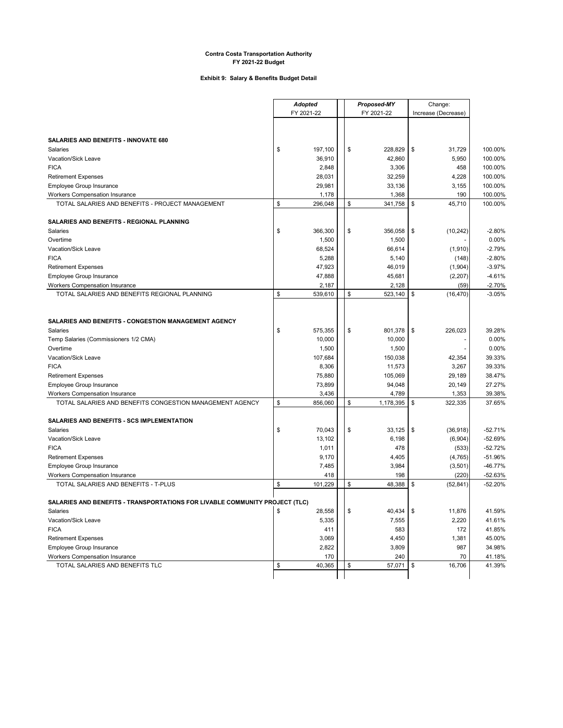**Contra Costa Transportation Authority**
**FY 2021-22 Budget**

**Exhibit 9: Salary & Benefits Budget Detail**

| | *Adopted* FY 2021-22 | *Proposed-MY* FY 2021-22 | Change: Increase (Decrease) | |
|---|---|---|---|---|
| **SALARIES AND BENEFITS - INNOVATE 680** | | | | |
| Salaries | $ 197,100 | $ 228,829 | $ 31,729 | 100.00% |
| Vacation/Sick Leave | 36,910 | 42,860 | 5,950 | 100.00% |
| FICA | 2,848 | 3,306 | 458 | 100.00% |
| Retirement Expenses | 28,031 | 32,259 | 4,228 | 100.00% |
| Employee Group Insurance | 29,981 | 33,136 | 3,155 | 100.00% |
| Workers Compensation Insurance | 1,178 | 1,368 | 190 | 100.00% |
| TOTAL SALARIES AND BENEFITS - PROJECT MANAGEMENT | $ 296,048 | $ 341,758 | $ 45,710 | 100.00% |
| **SALARIES AND BENEFITS - REGIONAL PLANNING** | | | | |
| Salaries | $ 366,300 | $ 356,058 | $ (10,242) | -2.80% |
| Overtime | 1,500 | 1,500 | - | 0.00% |
| Vacation/Sick Leave | 68,524 | 66,614 | (1,910) | -2.79% |
| FICA | 5,288 | 5,140 | (148) | -2.80% |
| Retirement Expenses | 47,923 | 46,019 | (1,904) | -3.97% |
| Employee Group Insurance | 47,888 | 45,681 | (2,207) | -4.61% |
| Workers Compensation Insurance | 2,187 | 2,128 | (59) | -2.70% |
| TOTAL SALARIES AND BENEFITS REGIONAL PLANNING | $ 539,610 | $ 523,140 | $ (16,470) | -3.05% |
| **SALARIES AND BENEFITS - CONGESTION MANAGEMENT AGENCY** | | | | |
| Salaries | $ 575,355 | $ 801,378 | $ 226,023 | 39.28% |
| Temp Salaries (Commissioners 1/2 CMA) | 10,000 | 10,000 | - | 0.00% |
| Overtime | 1,500 | 1,500 | - | 0.00% |
| Vacation/Sick Leave | 107,684 | 150,038 | 42,354 | 39.33% |
| FICA | 8,306 | 11,573 | 3,267 | 39.33% |
| Retirement Expenses | 75,880 | 105,069 | 29,189 | 38.47% |
| Employee Group Insurance | 73,899 | 94,048 | 20,149 | 27.27% |
| Workers Compensation Insurance | 3,436 | 4,789 | 1,353 | 39.38% |
| TOTAL SALARIES AND BENEFITS CONGESTION MANAGEMENT AGENCY | $ 856,060 | $ 1,178,395 | $ 322,335 | 37.65% |
| **SALARIES AND BENEFITS - SCS IMPLEMENTATION** | | | | |
| Salaries | $ 70,043 | $ 33,125 | $ (36,918) | -52.71% |
| Vacation/Sick Leave | 13,102 | 6,198 | (6,904) | -52.69% |
| FICA | 1,011 | 478 | (533) | -52.72% |
| Retirement Expenses | 9,170 | 4,405 | (4,765) | -51.96% |
| Employee Group Insurance | 7,485 | 3,984 | (3,501) | -46.77% |
| Workers Compensation Insurance | 418 | 198 | (220) | -52.63% |
| TOTAL SALARIES AND BENEFITS - T-PLUS | $ 101,229 | $ 48,388 | $ (52,841) | -52.20% |
| **SALARIES AND BENEFITS - TRANSPORTATIONS FOR LIVABLE COMMUNITY PROJECT (TLC)** | | | | |
| Salaries | $ 28,558 | $ 40,434 | $ 11,876 | 41.59% |
| Vacation/Sick Leave | 5,335 | 7,555 | 2,220 | 41.61% |
| FICA | 411 | 583 | 172 | 41.85% |
| Retirement Expenses | 3,069 | 4,450 | 1,381 | 45.00% |
| Employee Group Insurance | 2,822 | 3,809 | 987 | 34.98% |
| Workers Compensation Insurance | 170 | 240 | 70 | 41.18% |
| TOTAL SALARIES AND BENEFITS TLC | $ 40,365 | $ 57,071 | $ 16,706 | 41.39% |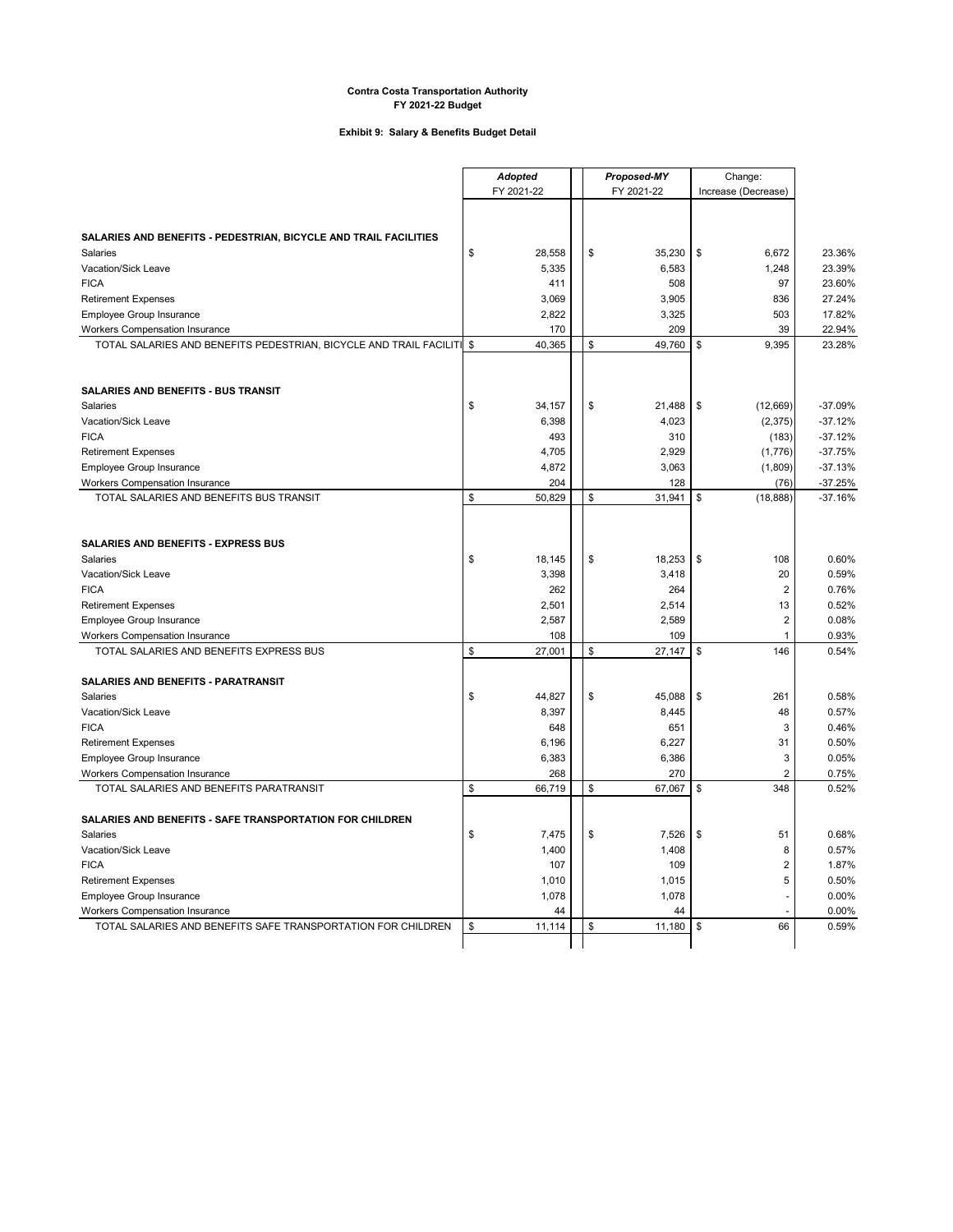**Contra Costa Transportation Authority**
**FY 2021-22 Budget**

**Exhibit 9: Salary & Benefits Budget Detail**

| | *Adopted* FY 2021-22 | *Proposed-MY* FY 2021-22 | Change: Increase (Decrease) | |
|---|---|---|---|---|
| **SALARIES AND BENEFITS - PEDESTRIAN, BICYCLE AND TRAIL FACILITIES** | | | | |
| Salaries | $ 28,558 | $ 35,230 | $ 6,672 | 23.36% |
| Vacation/Sick Leave | 5,335 | 6,583 | 1,248 | 23.39% |
| FICA | 411 | 508 | 97 | 23.60% |
| Retirement Expenses | 3,069 | 3,905 | 836 | 27.24% |
| Employee Group Insurance | 2,822 | 3,325 | 503 | 17.82% |
| Workers Compensation Insurance | 170 | 209 | 39 | 22.94% |
| TOTAL SALARIES AND BENEFITS PEDESTRIAN, BICYCLE AND TRAIL FACILITI | $ 40,365 | $ 49,760 | $ 9,395 | 23.28% |
| **SALARIES AND BENEFITS - BUS TRANSIT** | | | | |
| Salaries | $ 34,157 | $ 21,488 | $ (12,669) | -37.09% |
| Vacation/Sick Leave | 6,398 | 4,023 | (2,375) | -37.12% |
| FICA | 493 | 310 | (183) | -37.12% |
| Retirement Expenses | 4,705 | 2,929 | (1,776) | -37.75% |
| Employee Group Insurance | 4,872 | 3,063 | (1,809) | -37.13% |
| Workers Compensation Insurance | 204 | 128 | (76) | -37.25% |
| TOTAL SALARIES AND BENEFITS BUS TRANSIT | $ 50,829 | $ 31,941 | $ (18,888) | -37.16% |
| **SALARIES AND BENEFITS - EXPRESS BUS** | | | | |
| Salaries | $ 18,145 | $ 18,253 | $ 108 | 0.60% |
| Vacation/Sick Leave | 3,398 | 3,418 | 20 | 0.59% |
| FICA | 262 | 264 | 2 | 0.76% |
| Retirement Expenses | 2,501 | 2,514 | 13 | 0.52% |
| Employee Group Insurance | 2,587 | 2,589 | 2 | 0.08% |
| Workers Compensation Insurance | 108 | 109 | 1 | 0.93% |
| TOTAL SALARIES AND BENEFITS EXPRESS BUS | $ 27,001 | $ 27,147 | $ 146 | 0.54% |
| **SALARIES AND BENEFITS - PARATRANSIT** | | | | |
| Salaries | $ 44,827 | $ 45,088 | $ 261 | 0.58% |
| Vacation/Sick Leave | 8,397 | 8,445 | 48 | 0.57% |
| FICA | 648 | 651 | 3 | 0.46% |
| Retirement Expenses | 6,196 | 6,227 | 31 | 0.50% |
| Employee Group Insurance | 6,383 | 6,386 | 3 | 0.05% |
| Workers Compensation Insurance | 268 | 270 | 2 | 0.75% |
| TOTAL SALARIES AND BENEFITS PARATRANSIT | $ 66,719 | $ 67,067 | $ 348 | 0.52% |
| **SALARIES AND BENEFITS - SAFE TRANSPORTATION FOR CHILDREN** | | | | |
| Salaries | $ 7,475 | $ 7,526 | $ 51 | 0.68% |
| Vacation/Sick Leave | 1,400 | 1,408 | 8 | 0.57% |
| FICA | 107 | 109 | 2 | 1.87% |
| Retirement Expenses | 1,010 | 1,015 | 5 | 0.50% |
| Employee Group Insurance | 1,078 | 1,078 | - | 0.00% |
| Workers Compensation Insurance | 44 | 44 | - | 0.00% |
| TOTAL SALARIES AND BENEFITS SAFE TRANSPORTATION FOR CHILDREN | $ 11,114 | $ 11,180 | $ 66 | 0.59% |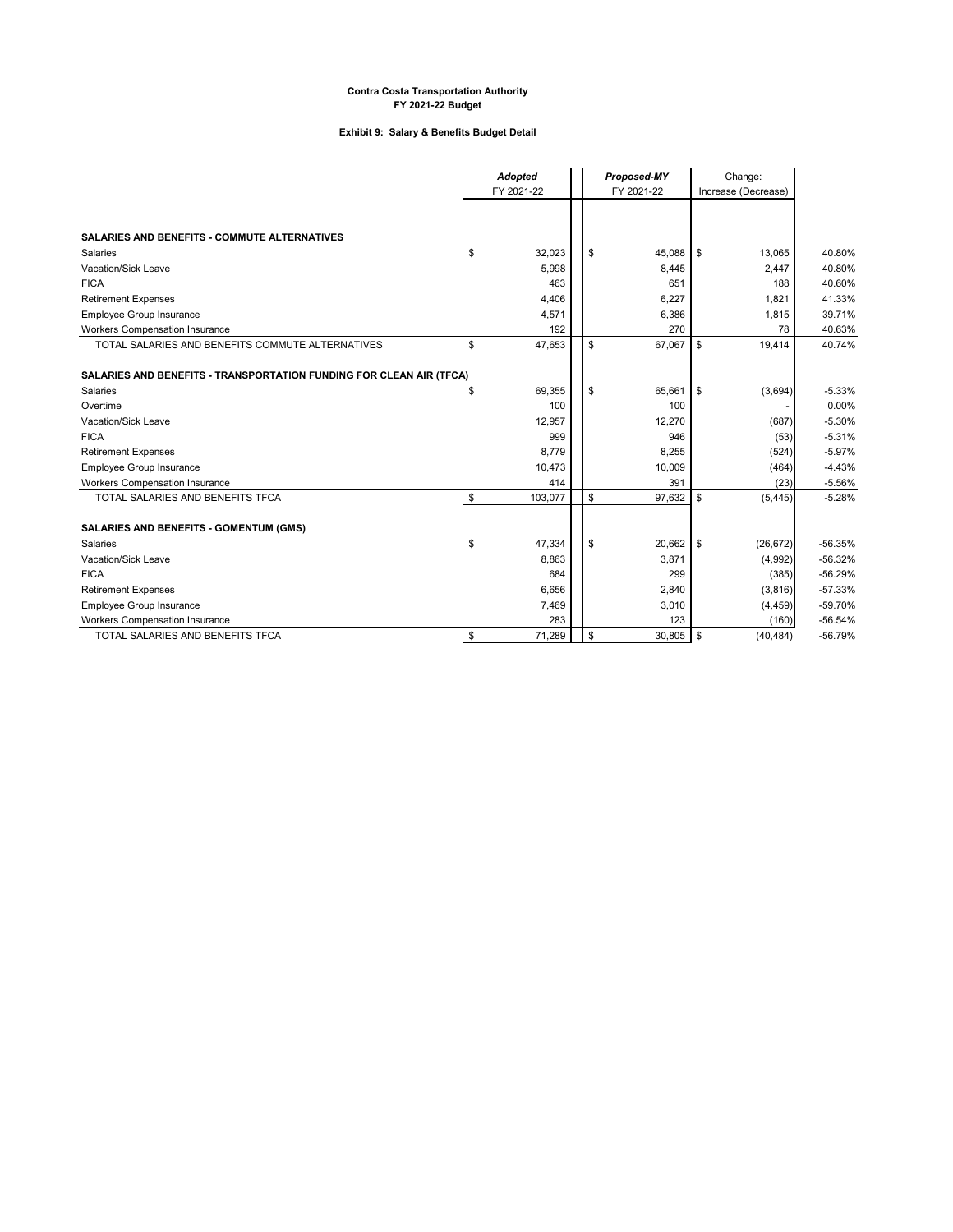**Contra Costa Transportation Authority**
**FY 2021-22 Budget**

**Exhibit 9: Salary & Benefits Budget Detail**

| | ***Adopted*** FY 2021-22 | ***Proposed-MY*** FY 2021-22 | Change: Increase (Decrease) | |
|---|---|---|---|---|
| **SALARIES AND BENEFITS - COMMUTE ALTERNATIVES** | | | | |
| Salaries | $ 32,023 | $ 45,088 | $ 13,065 | 40.80% |
| Vacation/Sick Leave | 5,998 | 8,445 | 2,447 | 40.80% |
| FICA | 463 | 651 | 188 | 40.60% |
| Retirement Expenses | 4,406 | 6,227 | 1,821 | 41.33% |
| Employee Group Insurance | 4,571 | 6,386 | 1,815 | 39.71% |
| Workers Compensation Insurance | 192 | 270 | 78 | 40.63% |
| TOTAL SALARIES AND BENEFITS COMMUTE ALTERNATIVES | $ 47,653 | $ 67,067 | $ 19,414 | 40.74% |
| **SALARIES AND BENEFITS - TRANSPORTATION FUNDING FOR CLEAN AIR (TFCA)** | | | | |
| Salaries | $ 69,355 | $ 65,661 | $ (3,694) | -5.33% |
| Overtime | 100 | 100 | - | 0.00% |
| Vacation/Sick Leave | 12,957 | 12,270 | (687) | -5.30% |
| FICA | 999 | 946 | (53) | -5.31% |
| Retirement Expenses | 8,779 | 8,255 | (524) | -5.97% |
| Employee Group Insurance | 10,473 | 10,009 | (464) | -4.43% |
| Workers Compensation Insurance | 414 | 391 | (23) | -5.56% |
| TOTAL SALARIES AND BENEFITS TFCA | $ 103,077 | $ 97,632 | $ (5,445) | -5.28% |
| **SALARIES AND BENEFITS - GOMENTUM (GMS)** | | | | |
| Salaries | $ 47,334 | $ 20,662 | $ (26,672) | -56.35% |
| Vacation/Sick Leave | 8,863 | 3,871 | (4,992) | -56.32% |
| FICA | 684 | 299 | (385) | -56.29% |
| Retirement Expenses | 6,656 | 2,840 | (3,816) | -57.33% |
| Employee Group Insurance | 7,469 | 3,010 | (4,459) | -59.70% |
| Workers Compensation Insurance | 283 | 123 | (160) | -56.54% |
| TOTAL SALARIES AND BENEFITS TFCA | $ 71,289 | $ 30,805 | $ (40,484) | -56.79% |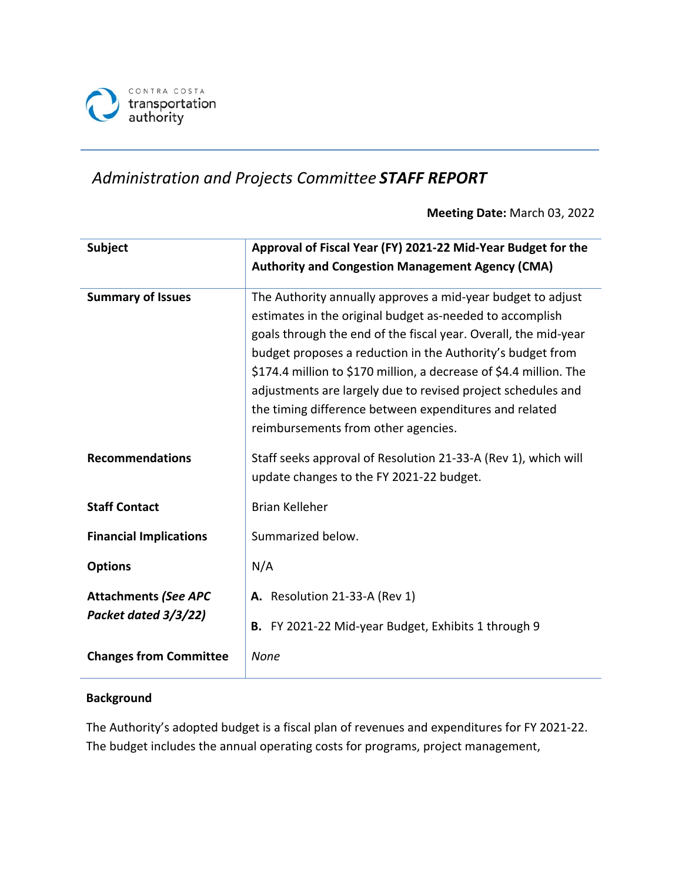CONTRA COSTA transportation authority

## *Administration and Projects Committee* ***STAFF REPORT***

**Meeting Date:** March 03, 2022

| | |
|---|---|
| **Subject** | **Approval of Fiscal Year (FY) 2021-22 Mid-Year Budget for the Authority and Congestion Management Agency (CMA)** |
| **Summary of Issues** | The Authority annually approves a mid-year budget to adjust estimates in the original budget as-needed to accomplish goals through the end of the fiscal year. Overall, the mid-year budget proposes a reduction in the Authority's budget from $174.4 million to $170 million, a decrease of $4.4 million. The adjustments are largely due to revised project schedules and the timing difference between expenditures and related reimbursements from other agencies. |
| **Recommendations** | Staff seeks approval of Resolution 21-33-A (Rev 1), which will update changes to the FY 2021-22 budget. |
| **Staff Contact** | Brian Kelleher |
| **Financial Implications** | Summarized below. |
| **Options** | N/A |
| **Attachments *(See APC Packet dated 3/3/22)*** | **A.** Resolution 21-33-A (Rev 1)<br>**B.** FY 2021-22 Mid-year Budget, Exhibits 1 through 9 |
| **Changes from Committee** | *None* |

### Background

The Authority's adopted budget is a fiscal plan of revenues and expenditures for FY 2021-22. The budget includes the annual operating costs for programs, project management,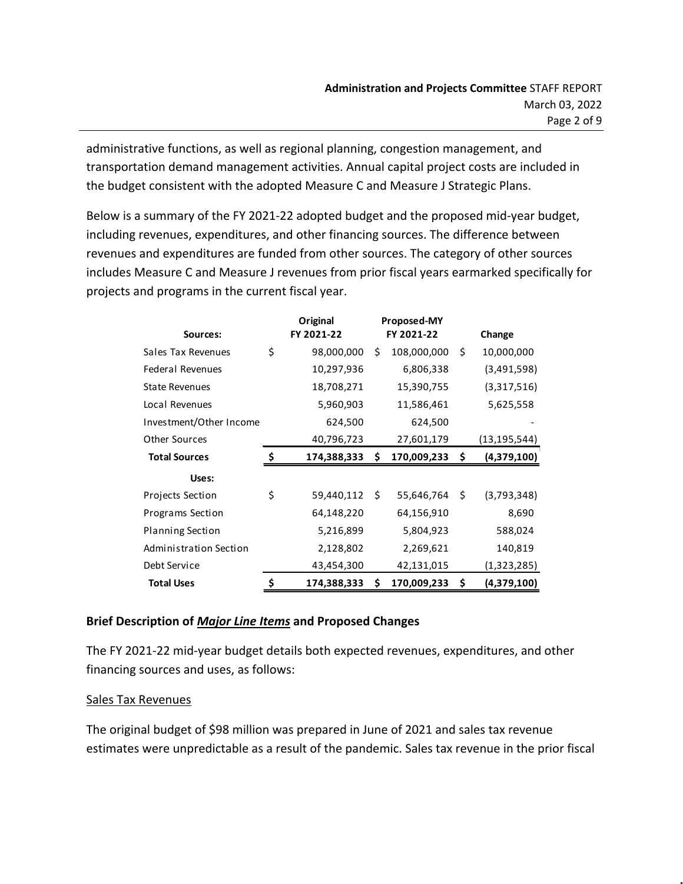administrative functions, as well as regional planning, congestion management, and transportation demand management activities. Annual capital project costs are included in the budget consistent with the adopted Measure C and Measure J Strategic Plans.

Below is a summary of the FY 2021-22 adopted budget and the proposed mid-year budget, including revenues, expenditures, and other financing sources. The difference between revenues and expenditures are funded from other sources. The category of other sources includes Measure C and Measure J revenues from prior fiscal years earmarked specifically for projects and programs in the current fiscal year.

| Sources: | Original FY 2021-22 | Proposed-MY FY 2021-22 | Change |
|---|---|---|---|
| Sales Tax Revenues | $ 98,000,000 | $ 108,000,000 | $ 10,000,000 |
| Federal Revenues | 10,297,936 | 6,806,338 | (3,491,598) |
| State Revenues | 18,708,271 | 15,390,755 | (3,317,516) |
| Local Revenues | 5,960,903 | 11,586,461 | 5,625,558 |
| Investment/Other Income | 624,500 | 624,500 | - |
| Other Sources | 40,796,723 | 27,601,179 | (13,195,544) |
| **Total Sources** | **$ 174,388,333** | **$ 170,009,233** | **$ (4,379,100)** |
| **Uses:** | | | |
| Projects Section | $ 59,440,112 | $ 55,646,764 | $ (3,793,348) |
| Programs Section | 64,148,220 | 64,156,910 | 8,690 |
| Planning Section | 5,216,899 | 5,804,923 | 588,024 |
| Administration Section | 2,128,802 | 2,269,621 | 140,819 |
| Debt Service | 43,454,300 | 42,131,015 | (1,323,285) |
| **Total Uses** | **$ 174,388,333** | **$ 170,009,233** | **$ (4,379,100)** |

### Brief Description of ***Major Line Items*** and Proposed Changes

The FY 2021-22 mid-year budget details both expected revenues, expenditures, and other financing sources and uses, as follows:

Sales Tax Revenues

The original budget of $98 million was prepared in June of 2021 and sales tax revenue estimates were unpredictable as a result of the pandemic. Sales tax revenue in the prior fiscal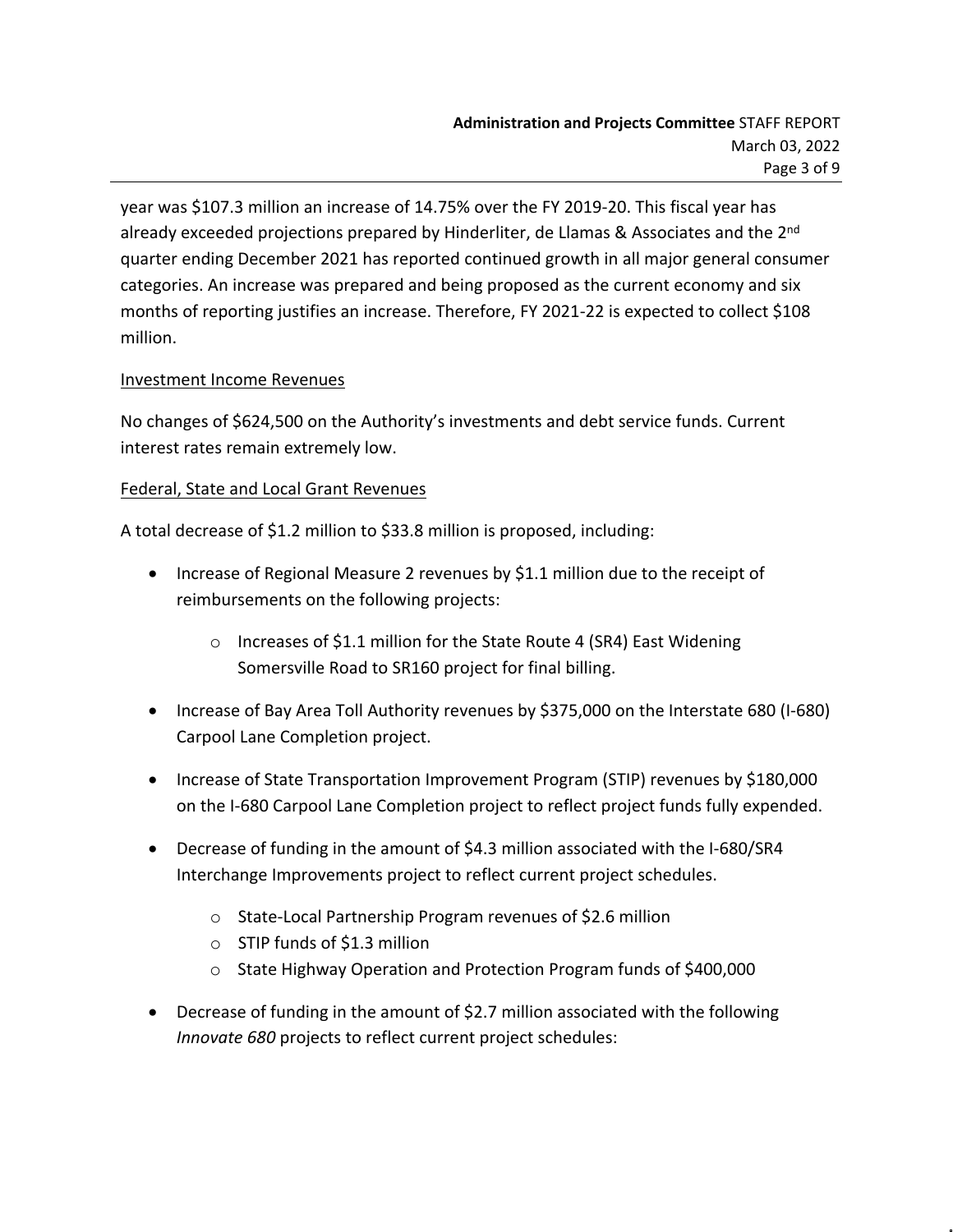year was $107.3 million an increase of 14.75% over the FY 2019-20. This fiscal year has already exceeded projections prepared by Hinderliter, de Llamas & Associates and the 2nd quarter ending December 2021 has reported continued growth in all major general consumer categories. An increase was prepared and being proposed as the current economy and six months of reporting justifies an increase. Therefore, FY 2021-22 is expected to collect $108 million.

Investment Income Revenues

No changes of $624,500 on the Authority's investments and debt service funds. Current interest rates remain extremely low.

Federal, State and Local Grant Revenues

A total decrease of $1.2 million to $33.8 million is proposed, including:

- Increase of Regional Measure 2 revenues by $1.1 million due to the receipt of reimbursements on the following projects:
  - Increases of $1.1 million for the State Route 4 (SR4) East Widening Somersville Road to SR160 project for final billing.
- Increase of Bay Area Toll Authority revenues by $375,000 on the Interstate 680 (I-680) Carpool Lane Completion project.
- Increase of State Transportation Improvement Program (STIP) revenues by $180,000 on the I-680 Carpool Lane Completion project to reflect project funds fully expended.
- Decrease of funding in the amount of $4.3 million associated with the I-680/SR4 Interchange Improvements project to reflect current project schedules.
  - State-Local Partnership Program revenues of $2.6 million
  - STIP funds of $1.3 million
  - State Highway Operation and Protection Program funds of $400,000
- Decrease of funding in the amount of $2.7 million associated with the following *Innovate 680* projects to reflect current project schedules: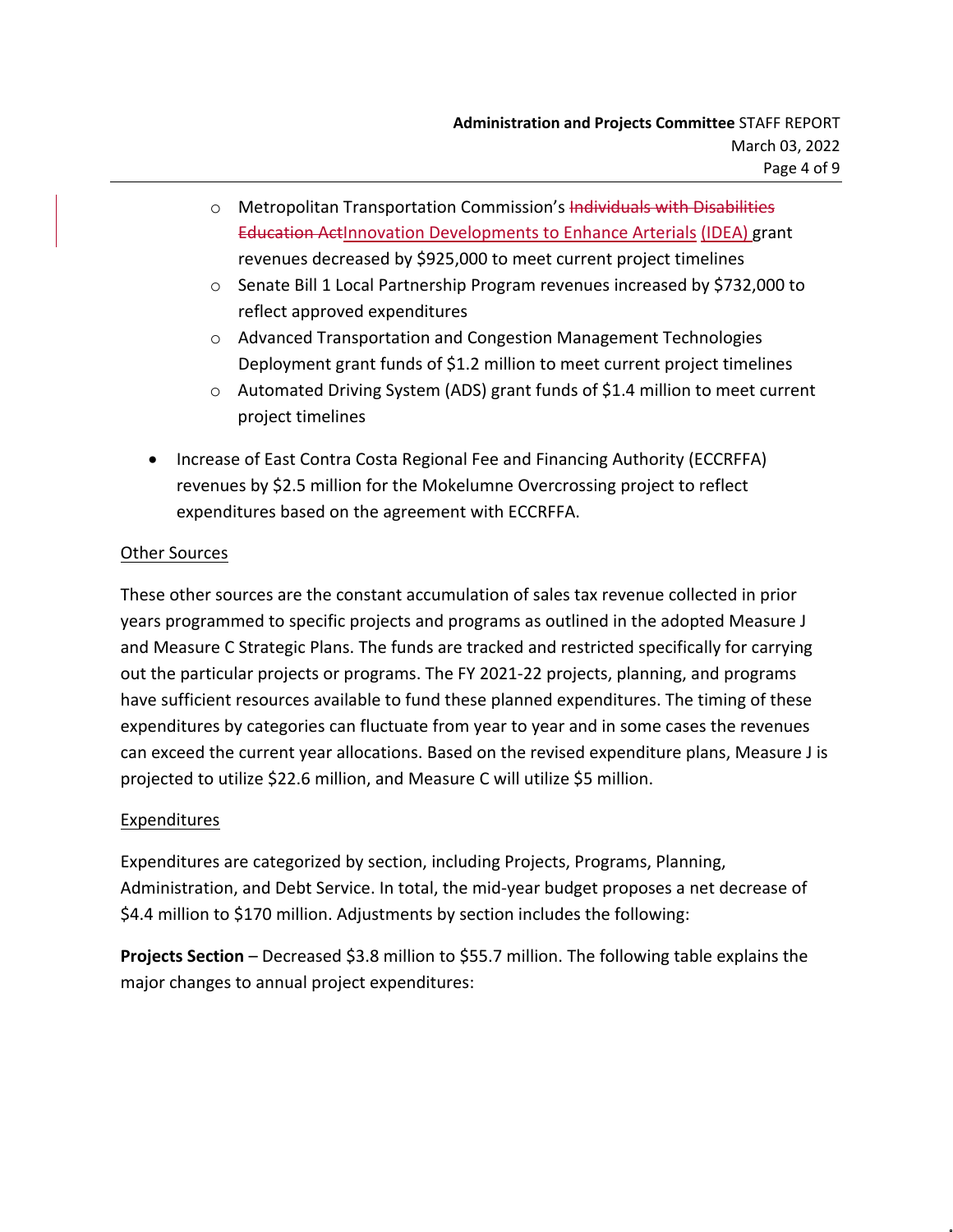- Metropolitan Transportation Commission's ~~Individuals with Disabilities Education Act~~Innovation Developments to Enhance Arterials (IDEA) grant revenues decreased by $925,000 to meet current project timelines
    - Senate Bill 1 Local Partnership Program revenues increased by $732,000 to reflect approved expenditures
    - Advanced Transportation and Congestion Management Technologies Deployment grant funds of $1.2 million to meet current project timelines
    - Automated Driving System (ADS) grant funds of $1.4 million to meet current project timelines

- Increase of East Contra Costa Regional Fee and Financing Authority (ECCRFFA) revenues by $2.5 million for the Mokelumne Overcrossing project to reflect expenditures based on the agreement with ECCRFFA.

<u>Other Sources</u>

These other sources are the constant accumulation of sales tax revenue collected in prior years programmed to specific projects and programs as outlined in the adopted Measure J and Measure C Strategic Plans. The funds are tracked and restricted specifically for carrying out the particular projects or programs. The FY 2021-22 projects, planning, and programs have sufficient resources available to fund these planned expenditures. The timing of these expenditures by categories can fluctuate from year to year and in some cases the revenues can exceed the current year allocations. Based on the revised expenditure plans, Measure J is projected to utilize $22.6 million, and Measure C will utilize $5 million.

<u>Expenditures</u>

Expenditures are categorized by section, including Projects, Programs, Planning, Administration, and Debt Service. In total, the mid-year budget proposes a net decrease of $4.4 million to $170 million. Adjustments by section includes the following:

**Projects Section** – Decreased $3.8 million to $55.7 million. The following table explains the major changes to annual project expenditures: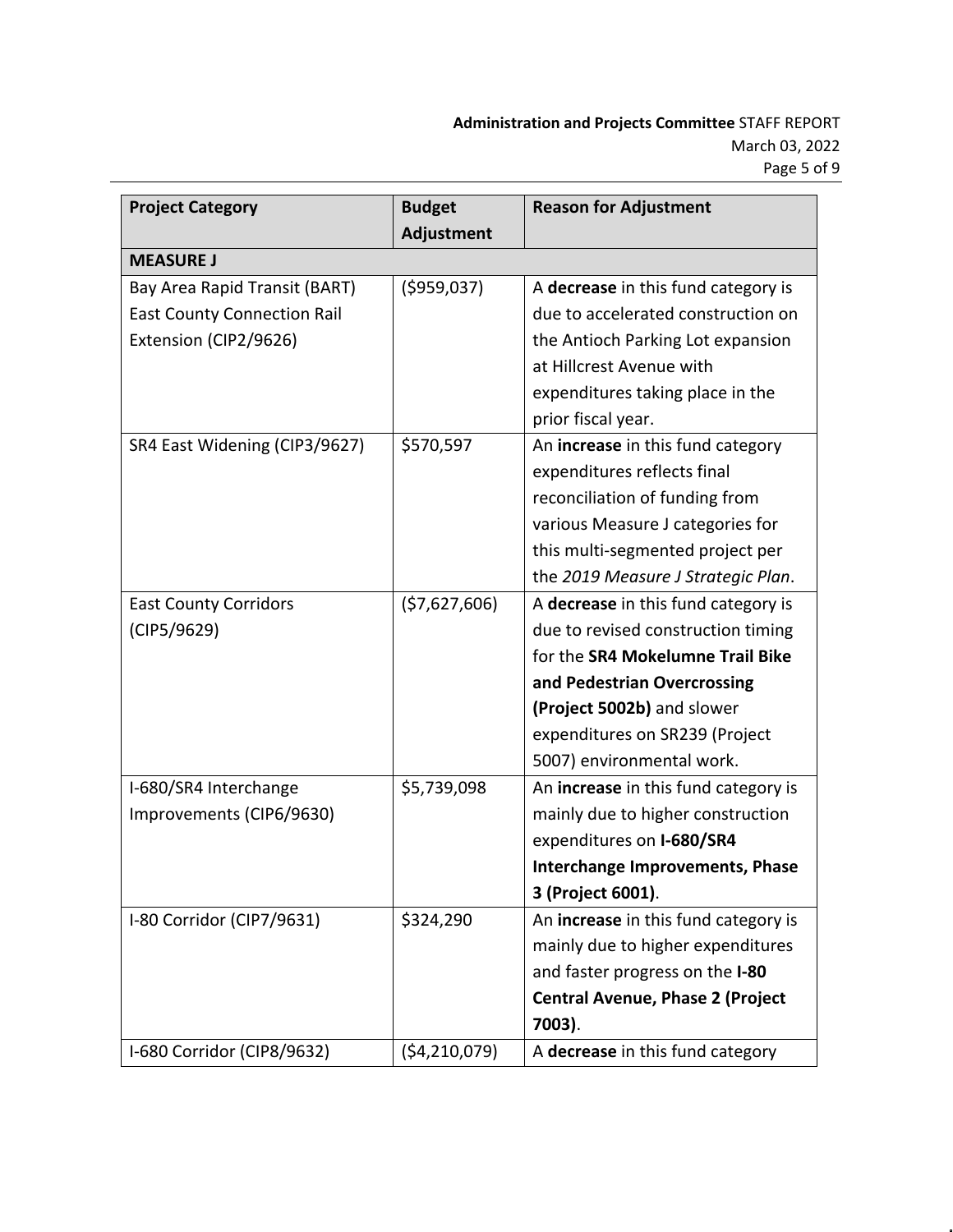| Project Category | Budget Adjustment | Reason for Adjustment |
|---|---|---|
| **MEASURE J** | | |
| Bay Area Rapid Transit (BART) East County Connection Rail Extension (CIP2/9626) | ($959,037) | A **decrease** in this fund category is due to accelerated construction on the Antioch Parking Lot expansion at Hillcrest Avenue with expenditures taking place in the prior fiscal year. |
| SR4 East Widening (CIP3/9627) | $570,597 | An **increase** in this fund category expenditures reflects final reconciliation of funding from various Measure J categories for this multi-segmented project per the *2019 Measure J Strategic Plan*. |
| East County Corridors (CIP5/9629) | ($7,627,606) | A **decrease** in this fund category is due to revised construction timing for the **SR4 Mokelumne Trail Bike and Pedestrian Overcrossing (Project 5002b)** and slower expenditures on SR239 (Project 5007) environmental work. |
| I-680/SR4 Interchange Improvements (CIP6/9630) | $5,739,098 | An **increase** in this fund category is mainly due to higher construction expenditures on **I-680/SR4 Interchange Improvements, Phase 3 (Project 6001)**. |
| I-80 Corridor (CIP7/9631) | $324,290 | An **increase** in this fund category is mainly due to higher expenditures and faster progress on the **I-80 Central Avenue, Phase 2 (Project 7003)**. |
| I-680 Corridor (CIP8/9632) | ($4,210,079) | A **decrease** in this fund category |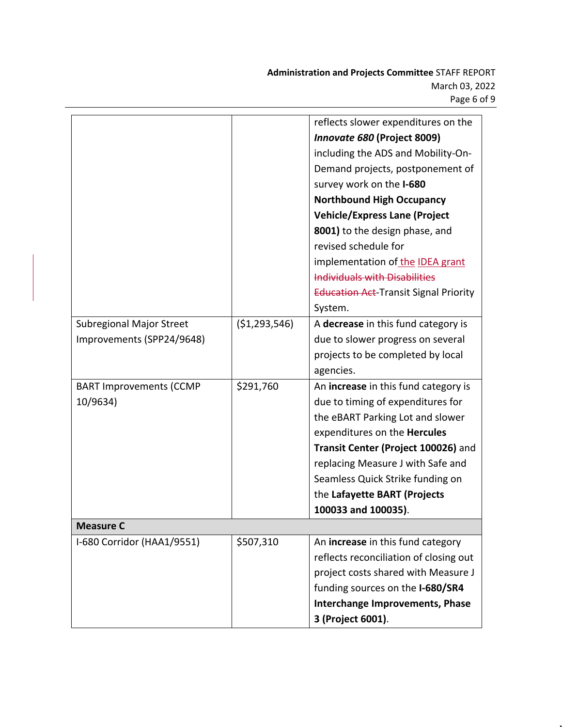| | | reflects slower expenditures on the ***Innovate 680* (Project 8009)** including the ADS and Mobility-On-Demand projects, postponement of survey work on the **I-680 Northbound High Occupancy Vehicle/Express Lane (Project 8001)** to the design phase, and revised schedule for implementation of the IDEA grant ~~Individuals with Disabilities Education Act~~ Transit Signal Priority System. |
|---|---|---|
| Subregional Major Street Improvements (SPP24/9648) | ($1,293,546) | A **decrease** in this fund category is due to slower progress on several projects to be completed by local agencies. |
| BART Improvements (CCMP 10/9634) | $291,760 | An **increase** in this fund category is due to timing of expenditures for the eBART Parking Lot and slower expenditures on the **Hercules Transit Center (Project 100026)** and replacing Measure J with Safe and Seamless Quick Strike funding on the **Lafayette BART (Projects 100033 and 100035)**. |
| **Measure C** | | |
| I-680 Corridor (HAA1/9551) | $507,310 | An **increase** in this fund category reflects reconciliation of closing out project costs shared with Measure J funding sources on the **I-680/SR4 Interchange Improvements, Phase 3 (Project 6001)**. |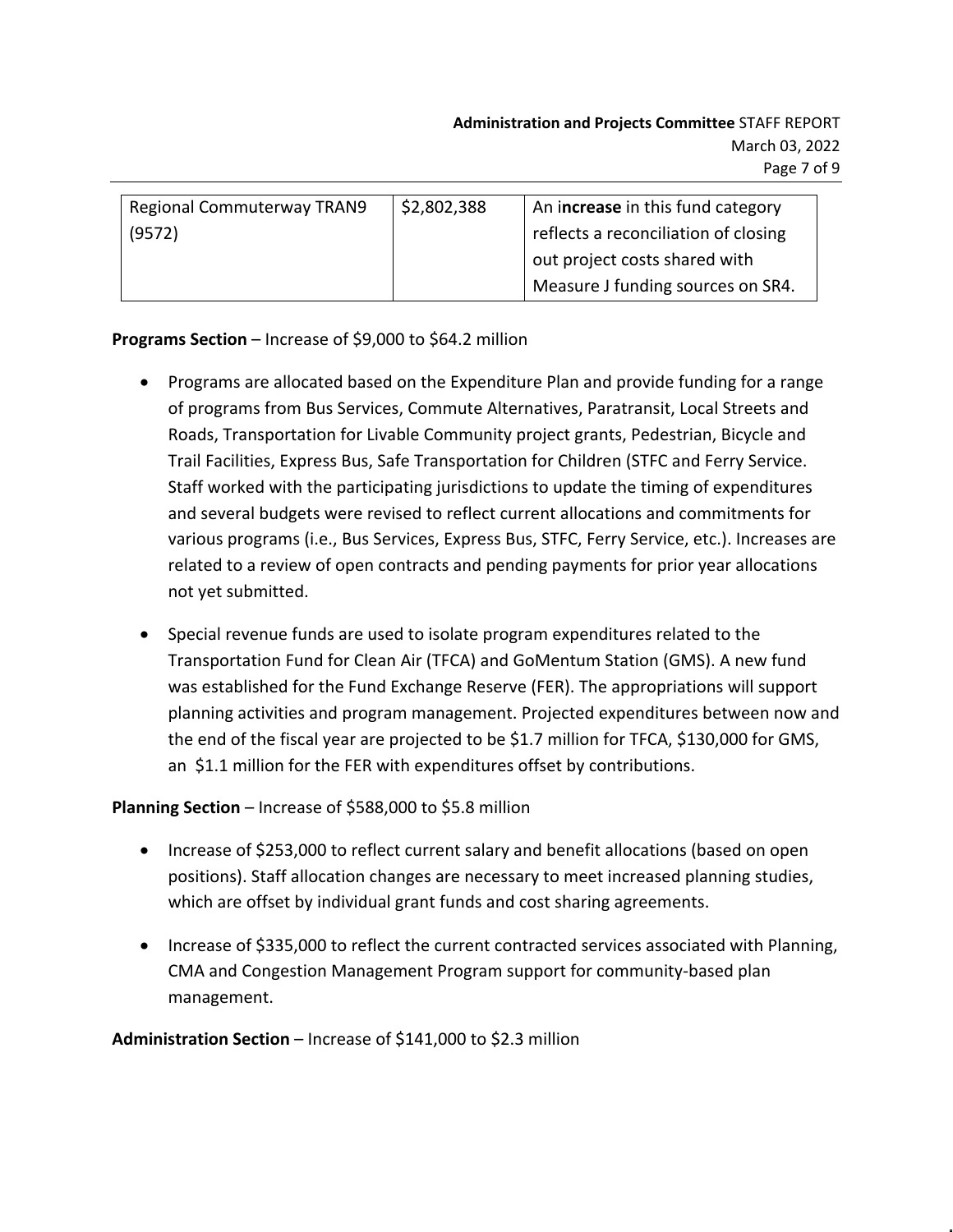| Regional Commuterway TRAN9 (9572) | $2,802,388 | An i**ncrease** in this fund category reflects a reconciliation of closing out project costs shared with Measure J funding sources on SR4. |
|---|---|---|

**Programs Section** – Increase of $9,000 to $64.2 million

- Programs are allocated based on the Expenditure Plan and provide funding for a range of programs from Bus Services, Commute Alternatives, Paratransit, Local Streets and Roads, Transportation for Livable Community project grants, Pedestrian, Bicycle and Trail Facilities, Express Bus, Safe Transportation for Children (STFC and Ferry Service. Staff worked with the participating jurisdictions to update the timing of expenditures and several budgets were revised to reflect current allocations and commitments for various programs (i.e., Bus Services, Express Bus, STFC, Ferry Service, etc.). Increases are related to a review of open contracts and pending payments for prior year allocations not yet submitted.

- Special revenue funds are used to isolate program expenditures related to the Transportation Fund for Clean Air (TFCA) and GoMentum Station (GMS). A new fund was established for the Fund Exchange Reserve (FER). The appropriations will support planning activities and program management. Projected expenditures between now and the end of the fiscal year are projected to be $1.7 million for TFCA, $130,000 for GMS, an $1.1 million for the FER with expenditures offset by contributions.

**Planning Section** – Increase of $588,000 to $5.8 million

- Increase of $253,000 to reflect current salary and benefit allocations (based on open positions). Staff allocation changes are necessary to meet increased planning studies, which are offset by individual grant funds and cost sharing agreements.

- Increase of $335,000 to reflect the current contracted services associated with Planning, CMA and Congestion Management Program support for community-based plan management.

**Administration Section** – Increase of $141,000 to $2.3 million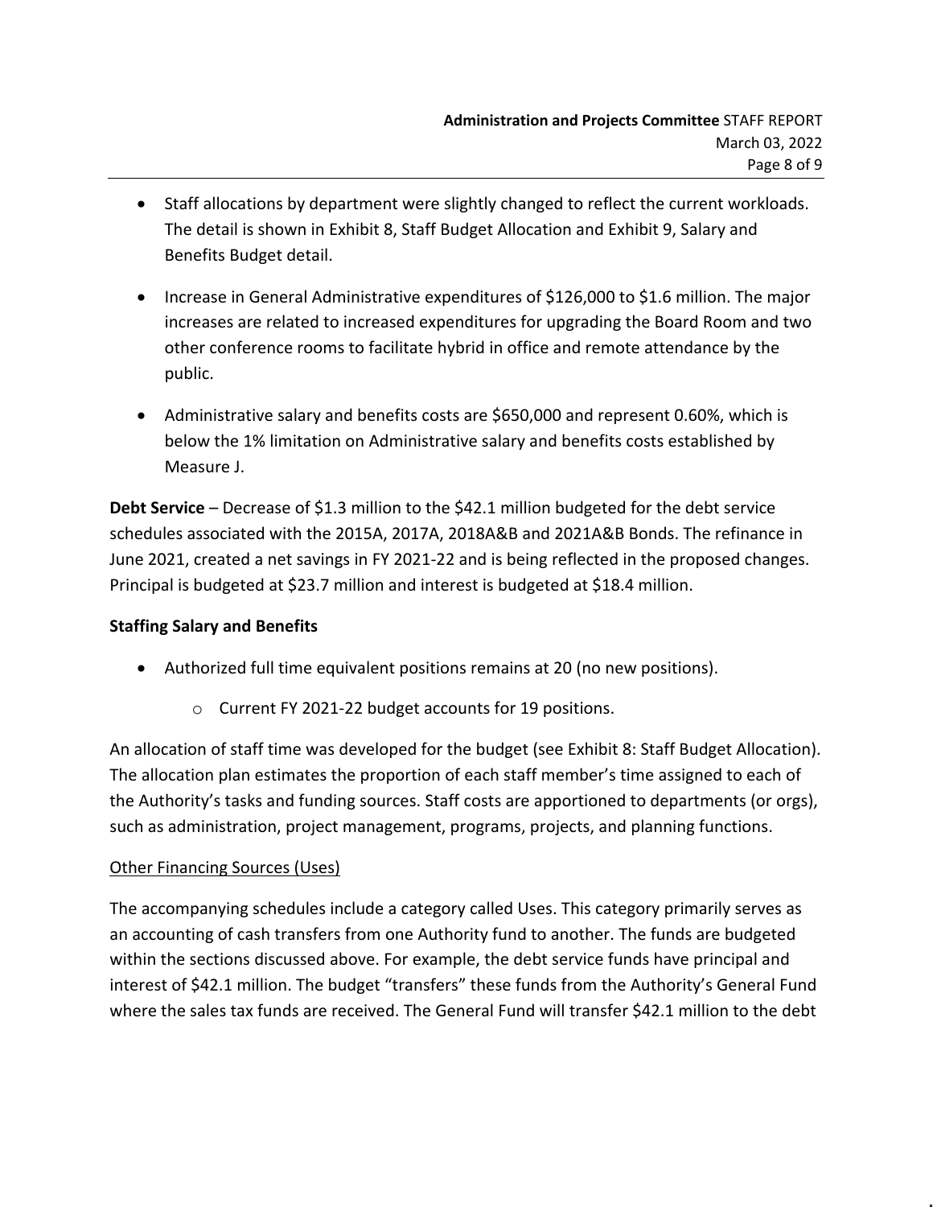- Staff allocations by department were slightly changed to reflect the current workloads. The detail is shown in Exhibit 8, Staff Budget Allocation and Exhibit 9, Salary and Benefits Budget detail.

- Increase in General Administrative expenditures of $126,000 to $1.6 million. The major increases are related to increased expenditures for upgrading the Board Room and two other conference rooms to facilitate hybrid in office and remote attendance by the public.

- Administrative salary and benefits costs are $650,000 and represent 0.60%, which is below the 1% limitation on Administrative salary and benefits costs established by Measure J.

**Debt Service** – Decrease of $1.3 million to the $42.1 million budgeted for the debt service schedules associated with the 2015A, 2017A, 2018A&B and 2021A&B Bonds. The refinance in June 2021, created a net savings in FY 2021-22 and is being reflected in the proposed changes. Principal is budgeted at $23.7 million and interest is budgeted at $18.4 million.

**Staffing Salary and Benefits**

- Authorized full time equivalent positions remains at 20 (no new positions).
    - Current FY 2021-22 budget accounts for 19 positions.

An allocation of staff time was developed for the budget (see Exhibit 8: Staff Budget Allocation). The allocation plan estimates the proportion of each staff member's time assigned to each of the Authority's tasks and funding sources. Staff costs are apportioned to departments (or orgs), such as administration, project management, programs, projects, and planning functions.

<u>Other Financing Sources (Uses)</u>

The accompanying schedules include a category called Uses. This category primarily serves as an accounting of cash transfers from one Authority fund to another. The funds are budgeted within the sections discussed above. For example, the debt service funds have principal and interest of $42.1 million. The budget "transfers" these funds from the Authority's General Fund where the sales tax funds are received. The General Fund will transfer $42.1 million to the debt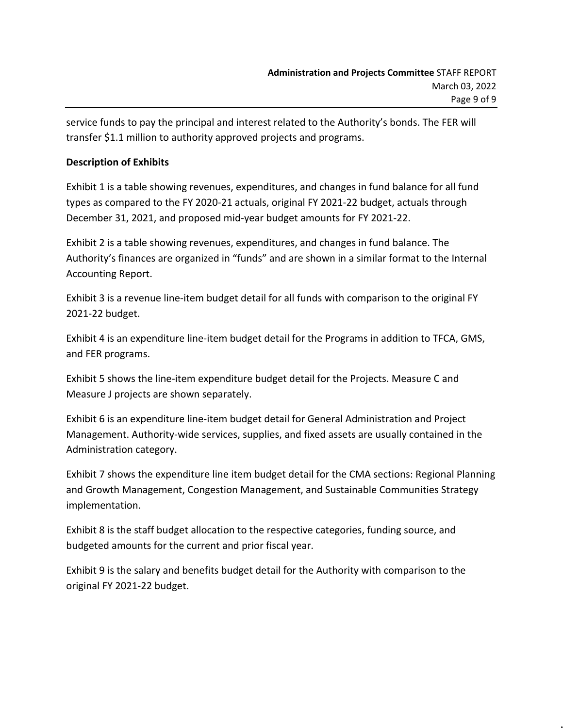service funds to pay the principal and interest related to the Authority's bonds. The FER will transfer $1.1 million to authority approved projects and programs.

**Description of Exhibits**

Exhibit 1 is a table showing revenues, expenditures, and changes in fund balance for all fund types as compared to the FY 2020-21 actuals, original FY 2021-22 budget, actuals through December 31, 2021, and proposed mid-year budget amounts for FY 2021-22.

Exhibit 2 is a table showing revenues, expenditures, and changes in fund balance. The Authority's finances are organized in "funds" and are shown in a similar format to the Internal Accounting Report.

Exhibit 3 is a revenue line-item budget detail for all funds with comparison to the original FY 2021-22 budget.

Exhibit 4 is an expenditure line-item budget detail for the Programs in addition to TFCA, GMS, and FER programs.

Exhibit 5 shows the line-item expenditure budget detail for the Projects. Measure C and Measure J projects are shown separately.

Exhibit 6 is an expenditure line-item budget detail for General Administration and Project Management. Authority-wide services, supplies, and fixed assets are usually contained in the Administration category.

Exhibit 7 shows the expenditure line item budget detail for the CMA sections: Regional Planning and Growth Management, Congestion Management, and Sustainable Communities Strategy implementation.

Exhibit 8 is the staff budget allocation to the respective categories, funding source, and budgeted amounts for the current and prior fiscal year.

Exhibit 9 is the salary and benefits budget detail for the Authority with comparison to the original FY 2021-22 budget.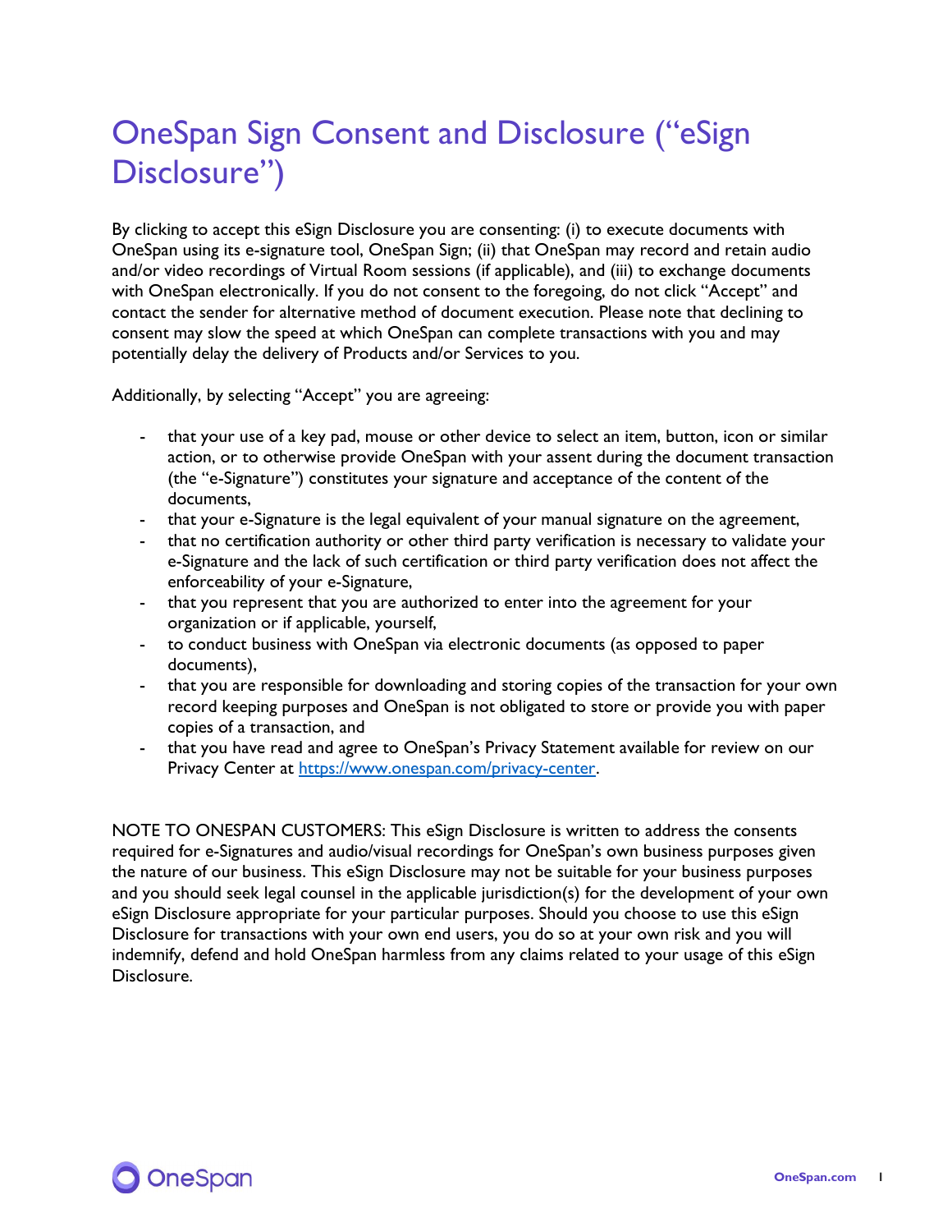# OneSpan Sign Consent and Disclosure ("eSign Disclosure")

By clicking to accept this eSign Disclosure you are consenting: (i) to execute documents with OneSpan using its e-signature tool, OneSpan Sign; (ii) that OneSpan may record and retain audio and/or video recordings of Virtual Room sessions (if applicable), and (iii) to exchange documents with OneSpan electronically. If you do not consent to the foregoing, do not click "Accept" and contact the sender for alternative method of document execution. Please note that declining to consent may slow the speed at which OneSpan can complete transactions with you and may potentially delay the delivery of Products and/or Services to you.

Additionally, by selecting "Accept" you are agreeing:

- that your use of a key pad, mouse or other device to select an item, button, icon or similar action, or to otherwise provide OneSpan with your assent during the document transaction (the "e-Signature") constitutes your signature and acceptance of the content of the documents,
- that your e-Signature is the legal equivalent of your manual signature on the agreement,
- that no certification authority or other third party verification is necessary to validate your e-Signature and the lack of such certification or third party verification does not affect the enforceability of your e-Signature,
- that you represent that you are authorized to enter into the agreement for your organization or if applicable, yourself,
- to conduct business with OneSpan via electronic documents (as opposed to paper documents),
- that you are responsible for downloading and storing copies of the transaction for your own record keeping purposes and OneSpan is not obligated to store or provide you with paper copies of a transaction, and
- that you have read and agree to OneSpan's Privacy Statement available for review on our Privacy Center at https://www.onespan.com/privacy-center.

NOTE TO ONESPAN CUSTOMERS: This eSign Disclosure is written to address the consents required for e-Signatures and audio/visual recordings for OneSpan's own business purposes given the nature of our business. This eSign Disclosure may not be suitable for your business purposes and you should seek legal counsel in the applicable jurisdiction(s) for the development of your own eSign Disclosure appropriate for your particular purposes. Should you choose to use this eSign Disclosure for transactions with your own end users, you do so at your own risk and you will indemnify, defend and hold OneSpan harmless from any claims related to your usage of this eSign Disclosure.